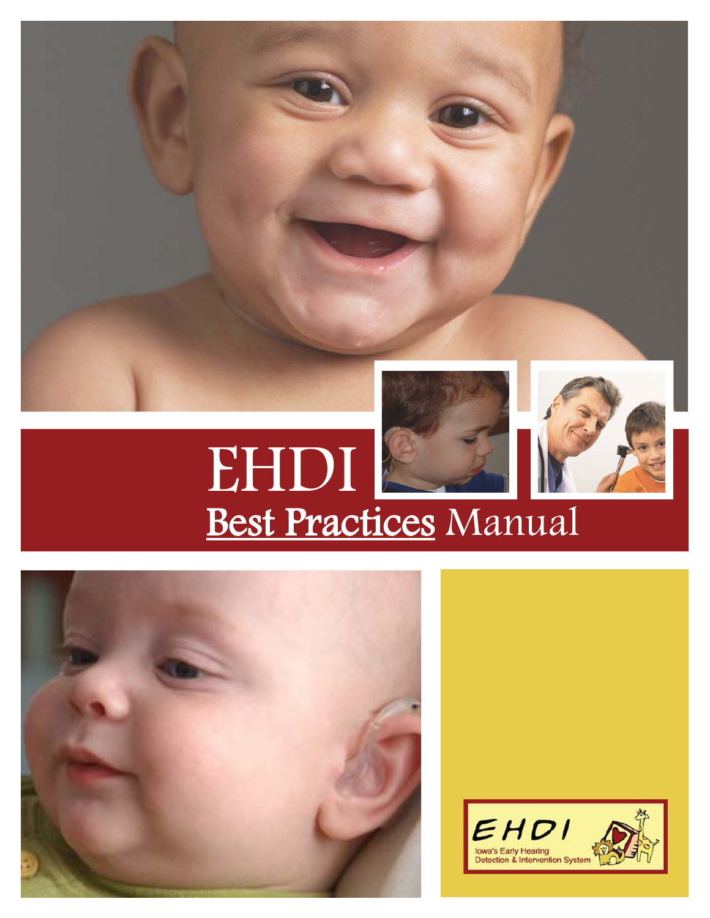# EHDI

## Best Practices Manual

EHDI

Iowa's Early Hearing Detection & Intervention System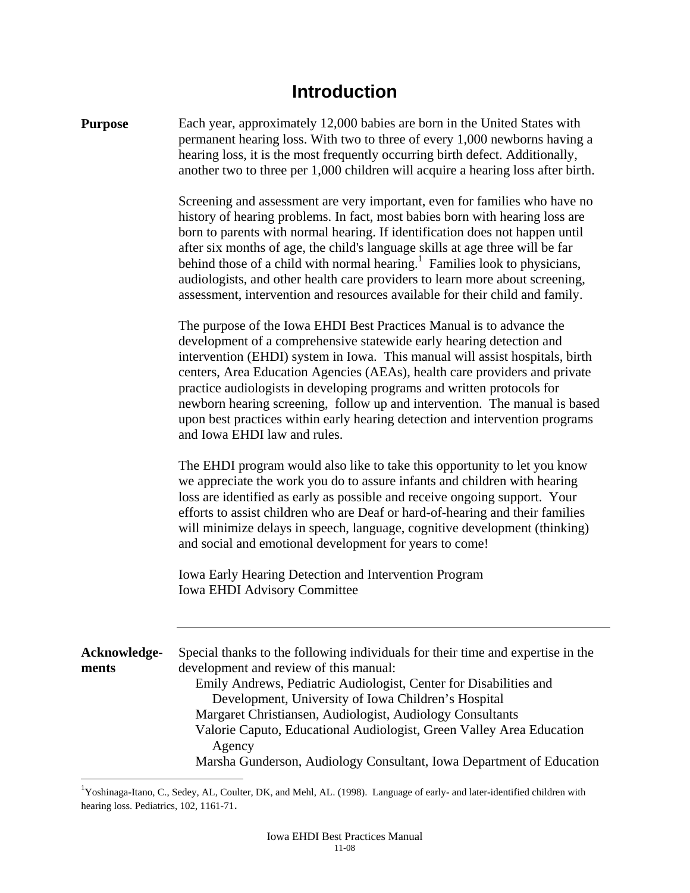# Introduction

**Purpose**

Each year, approximately 12,000 babies are born in the United States with permanent hearing loss. With two to three of every 1,000 newborns having a hearing loss, it is the most frequently occurring birth defect. Additionally, another two to three per 1,000 children will acquire a hearing loss after birth.

Screening and assessment are very important, even for families who have no history of hearing problems. In fact, most babies born with hearing loss are born to parents with normal hearing. If identification does not happen until after six months of age, the child's language skills at age three will be far behind those of a child with normal hearing.[1] Families look to physicians, audiologists, and other health care providers to learn more about screening, assessment, intervention and resources available for their child and family.

The purpose of the Iowa EHDI Best Practices Manual is to advance the development of a comprehensive statewide early hearing detection and intervention (EHDI) system in Iowa. This manual will assist hospitals, birth centers, Area Education Agencies (AEAs), health care providers and private practice audiologists in developing programs and written protocols for newborn hearing screening, follow up and intervention. The manual is based upon best practices within early hearing detection and intervention programs and Iowa EHDI law and rules.

The EHDI program would also like to take this opportunity to let you know we appreciate the work you do to assure infants and children with hearing loss are identified as early as possible and receive ongoing support. Your efforts to assist children who are Deaf or hard-of-hearing and their families will minimize delays in speech, language, cognitive development (thinking) and social and emotional development for years to come!

Iowa Early Hearing Detection and Intervention Program
Iowa EHDI Advisory Committee

---

**Acknowledgements**

Special thanks to the following individuals for their time and expertise in the development and review of this manual:

- Emily Andrews, Pediatric Audiologist, Center for Disabilities and Development, University of Iowa Children's Hospital
- Margaret Christiansen, Audiologist, Audiology Consultants
- Valorie Caputo, Educational Audiologist, Green Valley Area Education Agency
- Marsha Gunderson, Audiology Consultant, Iowa Department of Education

---

[1] Yoshinaga-Itano, C., Sedey, AL, Coulter, DK, and Mehl, AL. (1998). Language of early- and later-identified children with hearing loss. Pediatrics, 102, 1161-71.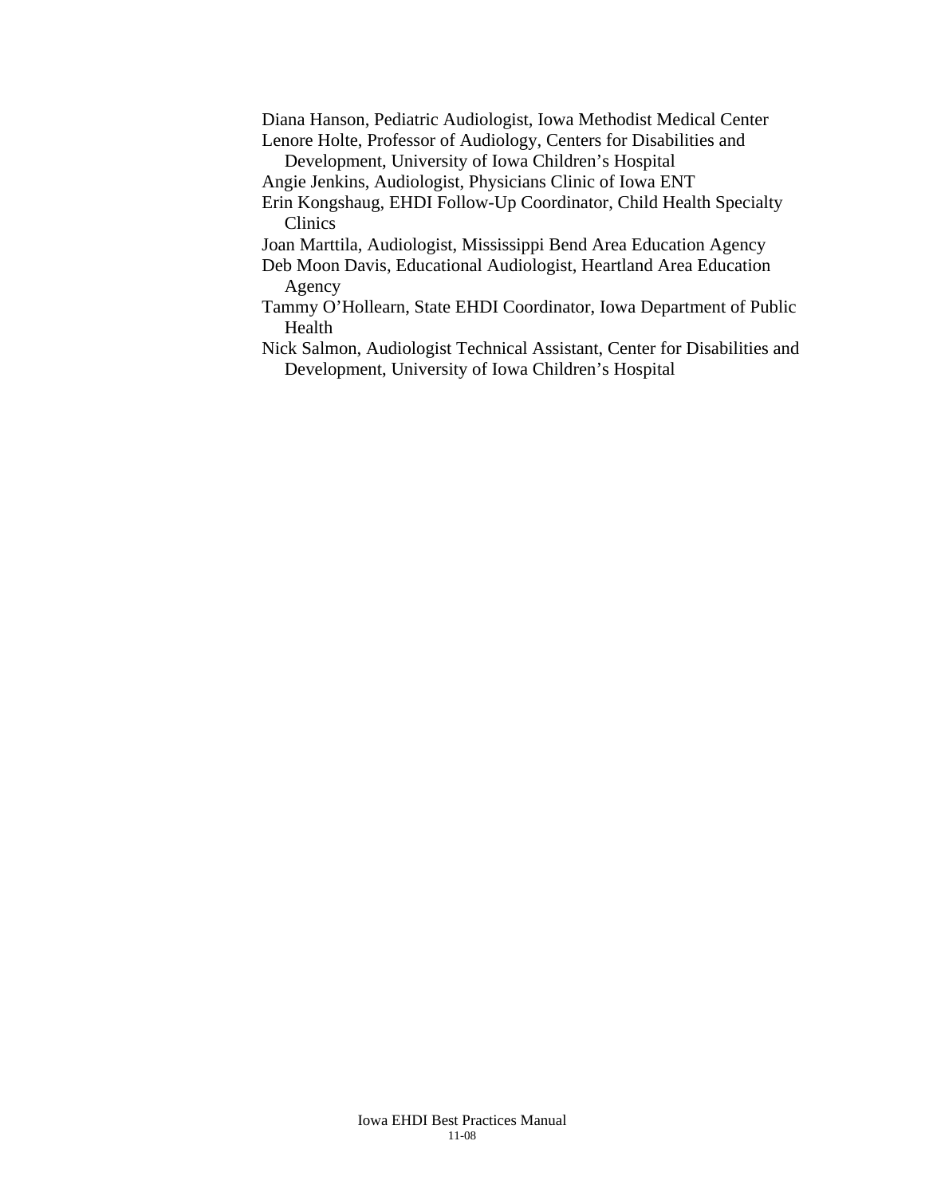Diana Hanson, Pediatric Audiologist, Iowa Methodist Medical Center

Lenore Holte, Professor of Audiology, Centers for Disabilities and Development, University of Iowa Children's Hospital

Angie Jenkins, Audiologist, Physicians Clinic of Iowa ENT

Erin Kongshaug, EHDI Follow-Up Coordinator, Child Health Specialty Clinics

Joan Marttila, Audiologist, Mississippi Bend Area Education Agency

Deb Moon Davis, Educational Audiologist, Heartland Area Education Agency

Tammy O'Hollearn, State EHDI Coordinator, Iowa Department of Public Health

Nick Salmon, Audiologist Technical Assistant, Center for Disabilities and Development, University of Iowa Children's Hospital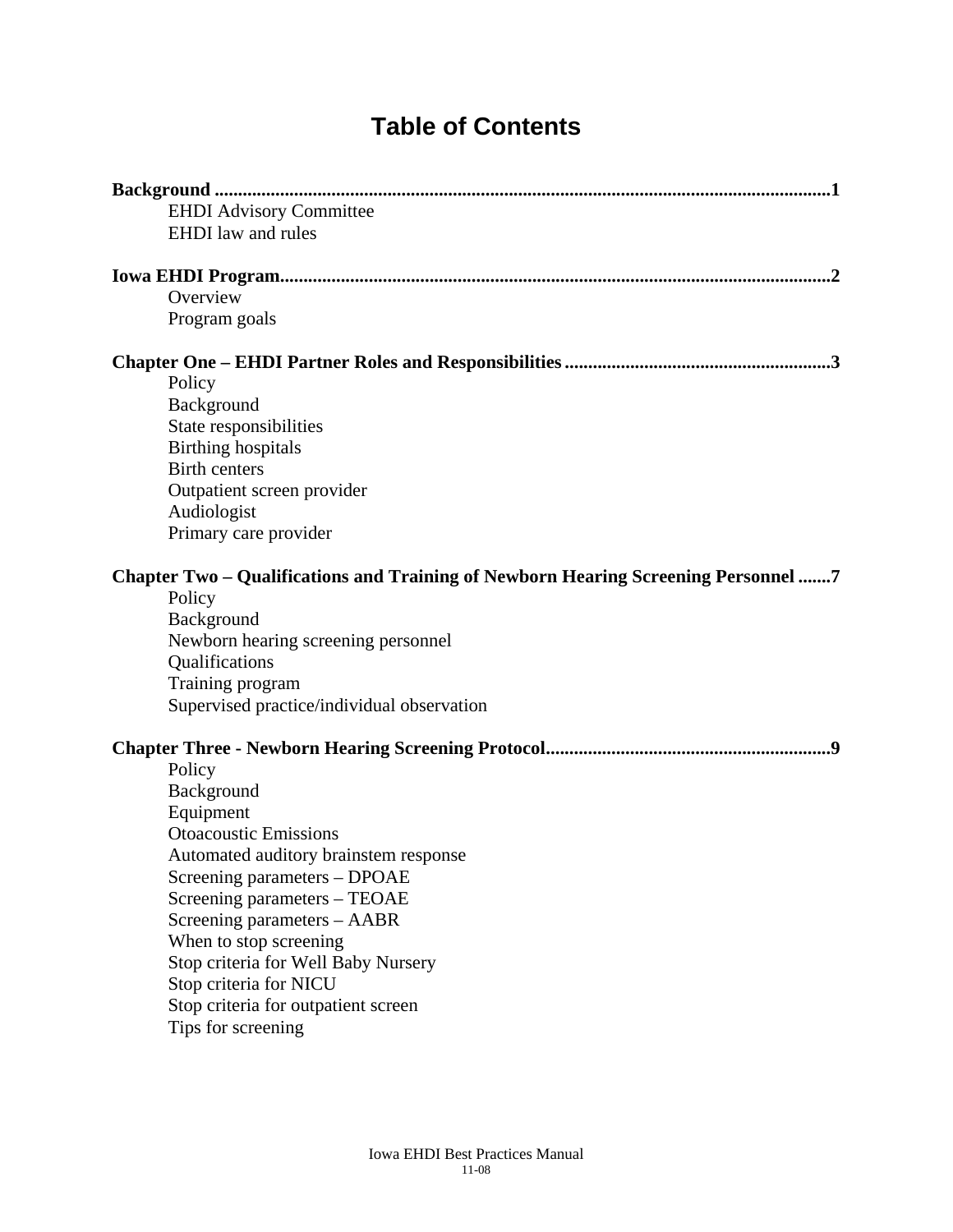# Table of Contents

**Background .................................................................................................................................1**
- EHDI Advisory Committee
- EHDI law and rules

**Iowa EHDI Program.......................................................................................................................2**
- Overview
- Program goals

**Chapter One – EHDI Partner Roles and Responsibilities .........................................................3**
- Policy
- Background
- State responsibilities
- Birthing hospitals
- Birth centers
- Outpatient screen provider
- Audiologist
- Primary care provider

**Chapter Two – Qualifications and Training of Newborn Hearing Screening Personnel .......7**
- Policy
- Background
- Newborn hearing screening personnel
- Qualifications
- Training program
- Supervised practice/individual observation

**Chapter Three - Newborn Hearing Screening Protocol............................................................9**
- Policy
- Background
- Equipment
- Otoacoustic Emissions
- Automated auditory brainstem response
- Screening parameters – DPOAE
- Screening parameters – TEOAE
- Screening parameters – AABR
- When to stop screening
- Stop criteria for Well Baby Nursery
- Stop criteria for NICU
- Stop criteria for outpatient screen
- Tips for screening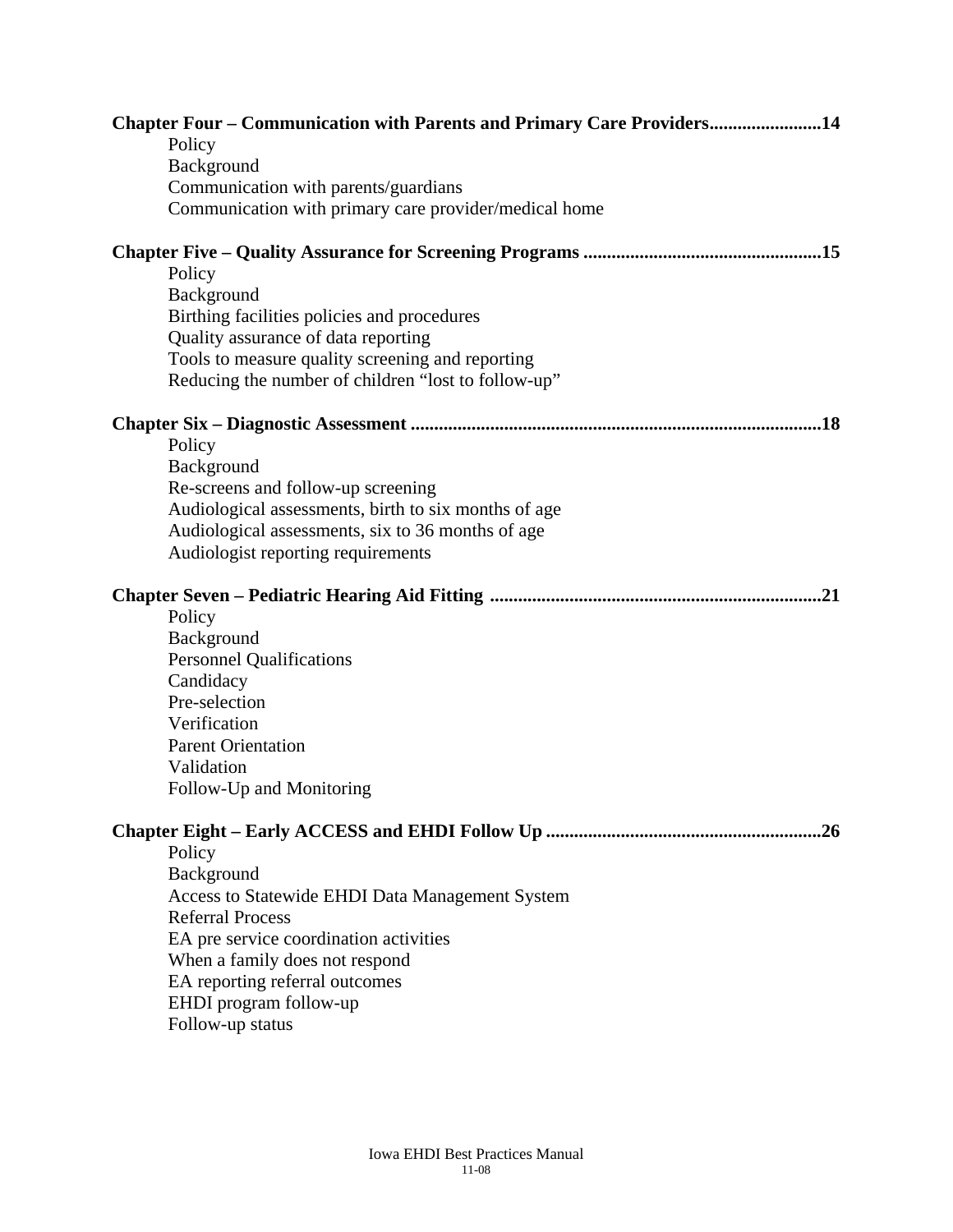**Chapter Four – Communication with Parents and Primary Care Providers........................14**

- Policy
- Background
- Communication with parents/guardians
- Communication with primary care provider/medical home

**Chapter Five – Quality Assurance for Screening Programs ..................................................15**

- Policy
- Background
- Birthing facilities policies and procedures
- Quality assurance of data reporting
- Tools to measure quality screening and reporting
- Reducing the number of children "lost to follow-up"

**Chapter Six – Diagnostic Assessment .......................................................................................18**

- Policy
- Background
- Re-screens and follow-up screening
- Audiological assessments, birth to six months of age
- Audiological assessments, six to 36 months of age
- Audiologist reporting requirements

**Chapter Seven – Pediatric Hearing Aid Fitting ......................................................................21**

- Policy
- Background
- Personnel Qualifications
- Candidacy
- Pre-selection
- Verification
- Parent Orientation
- Validation
- Follow-Up and Monitoring

**Chapter Eight – Early ACCESS and EHDI Follow Up ...........................................................26**

- Policy
- Background
- Access to Statewide EHDI Data Management System
- Referral Process
- EA pre service coordination activities
- When a family does not respond
- EA reporting referral outcomes
- EHDI program follow-up
- Follow-up status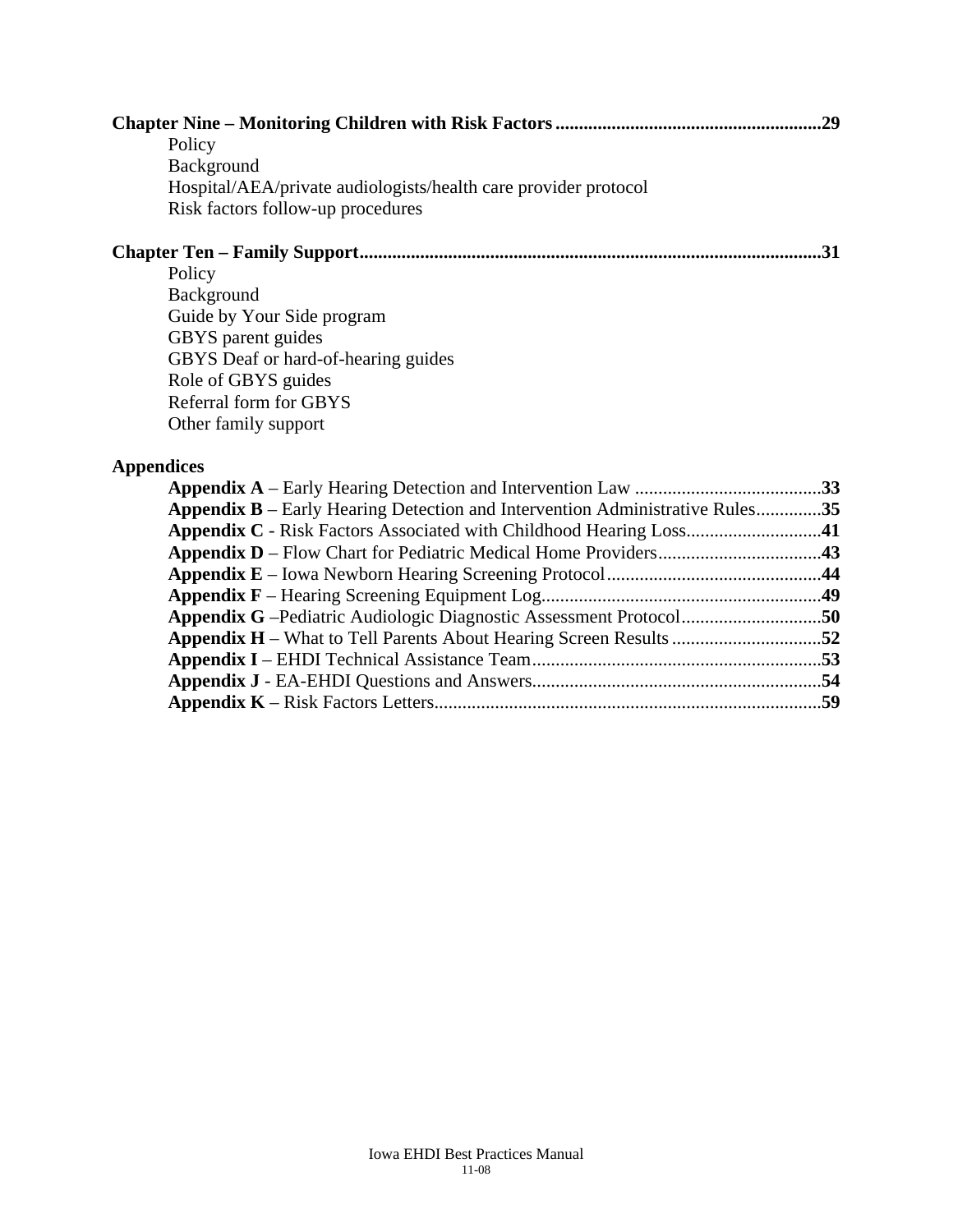**Chapter Nine – Monitoring Children with Risk Factors........................................................29**

Policy
Background
Hospital/AEA/private audiologists/health care provider protocol
Risk factors follow-up procedures

**Chapter Ten – Family Support.................................................................................................31**

Policy
Background
Guide by Your Side program
GBYS parent guides
GBYS Deaf or hard-of-hearing guides
Role of GBYS guides
Referral form for GBYS
Other family support

**Appendices**

**Appendix A** – Early Hearing Detection and Intervention Law ........................................**33**
**Appendix B** – Early Hearing Detection and Intervention Administrative Rules.............**35**
**Appendix C** - Risk Factors Associated with Childhood Hearing Loss............................**41**
**Appendix D** – Flow Chart for Pediatric Medical Home Providers..................................**43**
**Appendix E** – Iowa Newborn Hearing Screening Protocol.............................................**44**
**Appendix F** – Hearing Screening Equipment Log...........................................................**49**
**Appendix G** –Pediatric Audiologic Diagnostic Assessment Protocol.............................**50**
**Appendix H** – What to Tell Parents About Hearing Screen Results ...............................**52**
**Appendix I** – EHDI Technical Assistance Team.............................................................**53**
**Appendix J** - EA-EHDI Questions and Answers............................................................**54**
**Appendix K** – Risk Factors Letters.................................................................................**59**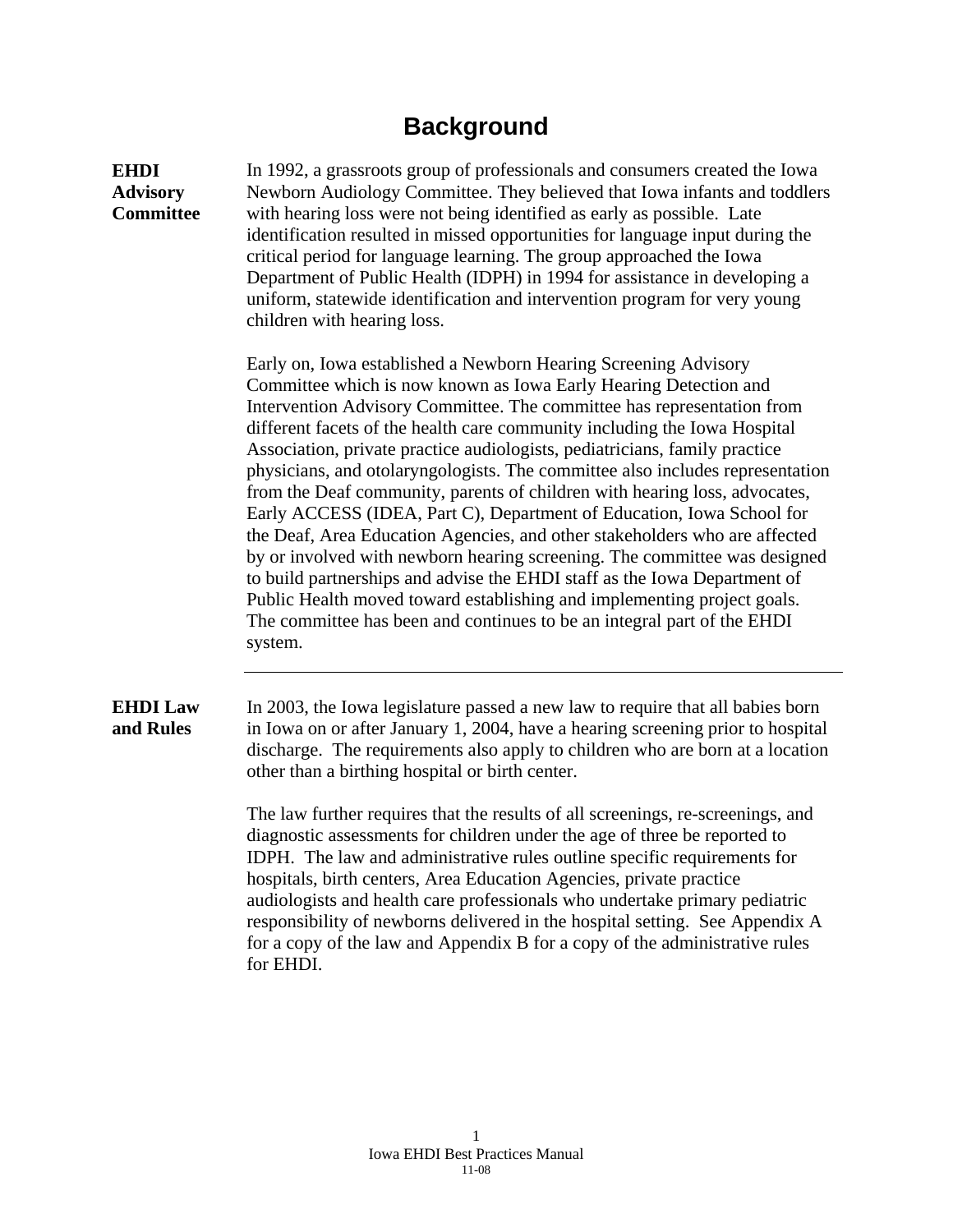# Background

**EHDI Advisory Committee**

In 1992, a grassroots group of professionals and consumers created the Iowa Newborn Audiology Committee. They believed that Iowa infants and toddlers with hearing loss were not being identified as early as possible. Late identification resulted in missed opportunities for language input during the critical period for language learning. The group approached the Iowa Department of Public Health (IDPH) in 1994 for assistance in developing a uniform, statewide identification and intervention program for very young children with hearing loss.

Early on, Iowa established a Newborn Hearing Screening Advisory Committee which is now known as Iowa Early Hearing Detection and Intervention Advisory Committee. The committee has representation from different facets of the health care community including the Iowa Hospital Association, private practice audiologists, pediatricians, family practice physicians, and otolaryngologists. The committee also includes representation from the Deaf community, parents of children with hearing loss, advocates, Early ACCESS (IDEA, Part C), Department of Education, Iowa School for the Deaf, Area Education Agencies, and other stakeholders who are affected by or involved with newborn hearing screening. The committee was designed to build partnerships and advise the EHDI staff as the Iowa Department of Public Health moved toward establishing and implementing project goals. The committee has been and continues to be an integral part of the EHDI system.

---

**EHDI Law and Rules**

In 2003, the Iowa legislature passed a new law to require that all babies born in Iowa on or after January 1, 2004, have a hearing screening prior to hospital discharge. The requirements also apply to children who are born at a location other than a birthing hospital or birth center.

The law further requires that the results of all screenings, re-screenings, and diagnostic assessments for children under the age of three be reported to IDPH. The law and administrative rules outline specific requirements for hospitals, birth centers, Area Education Agencies, private practice audiologists and health care professionals who undertake primary pediatric responsibility of newborns delivered in the hospital setting. See Appendix A for a copy of the law and Appendix B for a copy of the administrative rules for EHDI.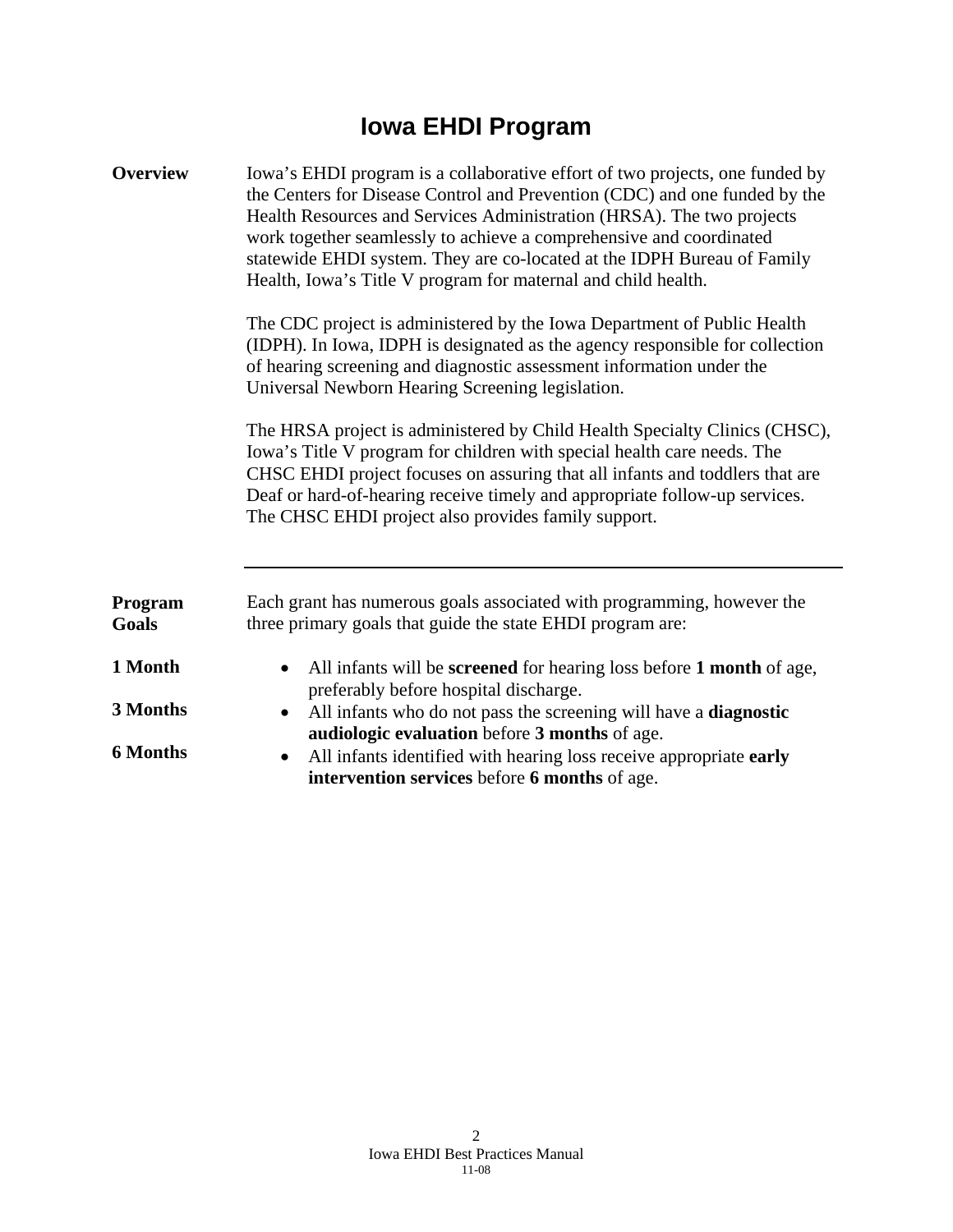# Iowa EHDI Program

**Overview**

Iowa's EHDI program is a collaborative effort of two projects, one funded by the Centers for Disease Control and Prevention (CDC) and one funded by the Health Resources and Services Administration (HRSA). The two projects work together seamlessly to achieve a comprehensive and coordinated statewide EHDI system. They are co-located at the IDPH Bureau of Family Health, Iowa's Title V program for maternal and child health.

The CDC project is administered by the Iowa Department of Public Health (IDPH). In Iowa, IDPH is designated as the agency responsible for collection of hearing screening and diagnostic assessment information under the Universal Newborn Hearing Screening legislation.

The HRSA project is administered by Child Health Specialty Clinics (CHSC), Iowa's Title V program for children with special health care needs. The CHSC EHDI project focuses on assuring that all infants and toddlers that are Deaf or hard-of-hearing receive timely and appropriate follow-up services. The CHSC EHDI project also provides family support.

---

**Program Goals**

Each grant has numerous goals associated with programming, however the three primary goals that guide the state EHDI program are:

**1 Month**

- All infants will be **screened** for hearing loss before **1 month** of age, preferably before hospital discharge.

**3 Months**

- All infants who do not pass the screening will have a **diagnostic audiologic evaluation** before **3 months** of age.

**6 Months**

- All infants identified with hearing loss receive appropriate **early intervention services** before **6 months** of age.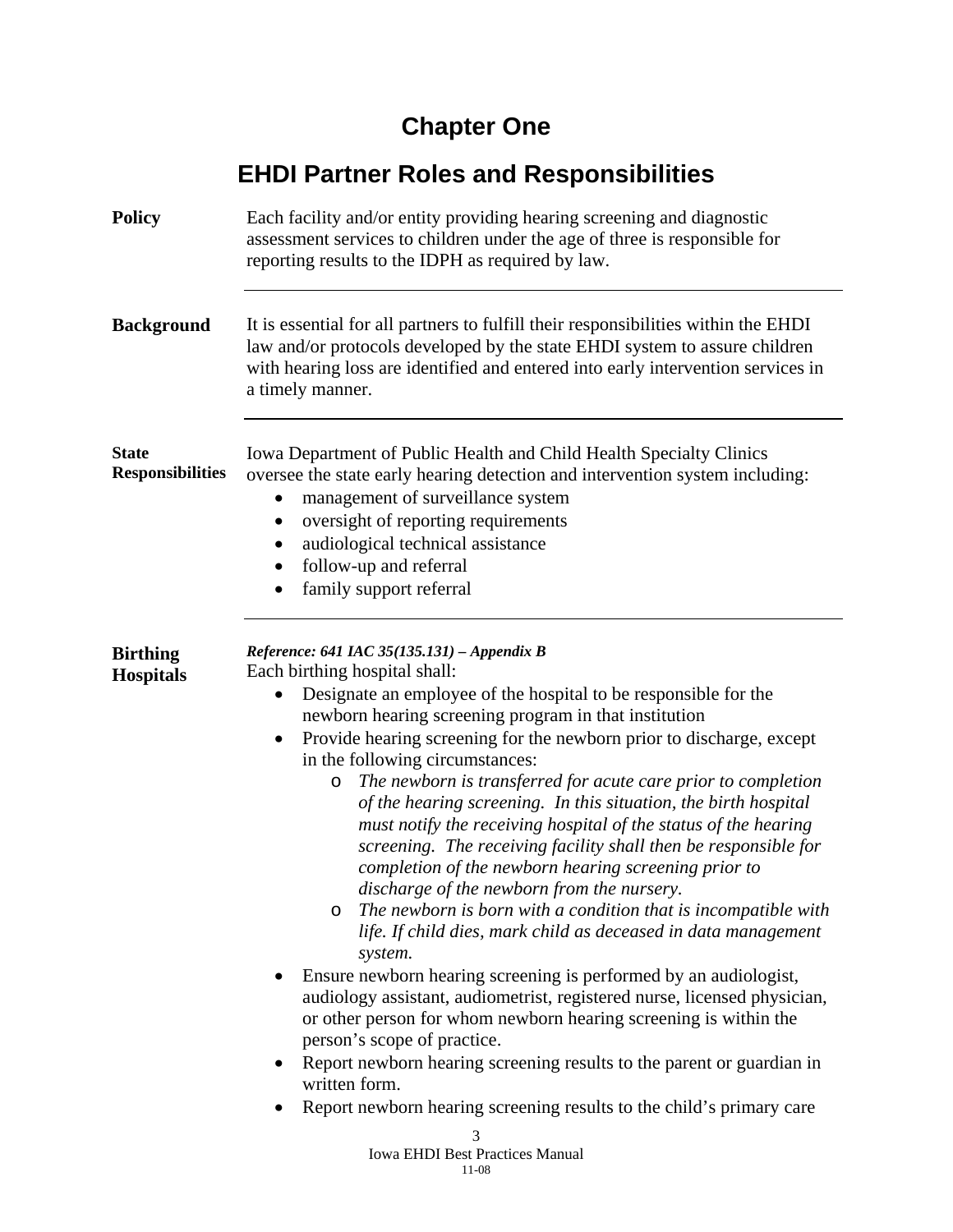# Chapter One

## EHDI Partner Roles and Responsibilities

**Policy**

Each facility and/or entity providing hearing screening and diagnostic assessment services to children under the age of three is responsible for reporting results to the IDPH as required by law.

---

**Background**

It is essential for all partners to fulfill their responsibilities within the EHDI law and/or protocols developed by the state EHDI system to assure children with hearing loss are identified and entered into early intervention services in a timely manner.

---

**State Responsibilities**

Iowa Department of Public Health and Child Health Specialty Clinics oversee the state early hearing detection and intervention system including:

- management of surveillance system
- oversight of reporting requirements
- audiological technical assistance
- follow-up and referral
- family support referral

---

**Birthing Hospitals**

***Reference: 641 IAC 35(135.131) – Appendix B***

Each birthing hospital shall:

- Designate an employee of the hospital to be responsible for the newborn hearing screening program in that institution
- Provide hearing screening for the newborn prior to discharge, except in the following circumstances:
  - *The newborn is transferred for acute care prior to completion of the hearing screening. In this situation, the birth hospital must notify the receiving hospital of the status of the hearing screening. The receiving facility shall then be responsible for completion of the newborn hearing screening prior to discharge of the newborn from the nursery.*
  - *The newborn is born with a condition that is incompatible with life. If child dies, mark child as deceased in data management system.*
- Ensure newborn hearing screening is performed by an audiologist, audiology assistant, audiometrist, registered nurse, licensed physician, or other person for whom newborn hearing screening is within the person's scope of practice.
- Report newborn hearing screening results to the parent or guardian in written form.
- Report newborn hearing screening results to the child's primary care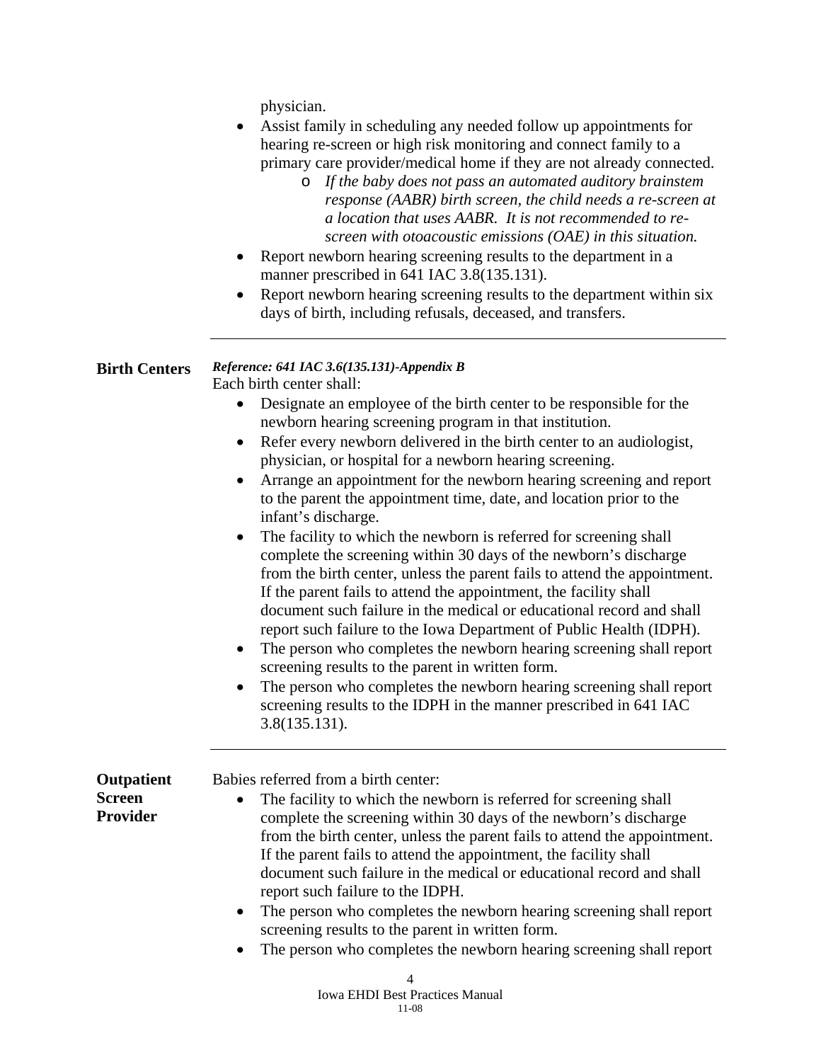physician.

- Assist family in scheduling any needed follow up appointments for hearing re-screen or high risk monitoring and connect family to a primary care provider/medical home if they are not already connected.
    - *If the baby does not pass an automated auditory brainstem response (AABR) birth screen, the child needs a re-screen at a location that uses AABR. It is not recommended to re-screen with otoacoustic emissions (OAE) in this situation.*
- Report newborn hearing screening results to the department in a manner prescribed in 641 IAC 3.8(135.131).
- Report newborn hearing screening results to the department within six days of birth, including refusals, deceased, and transfers.

---

**Birth Centers**

***Reference: 641 IAC 3.6(135.131)-Appendix B***

Each birth center shall:

- Designate an employee of the birth center to be responsible for the newborn hearing screening program in that institution.
- Refer every newborn delivered in the birth center to an audiologist, physician, or hospital for a newborn hearing screening.
- Arrange an appointment for the newborn hearing screening and report to the parent the appointment time, date, and location prior to the infant's discharge.
- The facility to which the newborn is referred for screening shall complete the screening within 30 days of the newborn's discharge from the birth center, unless the parent fails to attend the appointment. If the parent fails to attend the appointment, the facility shall document such failure in the medical or educational record and shall report such failure to the Iowa Department of Public Health (IDPH).
- The person who completes the newborn hearing screening shall report screening results to the parent in written form.
- The person who completes the newborn hearing screening shall report screening results to the IDPH in the manner prescribed in 641 IAC 3.8(135.131).

---

**Outpatient Screen Provider**

Babies referred from a birth center:

- The facility to which the newborn is referred for screening shall complete the screening within 30 days of the newborn's discharge from the birth center, unless the parent fails to attend the appointment. If the parent fails to attend the appointment, the facility shall document such failure in the medical or educational record and shall report such failure to the IDPH.
- The person who completes the newborn hearing screening shall report screening results to the parent in written form.
- The person who completes the newborn hearing screening shall report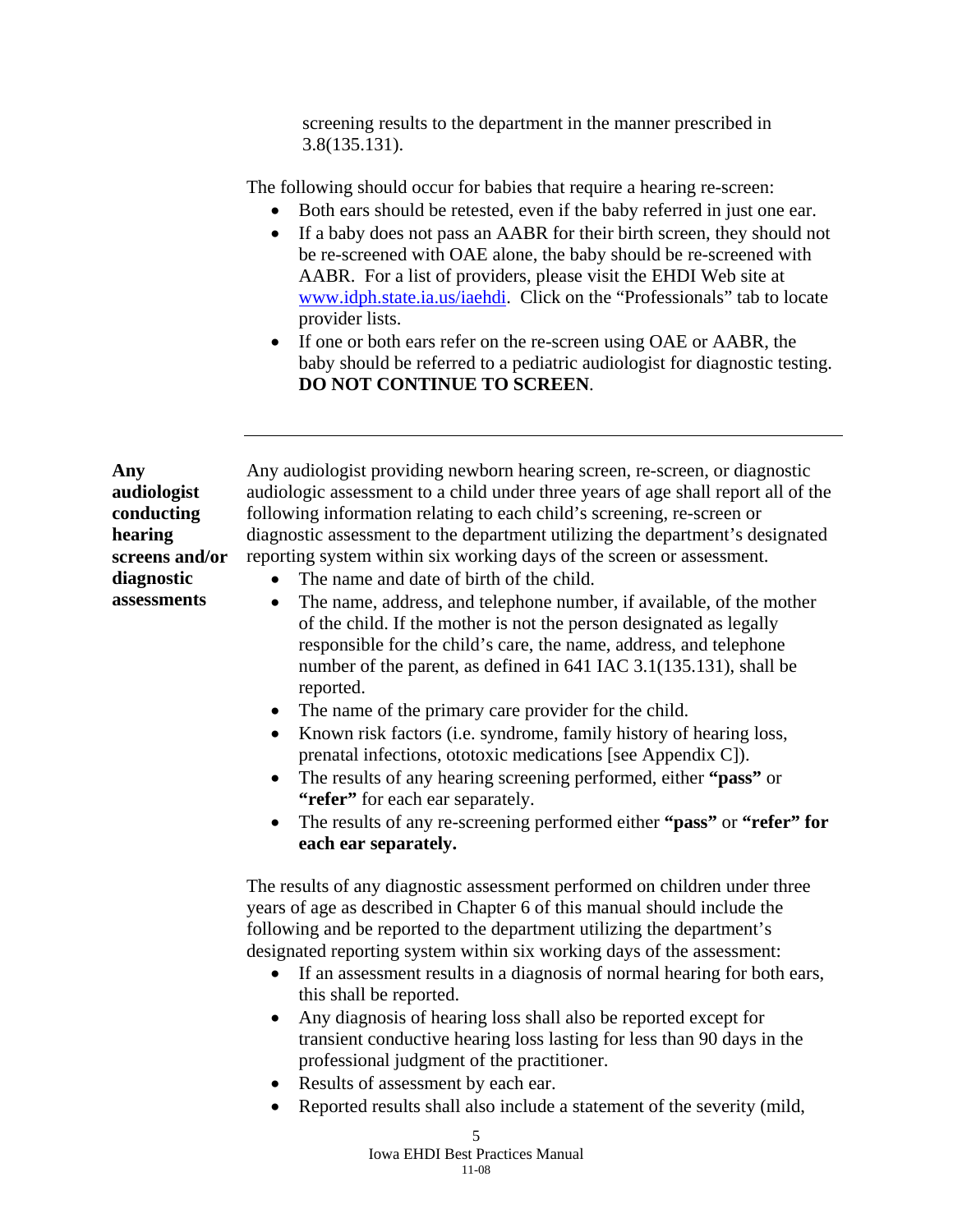screening results to the department in the manner prescribed in 3.8(135.131).

The following should occur for babies that require a hearing re-screen:

- Both ears should be retested, even if the baby referred in just one ear.
- If a baby does not pass an AABR for their birth screen, they should not be re-screened with OAE alone, the baby should be re-screened with AABR. For a list of providers, please visit the EHDI Web site at www.idph.state.ia.us/iaehdi. Click on the "Professionals" tab to locate provider lists.
- If one or both ears refer on the re-screen using OAE or AABR, the baby should be referred to a pediatric audiologist for diagnostic testing. **DO NOT CONTINUE TO SCREEN**.

---

**Any audiologist conducting hearing screens and/or diagnostic assessments**

Any audiologist providing newborn hearing screen, re-screen, or diagnostic audiologic assessment to a child under three years of age shall report all of the following information relating to each child's screening, re-screen or diagnostic assessment to the department utilizing the department's designated reporting system within six working days of the screen or assessment.

- The name and date of birth of the child.
- The name, address, and telephone number, if available, of the mother of the child. If the mother is not the person designated as legally responsible for the child's care, the name, address, and telephone number of the parent, as defined in 641 IAC 3.1(135.131), shall be reported.
- The name of the primary care provider for the child.
- Known risk factors (i.e. syndrome, family history of hearing loss, prenatal infections, ototoxic medications [see Appendix C]).
- The results of any hearing screening performed, either **"pass"** or **"refer"** for each ear separately.
- The results of any re-screening performed either **"pass"** or **"refer" for each ear separately.**

The results of any diagnostic assessment performed on children under three years of age as described in Chapter 6 of this manual should include the following and be reported to the department utilizing the department's designated reporting system within six working days of the assessment:

- If an assessment results in a diagnosis of normal hearing for both ears, this shall be reported.
- Any diagnosis of hearing loss shall also be reported except for transient conductive hearing loss lasting for less than 90 days in the professional judgment of the practitioner.
- Results of assessment by each ear.
- Reported results shall also include a statement of the severity (mild,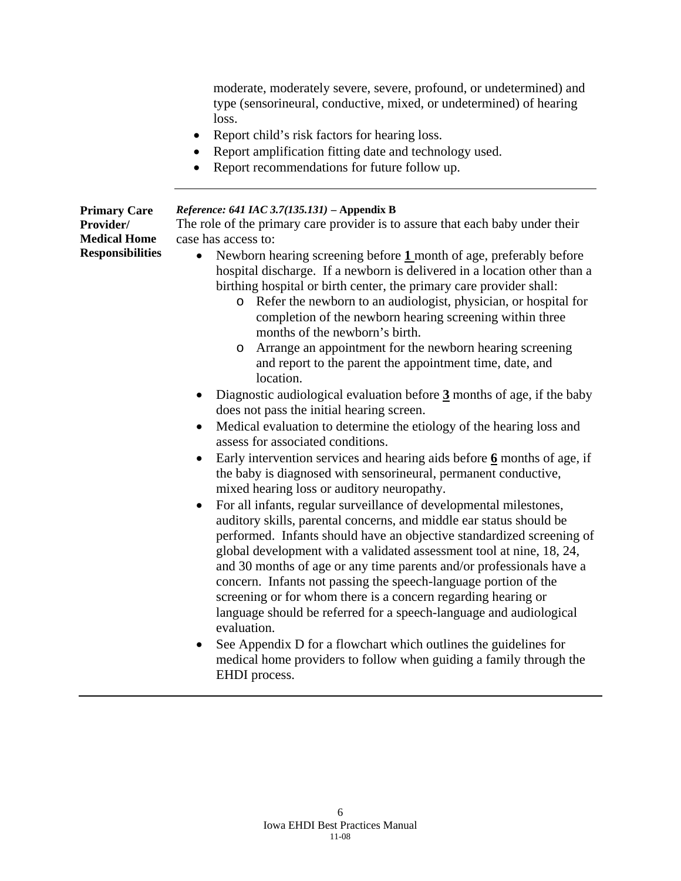moderate, moderately severe, severe, profound, or undetermined) and type (sensorineural, conductive, mixed, or undetermined) of hearing loss.

- Report child's risk factors for hearing loss.
- Report amplification fitting date and technology used.
- Report recommendations for future follow up.

---

**Primary Care Provider/ Medical Home Responsibilities**

***Reference: 641 IAC 3.7(135.131)*** **– Appendix B**

The role of the primary care provider is to assure that each baby under their case has access to:

- Newborn hearing screening before **1** month of age, preferably before hospital discharge. If a newborn is delivered in a location other than a birthing hospital or birth center, the primary care provider shall:
  - Refer the newborn to an audiologist, physician, or hospital for completion of the newborn hearing screening within three months of the newborn's birth.
  - Arrange an appointment for the newborn hearing screening and report to the parent the appointment time, date, and location.
- Diagnostic audiological evaluation before **3** months of age, if the baby does not pass the initial hearing screen.
- Medical evaluation to determine the etiology of the hearing loss and assess for associated conditions.
- Early intervention services and hearing aids before **6** months of age, if the baby is diagnosed with sensorineural, permanent conductive, mixed hearing loss or auditory neuropathy.
- For all infants, regular surveillance of developmental milestones, auditory skills, parental concerns, and middle ear status should be performed. Infants should have an objective standardized screening of global development with a validated assessment tool at nine, 18, 24, and 30 months of age or any time parents and/or professionals have a concern. Infants not passing the speech-language portion of the screening or for whom there is a concern regarding hearing or language should be referred for a speech-language and audiological evaluation.
- See Appendix D for a flowchart which outlines the guidelines for medical home providers to follow when guiding a family through the EHDI process.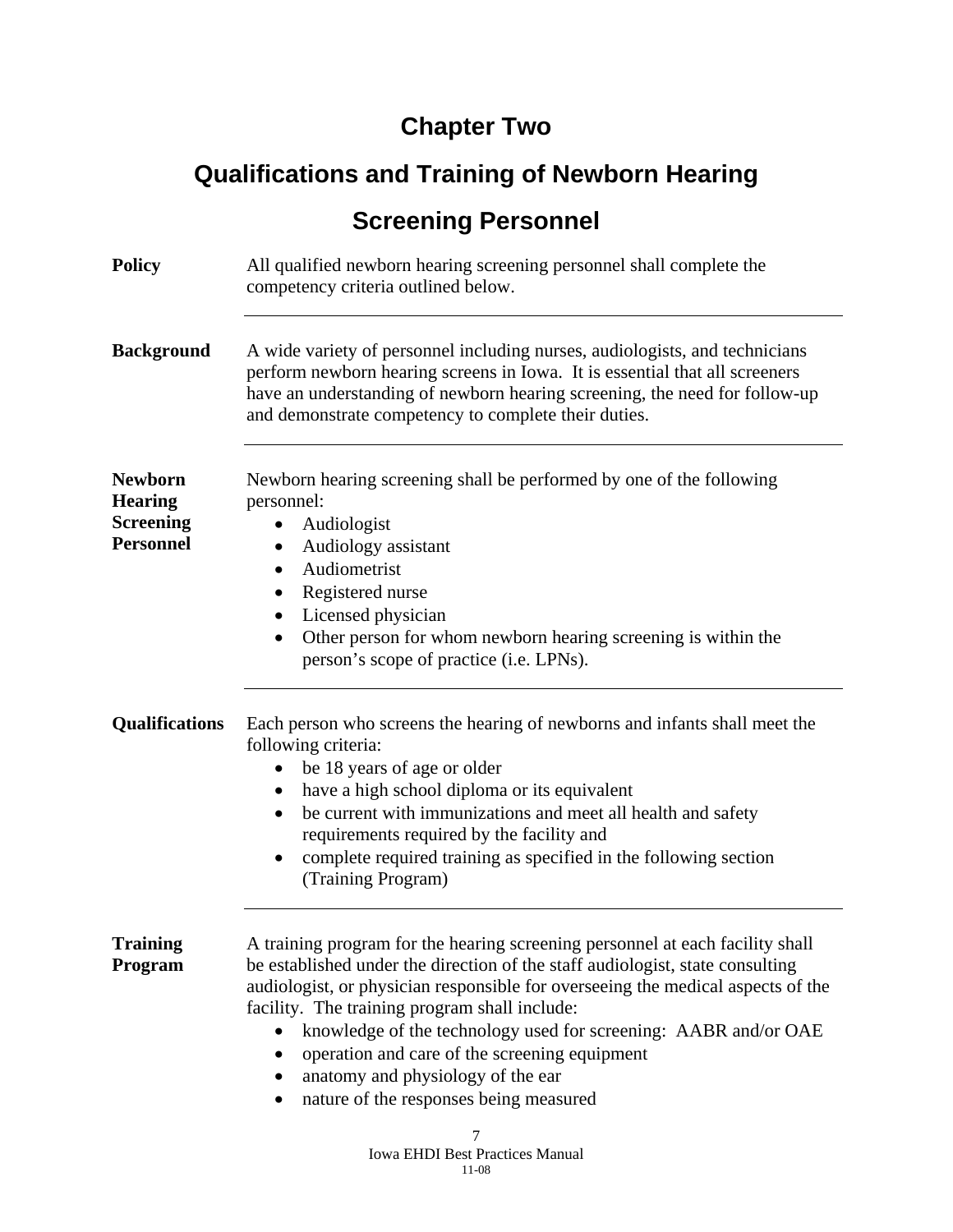# Chapter Two

# Qualifications and Training of Newborn Hearing Screening Personnel

**Policy**

All qualified newborn hearing screening personnel shall complete the competency criteria outlined below.

---

**Background**

A wide variety of personnel including nurses, audiologists, and technicians perform newborn hearing screens in Iowa. It is essential that all screeners have an understanding of newborn hearing screening, the need for follow-up and demonstrate competency to complete their duties.

---

**Newborn Hearing Screening Personnel**

Newborn hearing screening shall be performed by one of the following personnel:

- Audiologist
- Audiology assistant
- Audiometrist
- Registered nurse
- Licensed physician
- Other person for whom newborn hearing screening is within the person's scope of practice (i.e. LPNs).

---

**Qualifications**

Each person who screens the hearing of newborns and infants shall meet the following criteria:

- be 18 years of age or older
- have a high school diploma or its equivalent
- be current with immunizations and meet all health and safety requirements required by the facility and
- complete required training as specified in the following section (Training Program)

---

**Training Program**

A training program for the hearing screening personnel at each facility shall be established under the direction of the staff audiologist, state consulting audiologist, or physician responsible for overseeing the medical aspects of the facility. The training program shall include:

- knowledge of the technology used for screening: AABR and/or OAE
- operation and care of the screening equipment
- anatomy and physiology of the ear
- nature of the responses being measured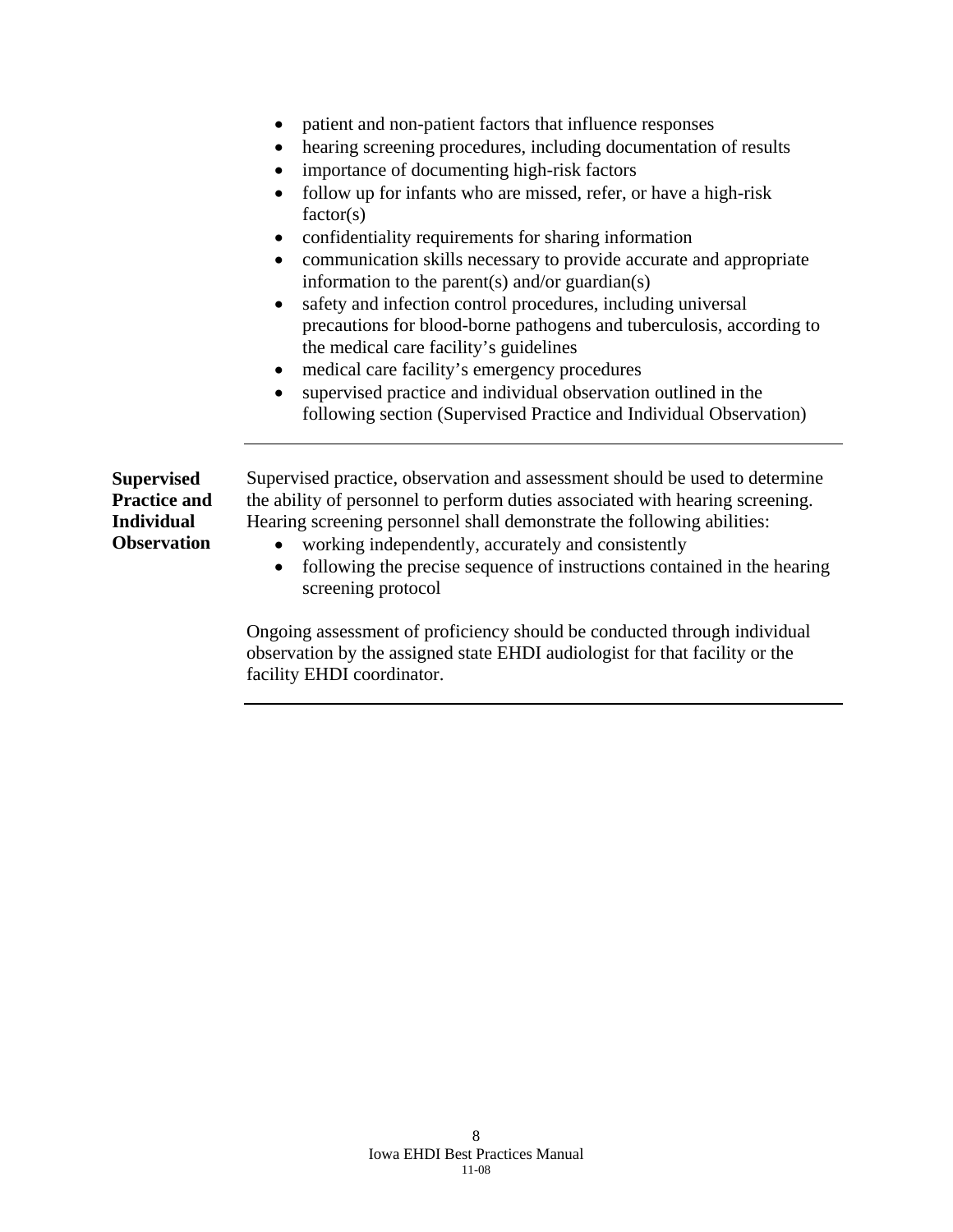- patient and non-patient factors that influence responses
- hearing screening procedures, including documentation of results
- importance of documenting high-risk factors
- follow up for infants who are missed, refer, or have a high-risk factor(s)
- confidentiality requirements for sharing information
- communication skills necessary to provide accurate and appropriate information to the parent(s) and/or guardian(s)
- safety and infection control procedures, including universal precautions for blood-borne pathogens and tuberculosis, according to the medical care facility's guidelines
- medical care facility's emergency procedures
- supervised practice and individual observation outlined in the following section (Supervised Practice and Individual Observation)

---

**Supervised Practice and Individual Observation**

Supervised practice, observation and assessment should be used to determine the ability of personnel to perform duties associated with hearing screening. Hearing screening personnel shall demonstrate the following abilities:

- working independently, accurately and consistently
- following the precise sequence of instructions contained in the hearing screening protocol

Ongoing assessment of proficiency should be conducted through individual observation by the assigned state EHDI audiologist for that facility or the facility EHDI coordinator.

---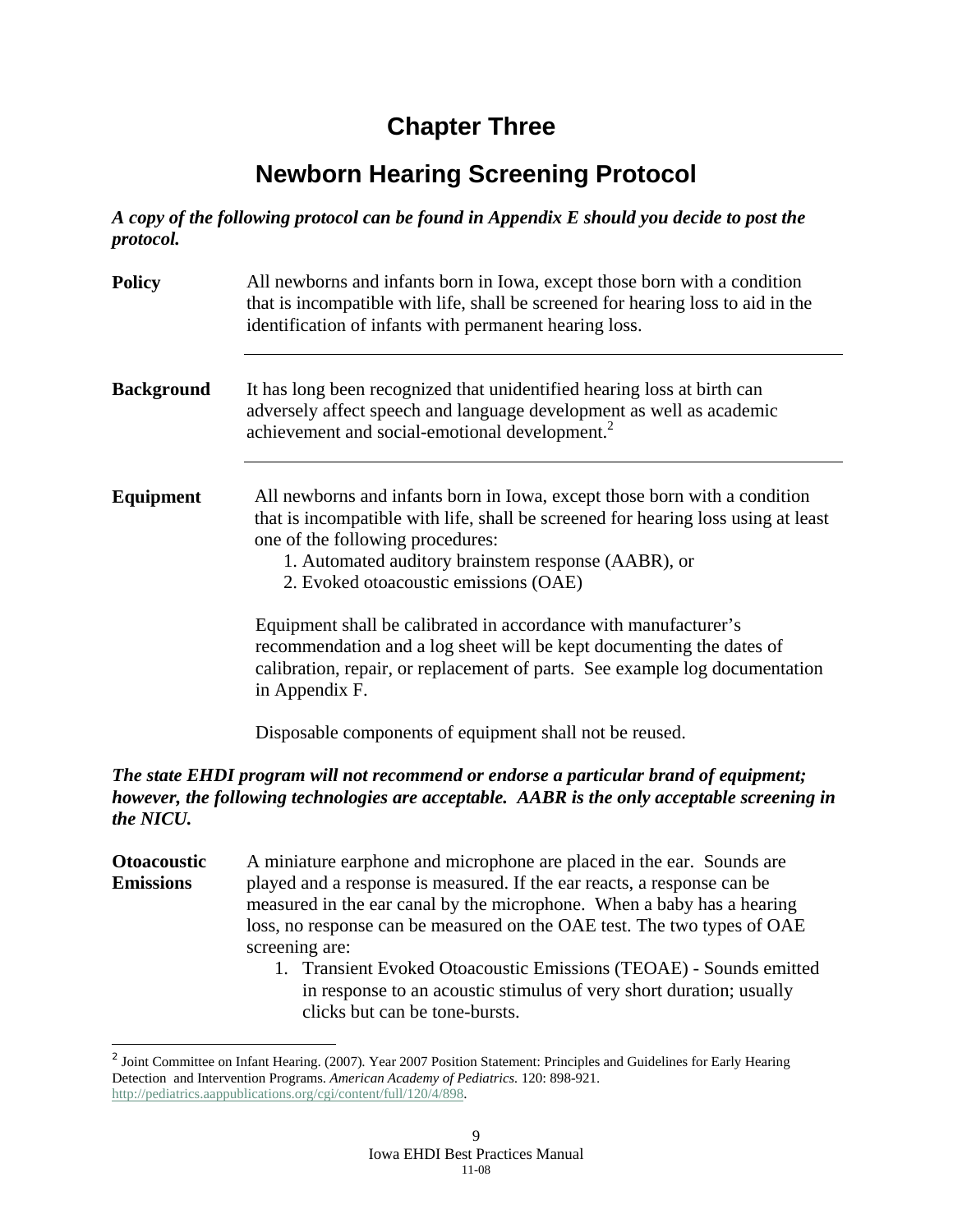# Chapter Three

## Newborn Hearing Screening Protocol

***A copy of the following protocol can be found in Appendix E should you decide to post the protocol.***

**Policy**

All newborns and infants born in Iowa, except those born with a condition that is incompatible with life, shall be screened for hearing loss to aid in the identification of infants with permanent hearing loss.

---

**Background**

It has long been recognized that unidentified hearing loss at birth can adversely affect speech and language development as well as academic achievement and social-emotional development.[2]

---

**Equipment**

All newborns and infants born in Iowa, except those born with a condition that is incompatible with life, shall be screened for hearing loss using at least one of the following procedures:

1. Automated auditory brainstem response (AABR), or
2. Evoked otoacoustic emissions (OAE)

Equipment shall be calibrated in accordance with manufacturer's recommendation and a log sheet will be kept documenting the dates of calibration, repair, or replacement of parts. See example log documentation in Appendix F.

Disposable components of equipment shall not be reused.

***The state EHDI program will not recommend or endorse a particular brand of equipment; however, the following technologies are acceptable. AABR is the only acceptable screening in the NICU.***

**Otoacoustic Emissions**

A miniature earphone and microphone are placed in the ear. Sounds are played and a response is measured. If the ear reacts, a response can be measured in the ear canal by the microphone. When a baby has a hearing loss, no response can be measured on the OAE test. The two types of OAE screening are:

1. Transient Evoked Otoacoustic Emissions (TEOAE) - Sounds emitted in response to an acoustic stimulus of very short duration; usually clicks but can be tone-bursts.

---

[2] Joint Committee on Infant Hearing. (2007). Year 2007 Position Statement: Principles and Guidelines for Early Hearing Detection and Intervention Programs. *American Academy of Pediatrics.* 120: 898-921. http://pediatrics.aappublications.org/cgi/content/full/120/4/898.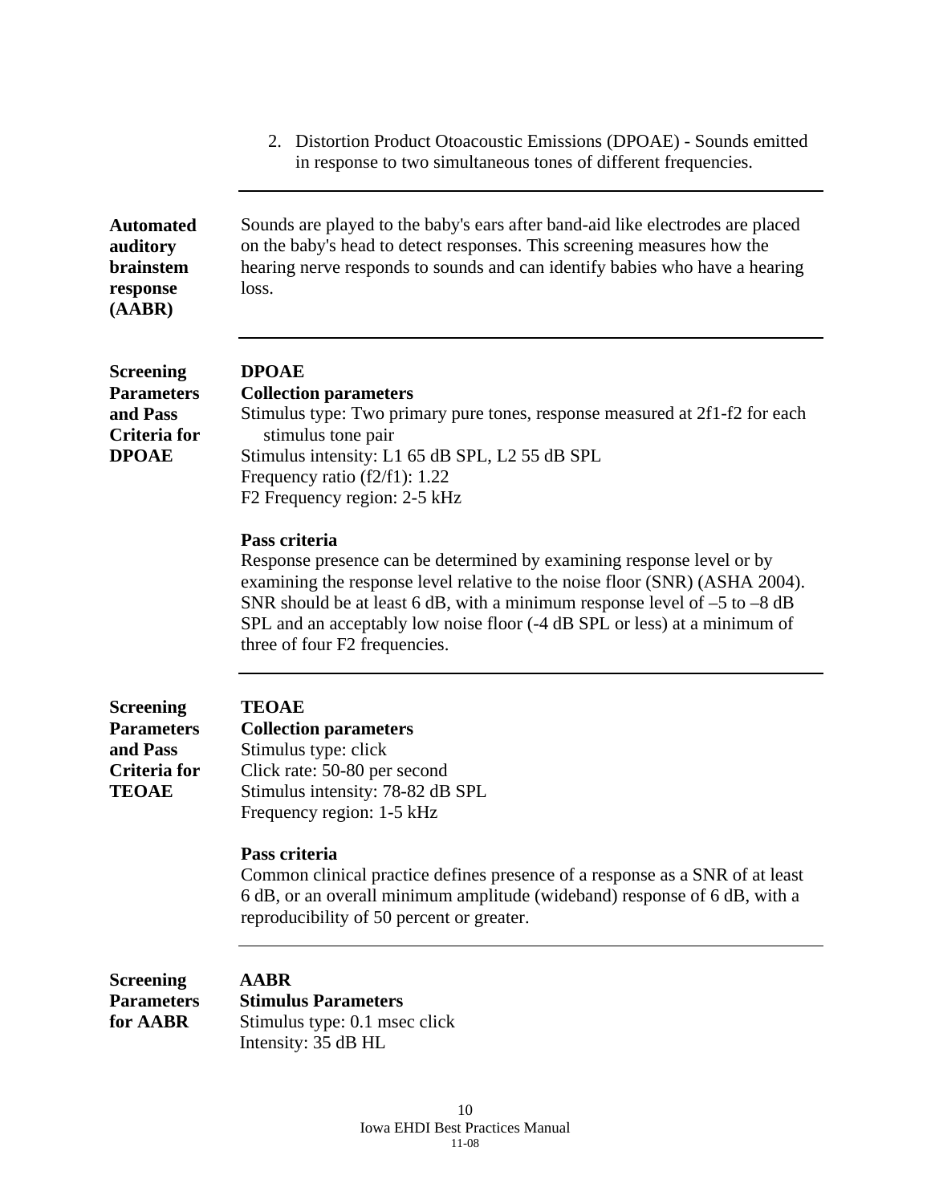2. Distortion Product Otoacoustic Emissions (DPOAE) - Sounds emitted in response to two simultaneous tones of different frequencies.

---

**Automated auditory brainstem response (AABR)**

Sounds are played to the baby's ears after band-aid like electrodes are placed on the baby's head to detect responses. This screening measures how the hearing nerve responds to sounds and can identify babies who have a hearing loss.

---

**Screening Parameters and Pass Criteria for DPOAE**

**DPOAE**

**Collection parameters**

Stimulus type: Two primary pure tones, response measured at 2f1-f2 for each stimulus tone pair
Stimulus intensity: L1 65 dB SPL, L2 55 dB SPL
Frequency ratio (f2/f1): 1.22
F2 Frequency region: 2-5 kHz

**Pass criteria**

Response presence can be determined by examining response level or by examining the response level relative to the noise floor (SNR) (ASHA 2004). SNR should be at least 6 dB, with a minimum response level of –5 to –8 dB SPL and an acceptably low noise floor (-4 dB SPL or less) at a minimum of three of four F2 frequencies.

---

**Screening Parameters and Pass Criteria for TEOAE**

**TEOAE**

**Collection parameters**

Stimulus type: click
Click rate: 50-80 per second
Stimulus intensity: 78-82 dB SPL
Frequency region: 1-5 kHz

**Pass criteria**

Common clinical practice defines presence of a response as a SNR of at least 6 dB, or an overall minimum amplitude (wideband) response of 6 dB, with a reproducibility of 50 percent or greater.

---

**Screening Parameters for AABR**

**AABR**

**Stimulus Parameters**

Stimulus type: 0.1 msec click
Intensity: 35 dB HL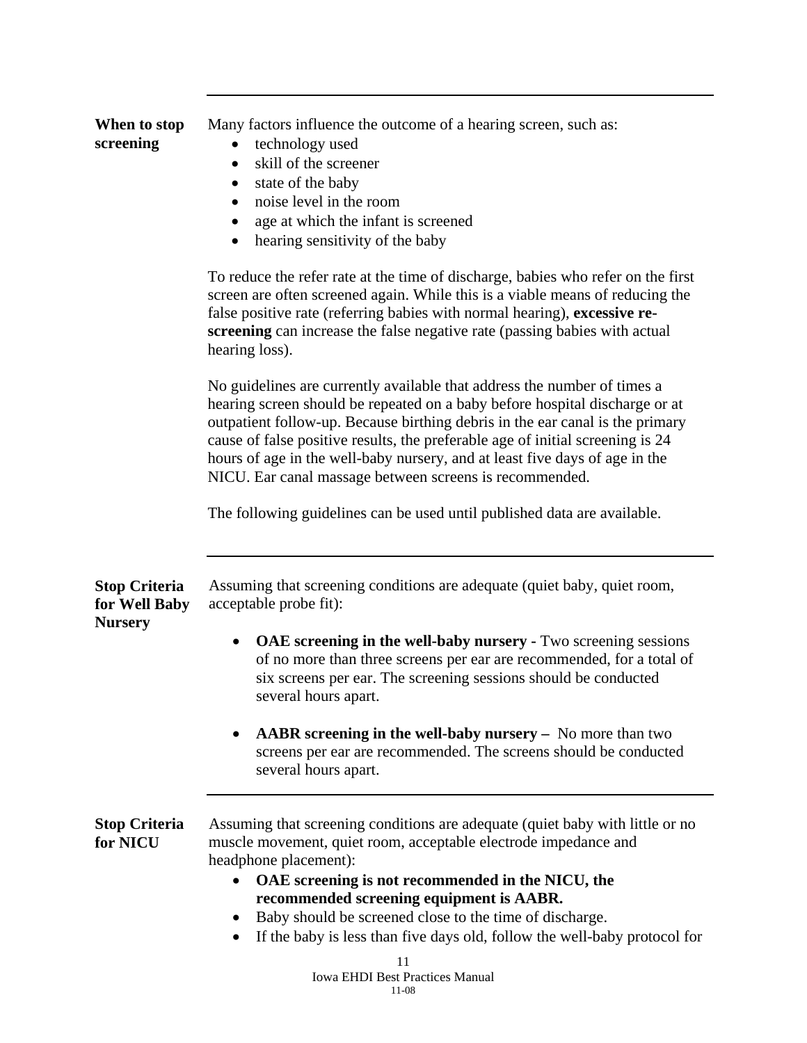## When to stop screening

Many factors influence the outcome of a hearing screen, such as:

- technology used
- skill of the screener
- state of the baby
- noise level in the room
- age at which the infant is screened
- hearing sensitivity of the baby

To reduce the refer rate at the time of discharge, babies who refer on the first screen are often screened again. While this is a viable means of reducing the false positive rate (referring babies with normal hearing), **excessive re-screening** can increase the false negative rate (passing babies with actual hearing loss).

No guidelines are currently available that address the number of times a hearing screen should be repeated on a baby before hospital discharge or at outpatient follow-up. Because birthing debris in the ear canal is the primary cause of false positive results, the preferable age of initial screening is 24 hours of age in the well-baby nursery, and at least five days of age in the NICU. Ear canal massage between screens is recommended.

The following guidelines can be used until published data are available.

## Stop Criteria for Well Baby Nursery

Assuming that screening conditions are adequate (quiet baby, quiet room, acceptable probe fit):

- **OAE screening in the well-baby nursery -** Two screening sessions of no more than three screens per ear are recommended, for a total of six screens per ear. The screening sessions should be conducted several hours apart.

- **AABR screening in the well-baby nursery –** No more than two screens per ear are recommended. The screens should be conducted several hours apart.

## Stop Criteria for NICU

Assuming that screening conditions are adequate (quiet baby with little or no muscle movement, quiet room, acceptable electrode impedance and headphone placement):

- **OAE screening is not recommended in the NICU, the recommended screening equipment is AABR.**
- Baby should be screened close to the time of discharge.
- If the baby is less than five days old, follow the well-baby protocol for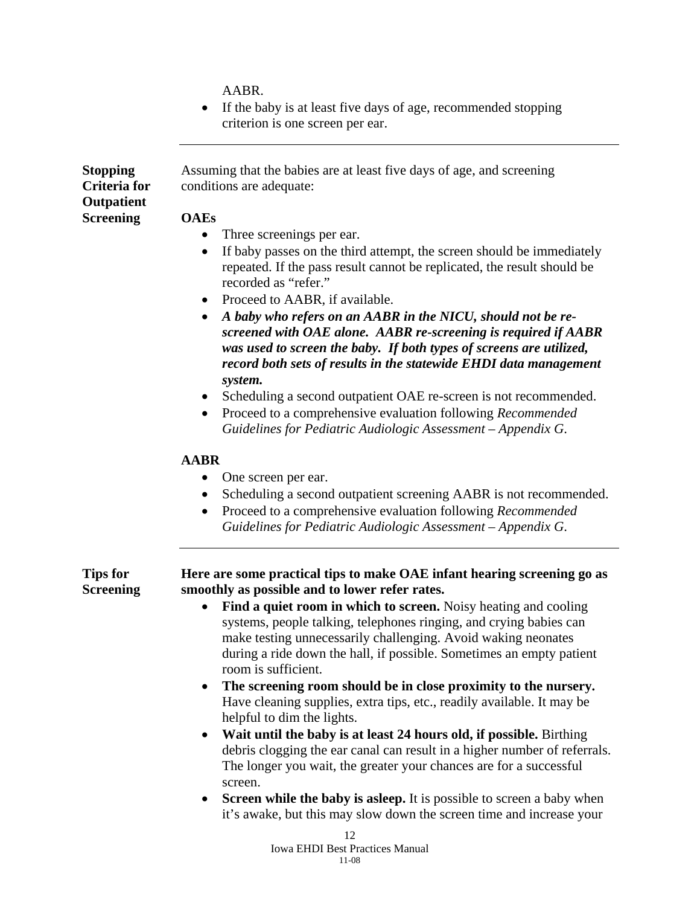AABR.

- If the baby is at least five days of age, recommended stopping criterion is one screen per ear.

---

**Stopping Criteria for Outpatient Screening**

Assuming that the babies are at least five days of age, and screening conditions are adequate:

**OAEs**

- Three screenings per ear.
- If baby passes on the third attempt, the screen should be immediately repeated. If the pass result cannot be replicated, the result should be recorded as "refer."
- Proceed to AABR, if available.
- ***A baby who refers on an AABR in the NICU, should not be re-screened with OAE alone. AABR re-screening is required if AABR was used to screen the baby. If both types of screens are utilized, record both sets of results in the statewide EHDI data management system.***
- Scheduling a second outpatient OAE re-screen is not recommended.
- Proceed to a comprehensive evaluation following *Recommended Guidelines for Pediatric Audiologic Assessment – Appendix G*.

**AABR**

- One screen per ear.
- Scheduling a second outpatient screening AABR is not recommended.
- Proceed to a comprehensive evaluation following *Recommended Guidelines for Pediatric Audiologic Assessment – Appendix G*.

---

**Tips for Screening**

**Here are some practical tips to make OAE infant hearing screening go as smoothly as possible and to lower refer rates.**

- **Find a quiet room in which to screen.** Noisy heating and cooling systems, people talking, telephones ringing, and crying babies can make testing unnecessarily challenging. Avoid waking neonates during a ride down the hall, if possible. Sometimes an empty patient room is sufficient.
- **The screening room should be in close proximity to the nursery.** Have cleaning supplies, extra tips, etc., readily available. It may be helpful to dim the lights.
- **Wait until the baby is at least 24 hours old, if possible.** Birthing debris clogging the ear canal can result in a higher number of referrals. The longer you wait, the greater your chances are for a successful screen.
- **Screen while the baby is asleep.** It is possible to screen a baby when it's awake, but this may slow down the screen time and increase your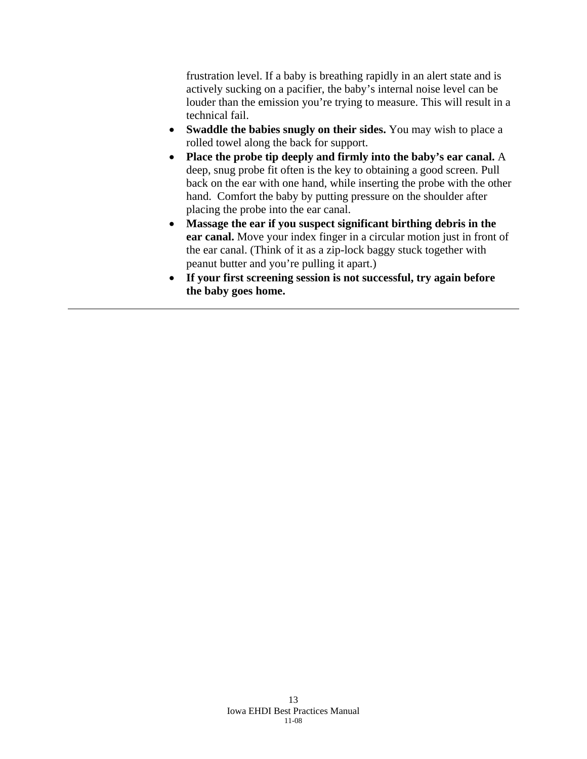frustration level. If a baby is breathing rapidly in an alert state and is actively sucking on a pacifier, the baby's internal noise level can be louder than the emission you're trying to measure. This will result in a technical fail.

- **Swaddle the babies snugly on their sides.** You may wish to place a rolled towel along the back for support.
- **Place the probe tip deeply and firmly into the baby's ear canal.** A deep, snug probe fit often is the key to obtaining a good screen. Pull back on the ear with one hand, while inserting the probe with the other hand. Comfort the baby by putting pressure on the shoulder after placing the probe into the ear canal.
- **Massage the ear if you suspect significant birthing debris in the ear canal.** Move your index finger in a circular motion just in front of the ear canal. (Think of it as a zip-lock baggy stuck together with peanut butter and you're pulling it apart.)
- **If your first screening session is not successful, try again before the baby goes home.**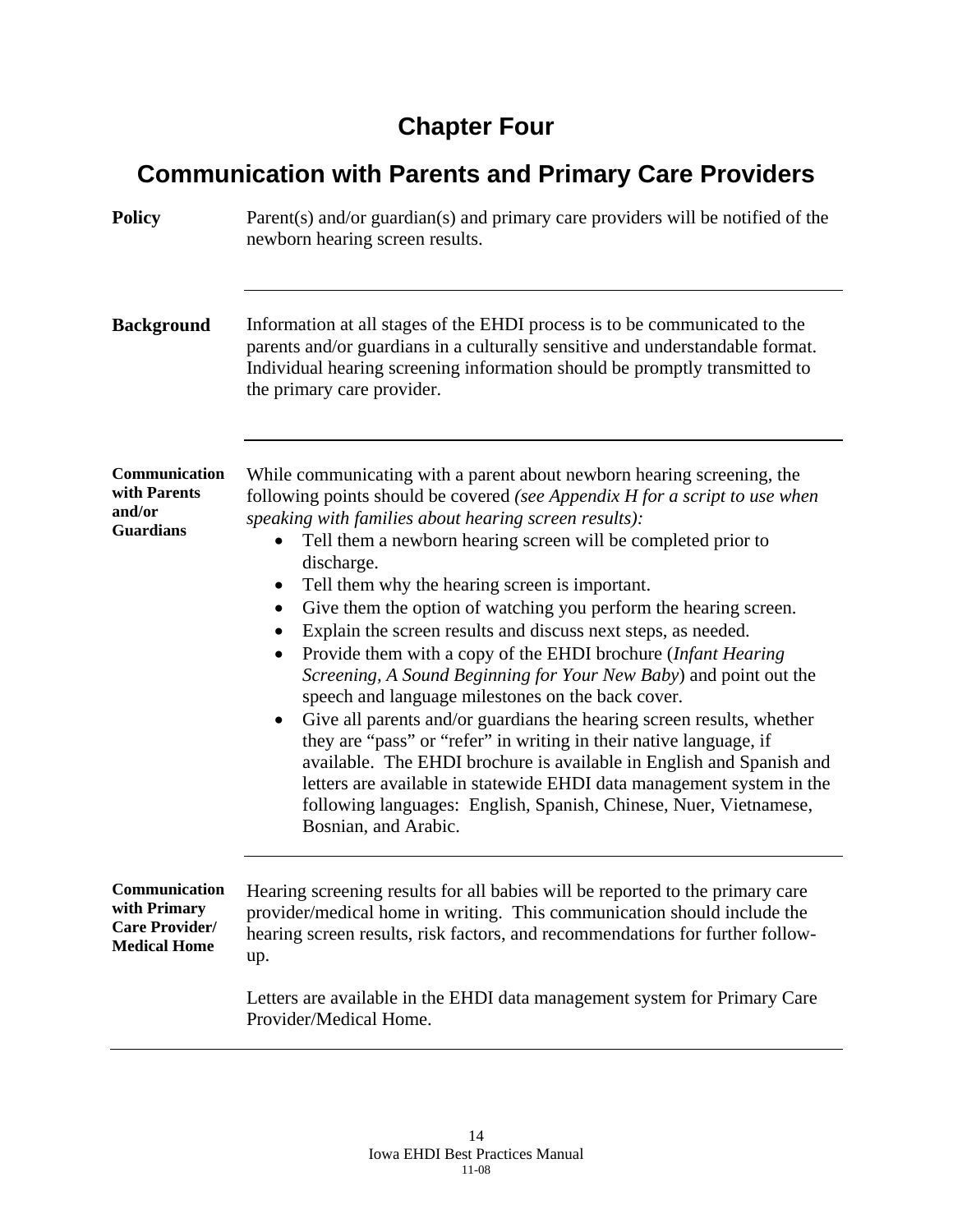# Chapter Four

## Communication with Parents and Primary Care Providers

**Policy**

Parent(s) and/or guardian(s) and primary care providers will be notified of the newborn hearing screen results.

---

**Background**

Information at all stages of the EHDI process is to be communicated to the parents and/or guardians in a culturally sensitive and understandable format. Individual hearing screening information should be promptly transmitted to the primary care provider.

---

**Communication with Parents and/or Guardians**

While communicating with a parent about newborn hearing screening, the following points should be covered *(see Appendix H for a script to use when speaking with families about hearing screen results):*

- Tell them a newborn hearing screen will be completed prior to discharge.
- Tell them why the hearing screen is important.
- Give them the option of watching you perform the hearing screen.
- Explain the screen results and discuss next steps, as needed.
- Provide them with a copy of the EHDI brochure (*Infant Hearing Screening, A Sound Beginning for Your New Baby*) and point out the speech and language milestones on the back cover.
- Give all parents and/or guardians the hearing screen results, whether they are "pass" or "refer" in writing in their native language, if available. The EHDI brochure is available in English and Spanish and letters are available in statewide EHDI data management system in the following languages: English, Spanish, Chinese, Nuer, Vietnamese, Bosnian, and Arabic.

---

**Communication with Primary Care Provider/ Medical Home**

Hearing screening results for all babies will be reported to the primary care provider/medical home in writing. This communication should include the hearing screen results, risk factors, and recommendations for further follow-up.

Letters are available in the EHDI data management system for Primary Care Provider/Medical Home.

---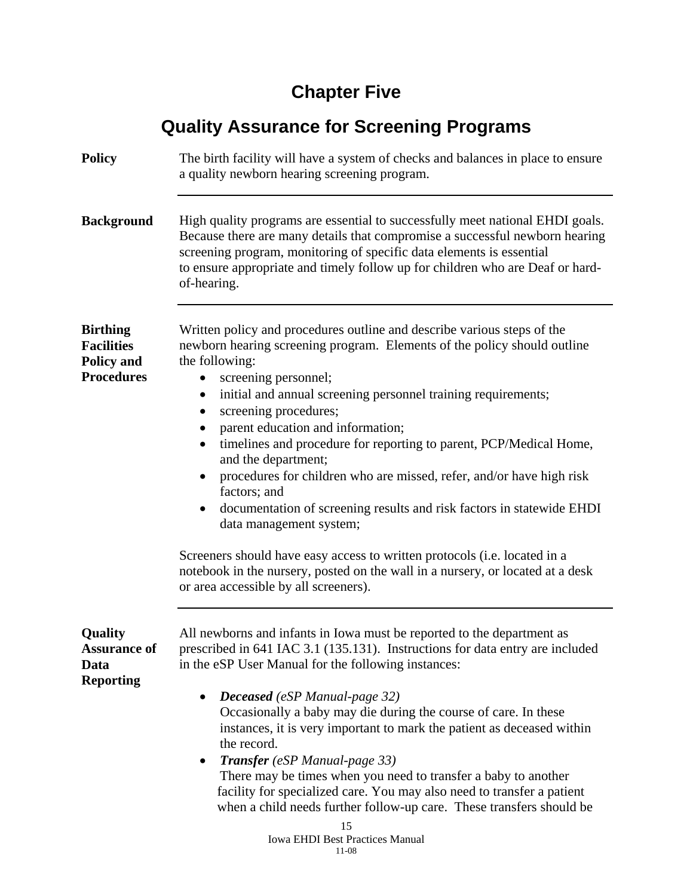# Chapter Five

## Quality Assurance for Screening Programs

**Policy**

The birth facility will have a system of checks and balances in place to ensure a quality newborn hearing screening program.

---

**Background**

High quality programs are essential to successfully meet national EHDI goals. Because there are many details that compromise a successful newborn hearing screening program, monitoring of specific data elements is essential to ensure appropriate and timely follow up for children who are Deaf or hard-of-hearing.

---

**Birthing Facilities Policy and Procedures**

Written policy and procedures outline and describe various steps of the newborn hearing screening program. Elements of the policy should outline the following:

- screening personnel;
- initial and annual screening personnel training requirements;
- screening procedures;
- parent education and information;
- timelines and procedure for reporting to parent, PCP/Medical Home, and the department;
- procedures for children who are missed, refer, and/or have high risk factors; and
- documentation of screening results and risk factors in statewide EHDI data management system;

Screeners should have easy access to written protocols (i.e. located in a notebook in the nursery, posted on the wall in a nursery, or located at a desk or area accessible by all screeners).

---

**Quality Assurance of Data Reporting**

All newborns and infants in Iowa must be reported to the department as prescribed in 641 IAC 3.1 (135.131). Instructions for data entry are included in the eSP User Manual for the following instances:

- ***Deceased*** *(eSP Manual-page 32)*
  Occasionally a baby may die during the course of care. In these instances, it is very important to mark the patient as deceased within the record.
- ***Transfer*** *(eSP Manual-page 33)*
  There may be times when you need to transfer a baby to another facility for specialized care. You may also need to transfer a patient when a child needs further follow-up care. These transfers should be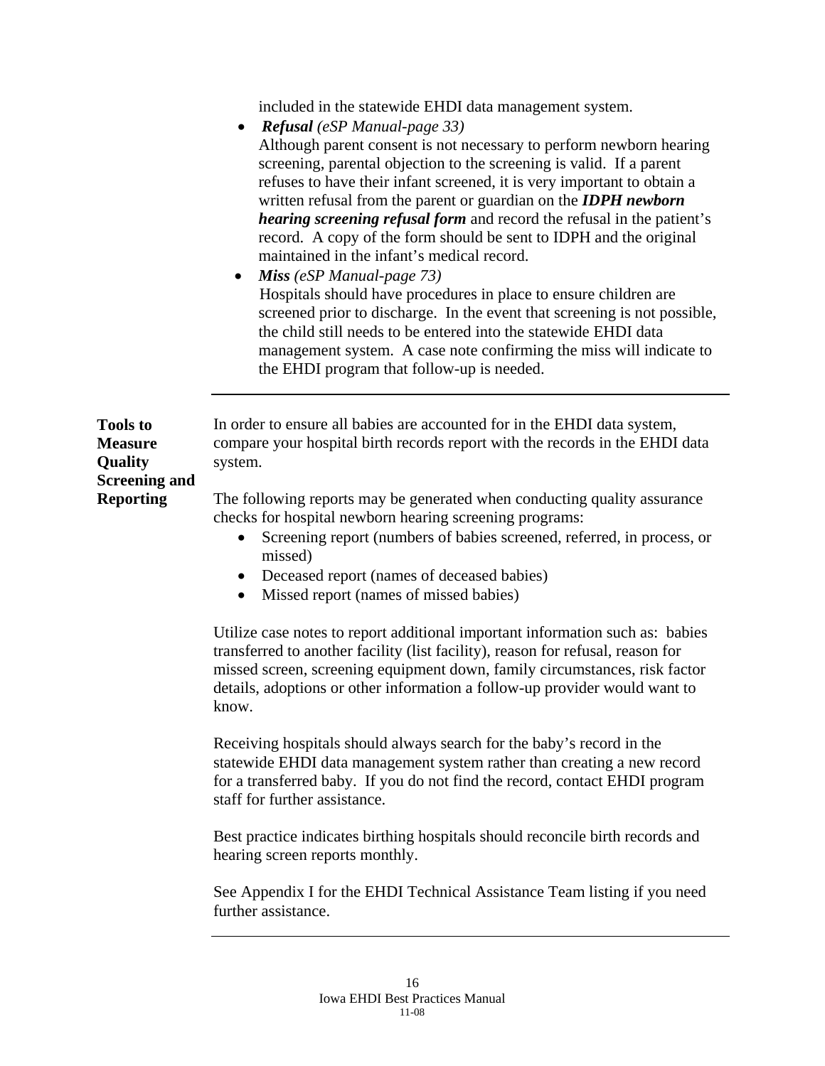included in the statewide EHDI data management system.

- ***Refusal*** *(eSP Manual-page 33)*
  Although parent consent is not necessary to perform newborn hearing screening, parental objection to the screening is valid. If a parent refuses to have their infant screened, it is very important to obtain a written refusal from the parent or guardian on the ***IDPH newborn hearing screening refusal form*** and record the refusal in the patient's record. A copy of the form should be sent to IDPH and the original maintained in the infant's medical record.
- ***Miss*** *(eSP Manual-page 73)*
  Hospitals should have procedures in place to ensure children are screened prior to discharge. In the event that screening is not possible, the child still needs to be entered into the statewide EHDI data management system. A case note confirming the miss will indicate to the EHDI program that follow-up is needed.

---

**Tools to Measure Quality Screening and Reporting**

In order to ensure all babies are accounted for in the EHDI data system, compare your hospital birth records report with the records in the EHDI data system.

The following reports may be generated when conducting quality assurance checks for hospital newborn hearing screening programs:

- Screening report (numbers of babies screened, referred, in process, or missed)
- Deceased report (names of deceased babies)
- Missed report (names of missed babies)

Utilize case notes to report additional important information such as: babies transferred to another facility (list facility), reason for refusal, reason for missed screen, screening equipment down, family circumstances, risk factor details, adoptions or other information a follow-up provider would want to know.

Receiving hospitals should always search for the baby's record in the statewide EHDI data management system rather than creating a new record for a transferred baby. If you do not find the record, contact EHDI program staff for further assistance.

Best practice indicates birthing hospitals should reconcile birth records and hearing screen reports monthly.

See Appendix I for the EHDI Technical Assistance Team listing if you need further assistance.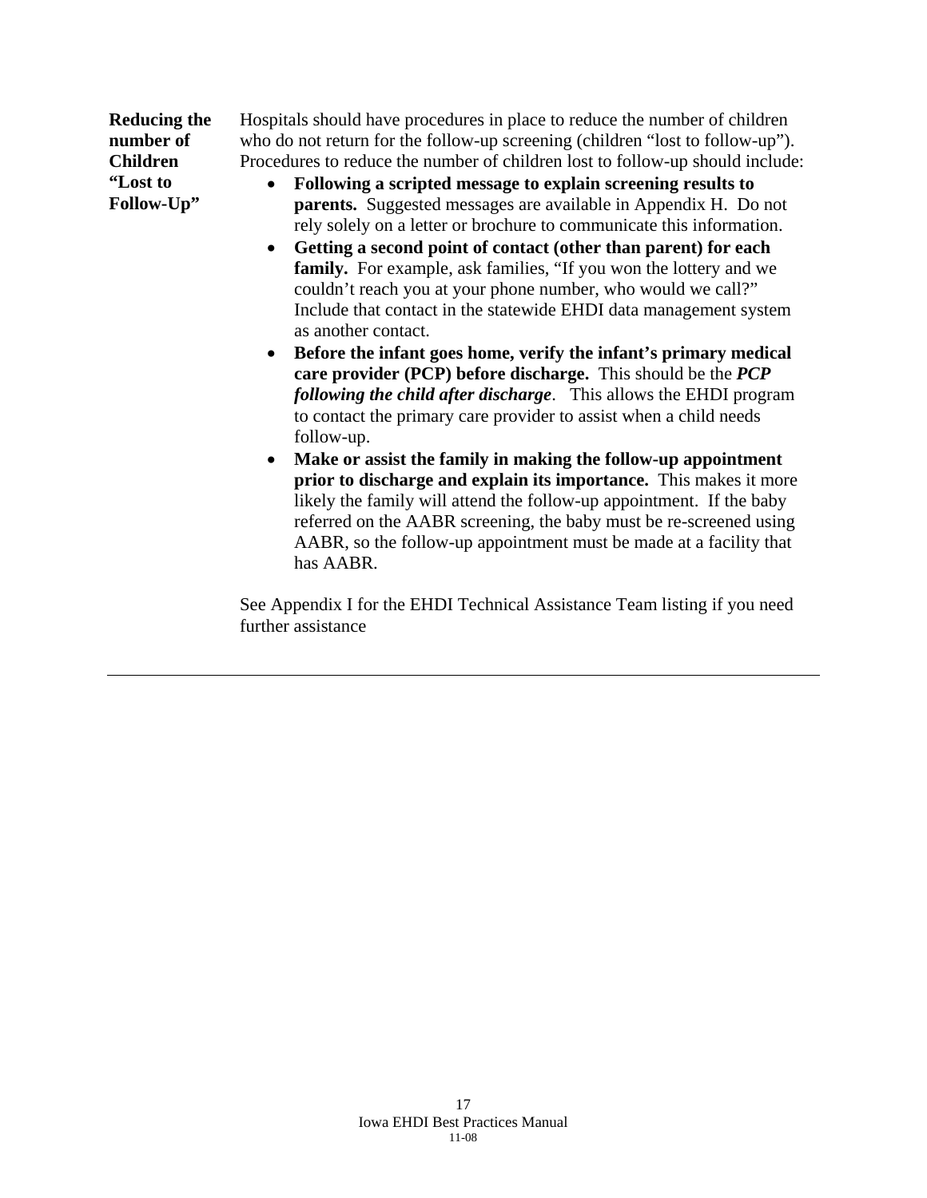**Reducing the number of Children "Lost to Follow-Up"**

Hospitals should have procedures in place to reduce the number of children who do not return for the follow-up screening (children "lost to follow-up"). Procedures to reduce the number of children lost to follow-up should include:

- **Following a scripted message to explain screening results to parents.** Suggested messages are available in Appendix H. Do not rely solely on a letter or brochure to communicate this information.
- **Getting a second point of contact (other than parent) for each family.** For example, ask families, "If you won the lottery and we couldn't reach you at your phone number, who would we call?" Include that contact in the statewide EHDI data management system as another contact.
- **Before the infant goes home, verify the infant's primary medical care provider (PCP) before discharge.** This should be the ***PCP following the child after discharge***. This allows the EHDI program to contact the primary care provider to assist when a child needs follow-up.
- **Make or assist the family in making the follow-up appointment prior to discharge and explain its importance.** This makes it more likely the family will attend the follow-up appointment. If the baby referred on the AABR screening, the baby must be re-screened using AABR, so the follow-up appointment must be made at a facility that has AABR.

See Appendix I for the EHDI Technical Assistance Team listing if you need further assistance

---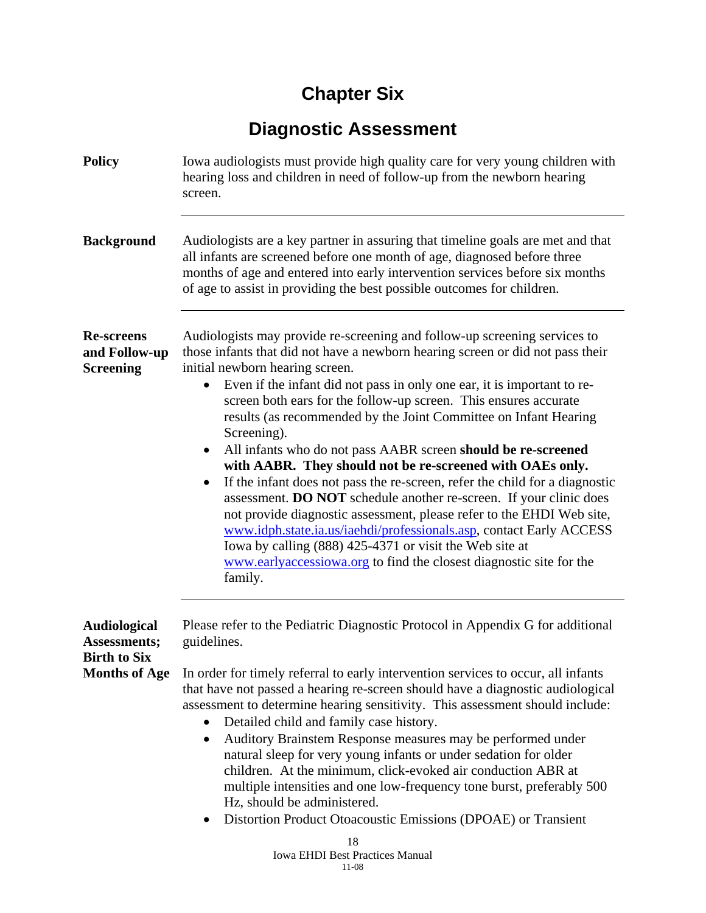# Chapter Six

## Diagnostic Assessment

**Policy**

Iowa audiologists must provide high quality care for very young children with hearing loss and children in need of follow-up from the newborn hearing screen.

---

**Background**

Audiologists are a key partner in assuring that timeline goals are met and that all infants are screened before one month of age, diagnosed before three months of age and entered into early intervention services before six months of age to assist in providing the best possible outcomes for children.

---

**Re-screens and Follow-up Screening**

Audiologists may provide re-screening and follow-up screening services to those infants that did not have a newborn hearing screen or did not pass their initial newborn hearing screen.

- Even if the infant did not pass in only one ear, it is important to re-screen both ears for the follow-up screen. This ensures accurate results (as recommended by the Joint Committee on Infant Hearing Screening).
- All infants who do not pass AABR screen **should be re-screened with AABR. They should not be re-screened with OAEs only.**
- If the infant does not pass the re-screen, refer the child for a diagnostic assessment. **DO NOT** schedule another re-screen. If your clinic does not provide diagnostic assessment, please refer to the EHDI Web site, www.idph.state.ia.us/iaehdi/professionals.asp, contact Early ACCESS Iowa by calling (888) 425-4371 or visit the Web site at www.earlyaccessiowa.org to find the closest diagnostic site for the family.

---

**Audiological Assessments; Birth to Six Months of Age**

Please refer to the Pediatric Diagnostic Protocol in Appendix G for additional guidelines.

In order for timely referral to early intervention services to occur, all infants that have not passed a hearing re-screen should have a diagnostic audiological assessment to determine hearing sensitivity. This assessment should include:

- Detailed child and family case history.
- Auditory Brainstem Response measures may be performed under natural sleep for very young infants or under sedation for older children. At the minimum, click-evoked air conduction ABR at multiple intensities and one low-frequency tone burst, preferably 500 Hz, should be administered.
- Distortion Product Otoacoustic Emissions (DPOAE) or Transient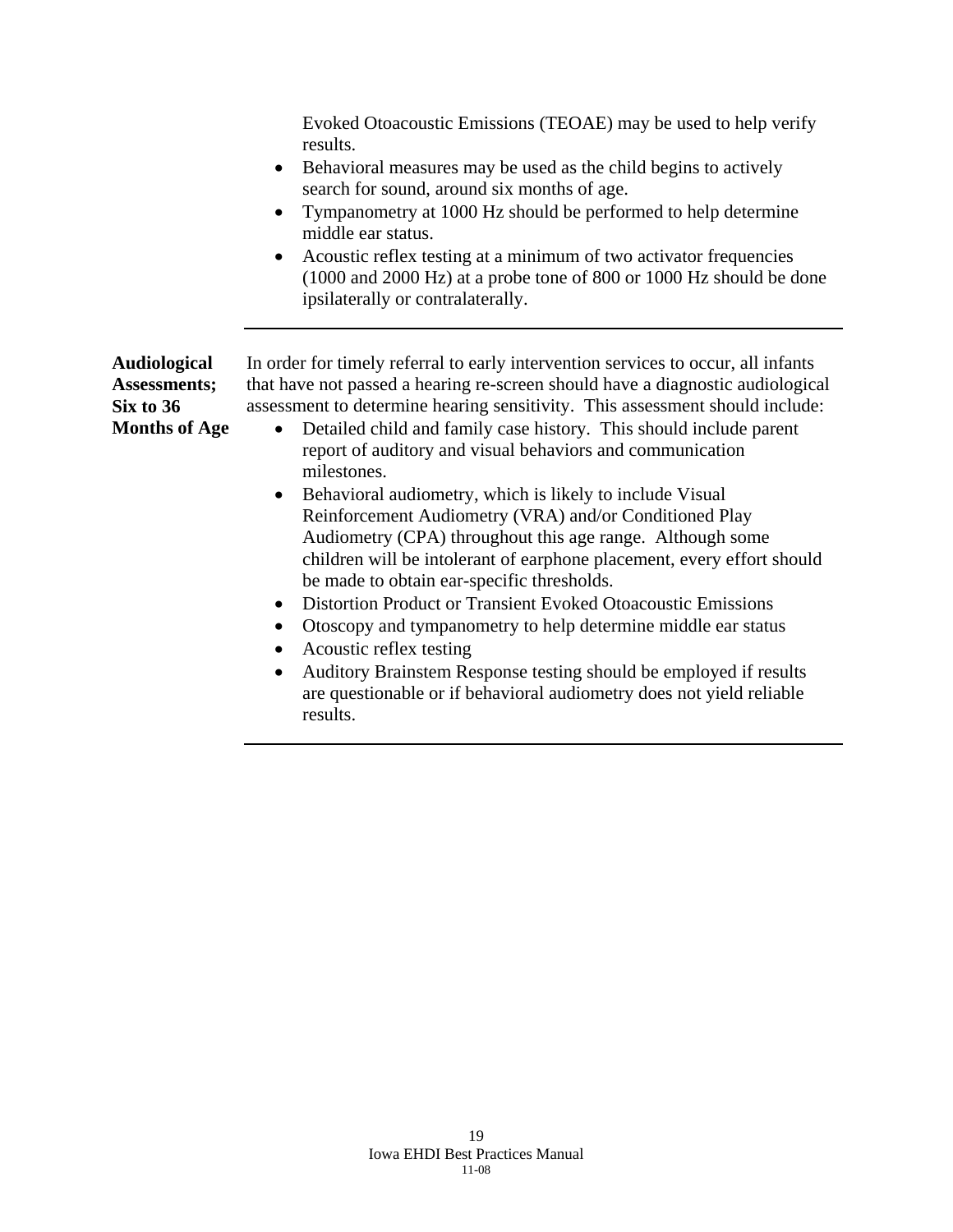Evoked Otoacoustic Emissions (TEOAE) may be used to help verify results.
- Behavioral measures may be used as the child begins to actively search for sound, around six months of age.
- Tympanometry at 1000 Hz should be performed to help determine middle ear status.
- Acoustic reflex testing at a minimum of two activator frequencies (1000 and 2000 Hz) at a probe tone of 800 or 1000 Hz should be done ipsilaterally or contralaterally.

---

**Audiological Assessments; Six to 36 Months of Age**

In order for timely referral to early intervention services to occur, all infants that have not passed a hearing re-screen should have a diagnostic audiological assessment to determine hearing sensitivity. This assessment should include:

- Detailed child and family case history. This should include parent report of auditory and visual behaviors and communication milestones.
- Behavioral audiometry, which is likely to include Visual Reinforcement Audiometry (VRA) and/or Conditioned Play Audiometry (CPA) throughout this age range. Although some children will be intolerant of earphone placement, every effort should be made to obtain ear-specific thresholds.
- Distortion Product or Transient Evoked Otoacoustic Emissions
- Otoscopy and tympanometry to help determine middle ear status
- Acoustic reflex testing
- Auditory Brainstem Response testing should be employed if results are questionable or if behavioral audiometry does not yield reliable results.

---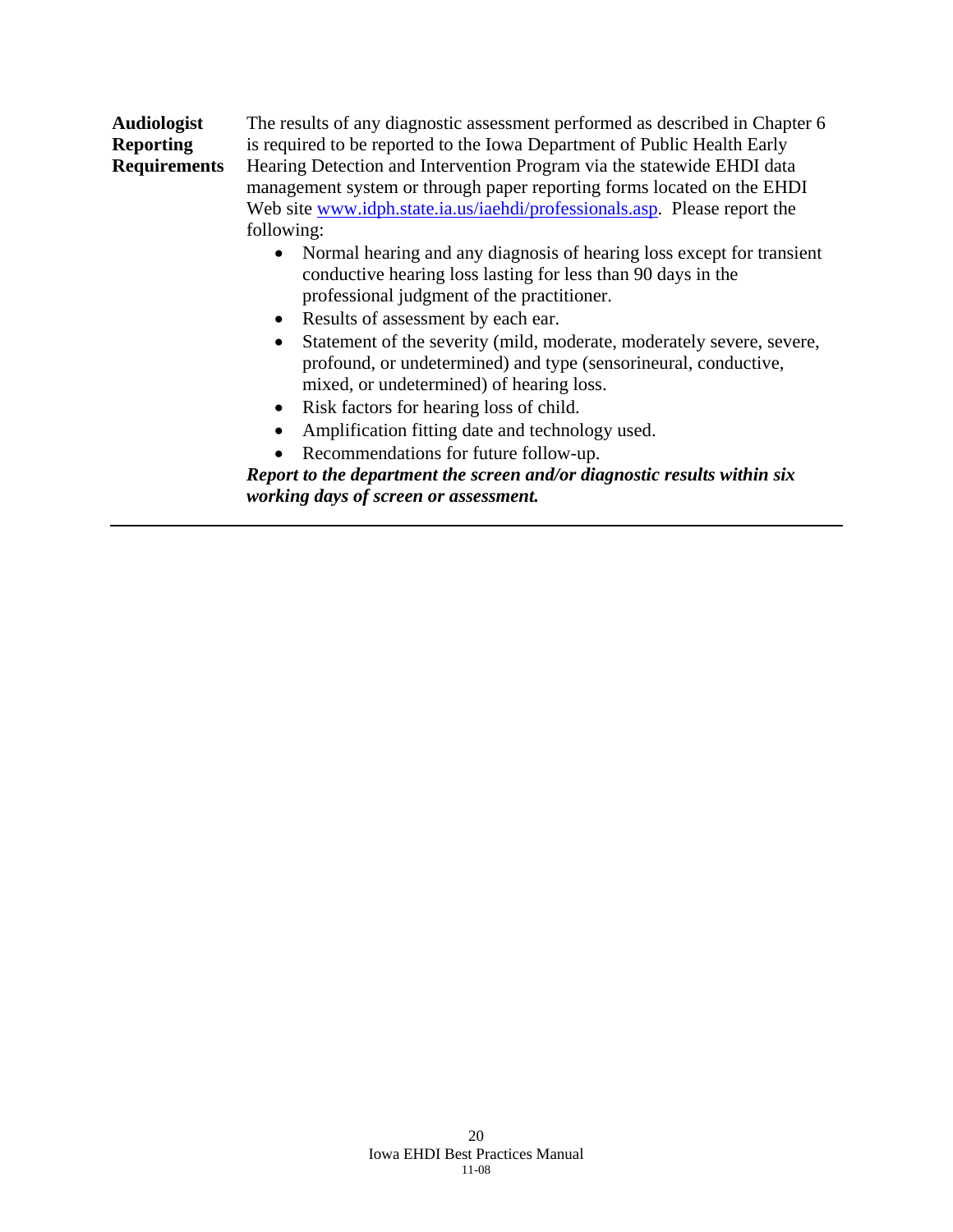**Audiologist Reporting Requirements**

The results of any diagnostic assessment performed as described in Chapter 6 is required to be reported to the Iowa Department of Public Health Early Hearing Detection and Intervention Program via the statewide EHDI data management system or through paper reporting forms located on the EHDI Web site [www.idph.state.ia.us/iaehdi/professionals.asp](http://www.idph.state.ia.us/iaehdi/professionals.asp). Please report the following:

- Normal hearing and any diagnosis of hearing loss except for transient conductive hearing loss lasting for less than 90 days in the professional judgment of the practitioner.
- Results of assessment by each ear.
- Statement of the severity (mild, moderate, moderately severe, severe, profound, or undetermined) and type (sensorineural, conductive, mixed, or undetermined) of hearing loss.
- Risk factors for hearing loss of child.
- Amplification fitting date and technology used.
- Recommendations for future follow-up.

***Report to the department the screen and/or diagnostic results within six working days of screen or assessment.***

---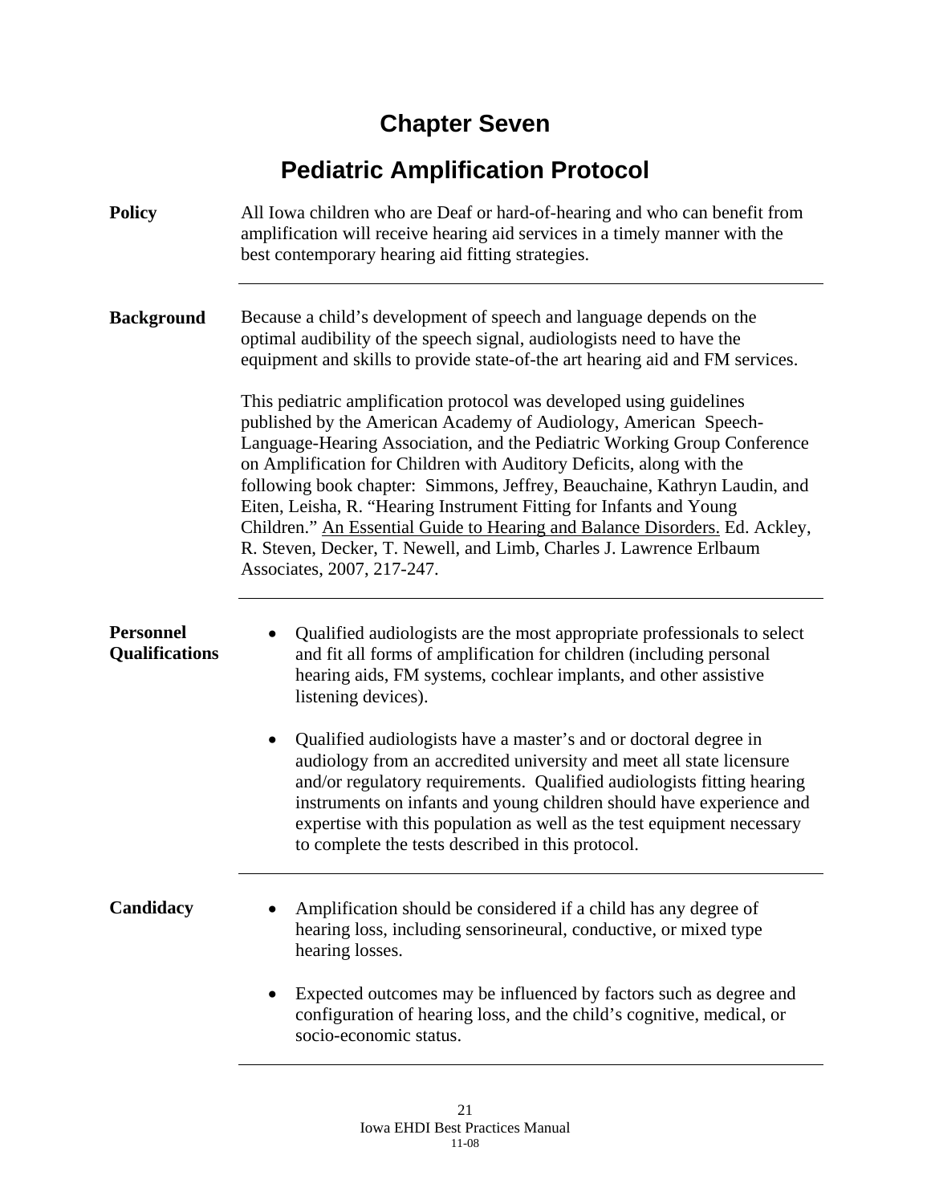# Chapter Seven

# Pediatric Amplification Protocol

**Policy**

All Iowa children who are Deaf or hard-of-hearing and who can benefit from amplification will receive hearing aid services in a timely manner with the best contemporary hearing aid fitting strategies.

---

**Background**

Because a child's development of speech and language depends on the optimal audibility of the speech signal, audiologists need to have the equipment and skills to provide state-of-the art hearing aid and FM services.

This pediatric amplification protocol was developed using guidelines published by the American Academy of Audiology, American Speech-Language-Hearing Association, and the Pediatric Working Group Conference on Amplification for Children with Auditory Deficits, along with the following book chapter: Simmons, Jeffrey, Beauchaine, Kathryn Laudin, and Eiten, Leisha, R. "Hearing Instrument Fitting for Infants and Young Children." An Essential Guide to Hearing and Balance Disorders. Ed. Ackley, R. Steven, Decker, T. Newell, and Limb, Charles J. Lawrence Erlbaum Associates, 2007, 217-247.

---

**Personnel Qualifications**

- Qualified audiologists are the most appropriate professionals to select and fit all forms of amplification for children (including personal hearing aids, FM systems, cochlear implants, and other assistive listening devices).
- Qualified audiologists have a master's and or doctoral degree in audiology from an accredited university and meet all state licensure and/or regulatory requirements. Qualified audiologists fitting hearing instruments on infants and young children should have experience and expertise with this population as well as the test equipment necessary to complete the tests described in this protocol.

---

**Candidacy**

- Amplification should be considered if a child has any degree of hearing loss, including sensorineural, conductive, or mixed type hearing losses.
- Expected outcomes may be influenced by factors such as degree and configuration of hearing loss, and the child's cognitive, medical, or socio-economic status.

---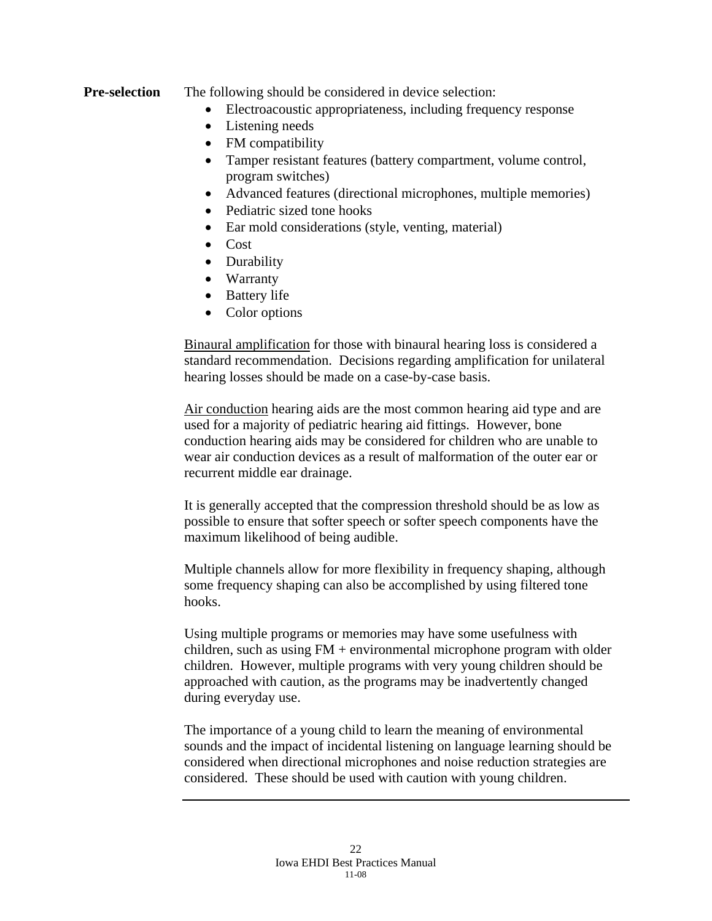**Pre-selection**

The following should be considered in device selection:

- Electroacoustic appropriateness, including frequency response
- Listening needs
- FM compatibility
- Tamper resistant features (battery compartment, volume control, program switches)
- Advanced features (directional microphones, multiple memories)
- Pediatric sized tone hooks
- Ear mold considerations (style, venting, material)
- Cost
- Durability
- Warranty
- Battery life
- Color options

<u>Binaural amplification</u> for those with binaural hearing loss is considered a standard recommendation. Decisions regarding amplification for unilateral hearing losses should be made on a case-by-case basis.

<u>Air conduction</u> hearing aids are the most common hearing aid type and are used for a majority of pediatric hearing aid fittings. However, bone conduction hearing aids may be considered for children who are unable to wear air conduction devices as a result of malformation of the outer ear or recurrent middle ear drainage.

It is generally accepted that the compression threshold should be as low as possible to ensure that softer speech or softer speech components have the maximum likelihood of being audible.

Multiple channels allow for more flexibility in frequency shaping, although some frequency shaping can also be accomplished by using filtered tone hooks.

Using multiple programs or memories may have some usefulness with children, such as using FM + environmental microphone program with older children. However, multiple programs with very young children should be approached with caution, as the programs may be inadvertently changed during everyday use.

The importance of a young child to learn the meaning of environmental sounds and the impact of incidental listening on language learning should be considered when directional microphones and noise reduction strategies are considered. These should be used with caution with young children.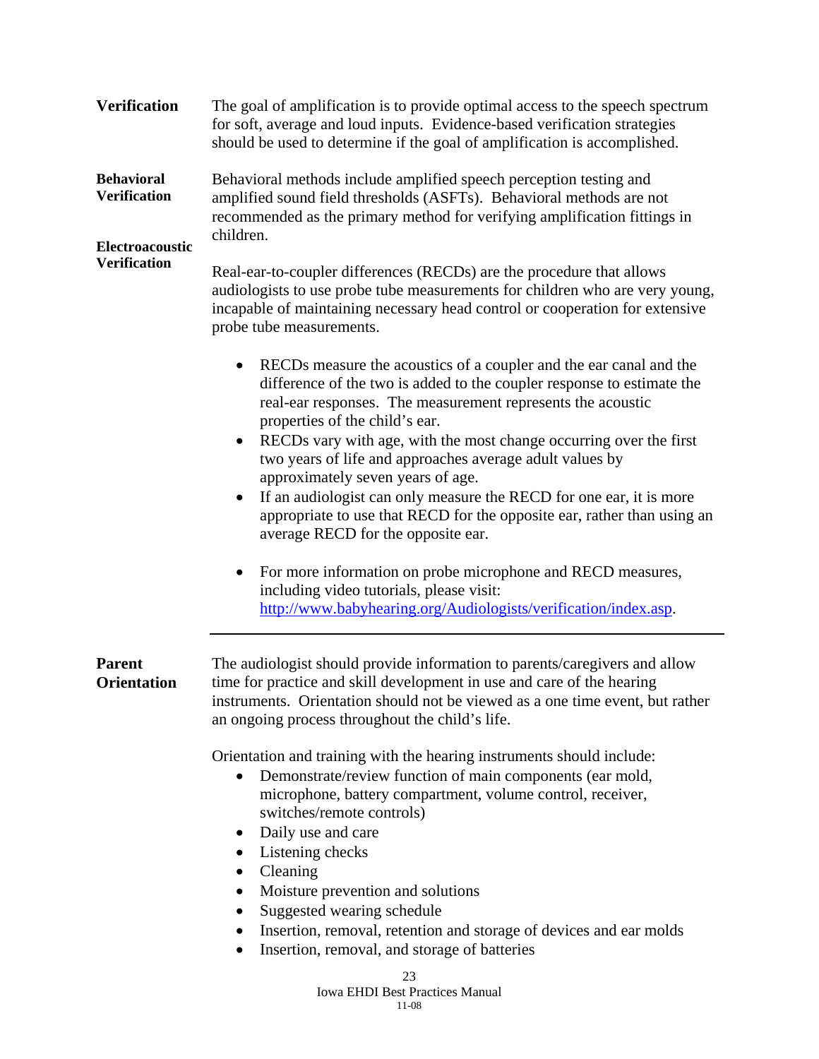## Verification

The goal of amplification is to provide optimal access to the speech spectrum for soft, average and loud inputs. Evidence-based verification strategies should be used to determine if the goal of amplification is accomplished.

### Behavioral Verification

Behavioral methods include amplified speech perception testing and amplified sound field thresholds (ASFTs). Behavioral methods are not recommended as the primary method for verifying amplification fittings in children.

### Electroacoustic Verification

Real-ear-to-coupler differences (RECDs) are the procedure that allows audiologists to use probe tube measurements for children who are very young, incapable of maintaining necessary head control or cooperation for extensive probe tube measurements.

- RECDs measure the acoustics of a coupler and the ear canal and the difference of the two is added to the coupler response to estimate the real-ear responses. The measurement represents the acoustic properties of the child's ear.
- RECDs vary with age, with the most change occurring over the first two years of life and approaches average adult values by approximately seven years of age.
- If an audiologist can only measure the RECD for one ear, it is more appropriate to use that RECD for the opposite ear, rather than using an average RECD for the opposite ear.

- For more information on probe microphone and RECD measures, including video tutorials, please visit: http://www.babyhearing.org/Audiologists/verification/index.asp.

---

## Parent Orientation

The audiologist should provide information to parents/caregivers and allow time for practice and skill development in use and care of the hearing instruments. Orientation should not be viewed as a one time event, but rather an ongoing process throughout the child's life.

Orientation and training with the hearing instruments should include:

- Demonstrate/review function of main components (ear mold, microphone, battery compartment, volume control, receiver, switches/remote controls)
- Daily use and care
- Listening checks
- Cleaning
- Moisture prevention and solutions
- Suggested wearing schedule
- Insertion, removal, retention and storage of devices and ear molds
- Insertion, removal, and storage of batteries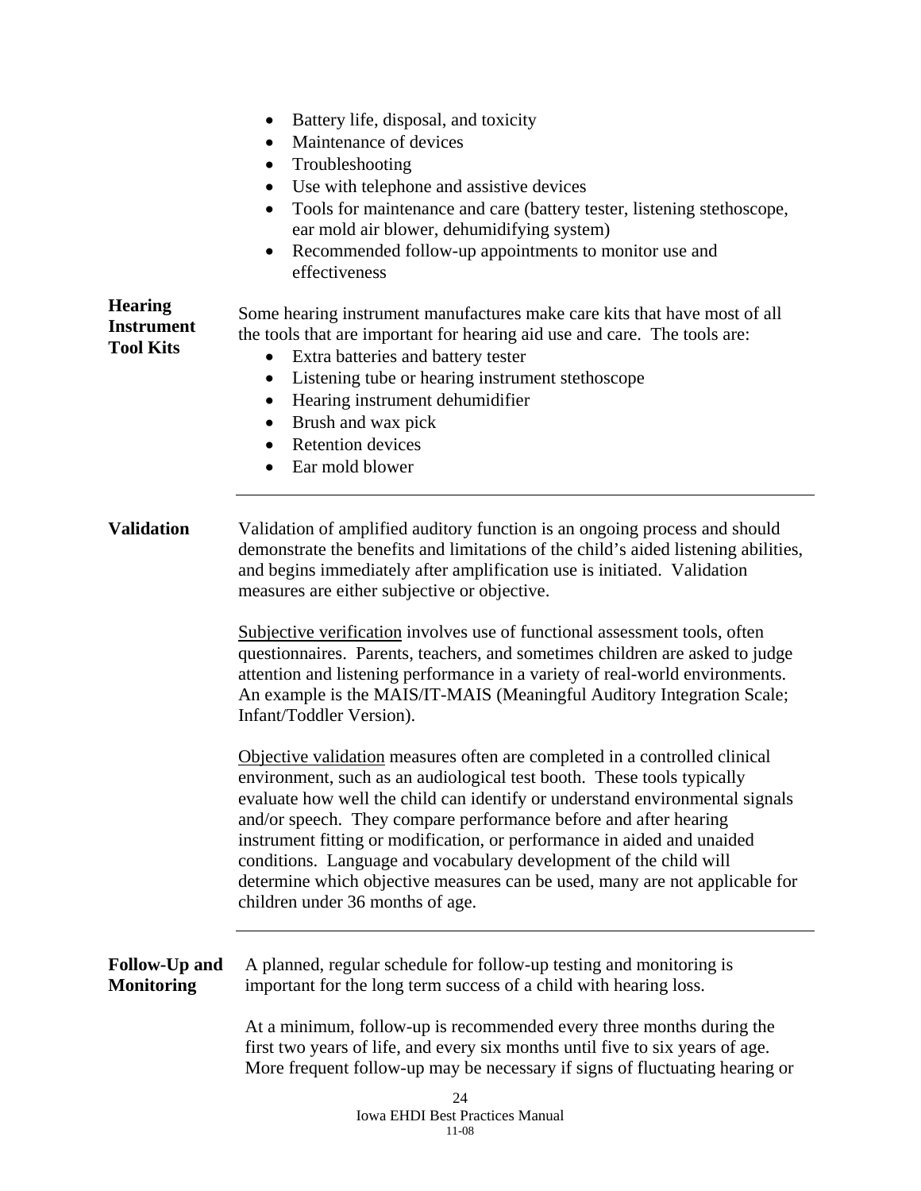- Battery life, disposal, and toxicity
- Maintenance of devices
- Troubleshooting
- Use with telephone and assistive devices
- Tools for maintenance and care (battery tester, listening stethoscope, ear mold air blower, dehumidifying system)
- Recommended follow-up appointments to monitor use and effectiveness

**Hearing Instrument Tool Kits**

Some hearing instrument manufactures make care kits that have most of all the tools that are important for hearing aid use and care. The tools are:

- Extra batteries and battery tester
- Listening tube or hearing instrument stethoscope
- Hearing instrument dehumidifier
- Brush and wax pick
- Retention devices
- Ear mold blower

---

**Validation**

Validation of amplified auditory function is an ongoing process and should demonstrate the benefits and limitations of the child's aided listening abilities, and begins immediately after amplification use is initiated. Validation measures are either subjective or objective.

Subjective verification involves use of functional assessment tools, often questionnaires. Parents, teachers, and sometimes children are asked to judge attention and listening performance in a variety of real-world environments. An example is the MAIS/IT-MAIS (Meaningful Auditory Integration Scale; Infant/Toddler Version).

Objective validation measures often are completed in a controlled clinical environment, such as an audiological test booth. These tools typically evaluate how well the child can identify or understand environmental signals and/or speech. They compare performance before and after hearing instrument fitting or modification, or performance in aided and unaided conditions. Language and vocabulary development of the child will determine which objective measures can be used, many are not applicable for children under 36 months of age.

---

**Follow-Up and Monitoring**

A planned, regular schedule for follow-up testing and monitoring is important for the long term success of a child with hearing loss.

At a minimum, follow-up is recommended every three months during the first two years of life, and every six months until five to six years of age. More frequent follow-up may be necessary if signs of fluctuating hearing or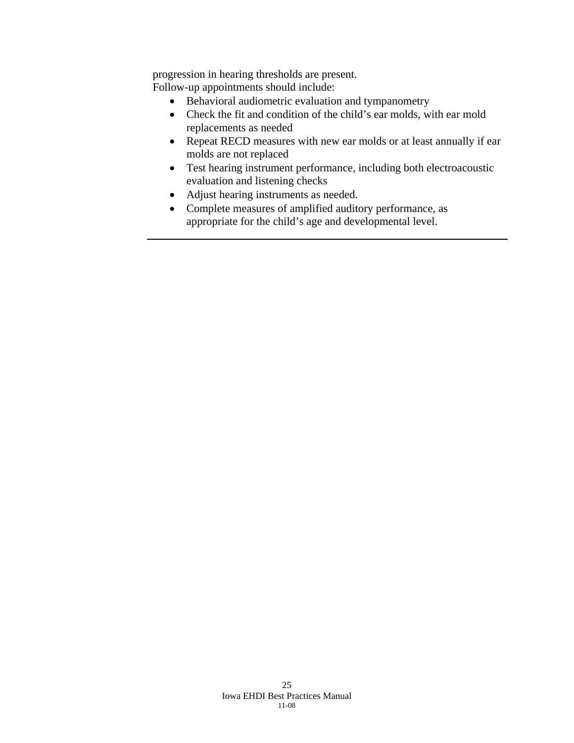progression in hearing thresholds are present.
Follow-up appointments should include:

- Behavioral audiometric evaluation and tympanometry
- Check the fit and condition of the child's ear molds, with ear mold replacements as needed
- Repeat RECD measures with new ear molds or at least annually if ear molds are not replaced
- Test hearing instrument performance, including both electroacoustic evaluation and listening checks
- Adjust hearing instruments as needed.
- Complete measures of amplified auditory performance, as appropriate for the child's age and developmental level.

---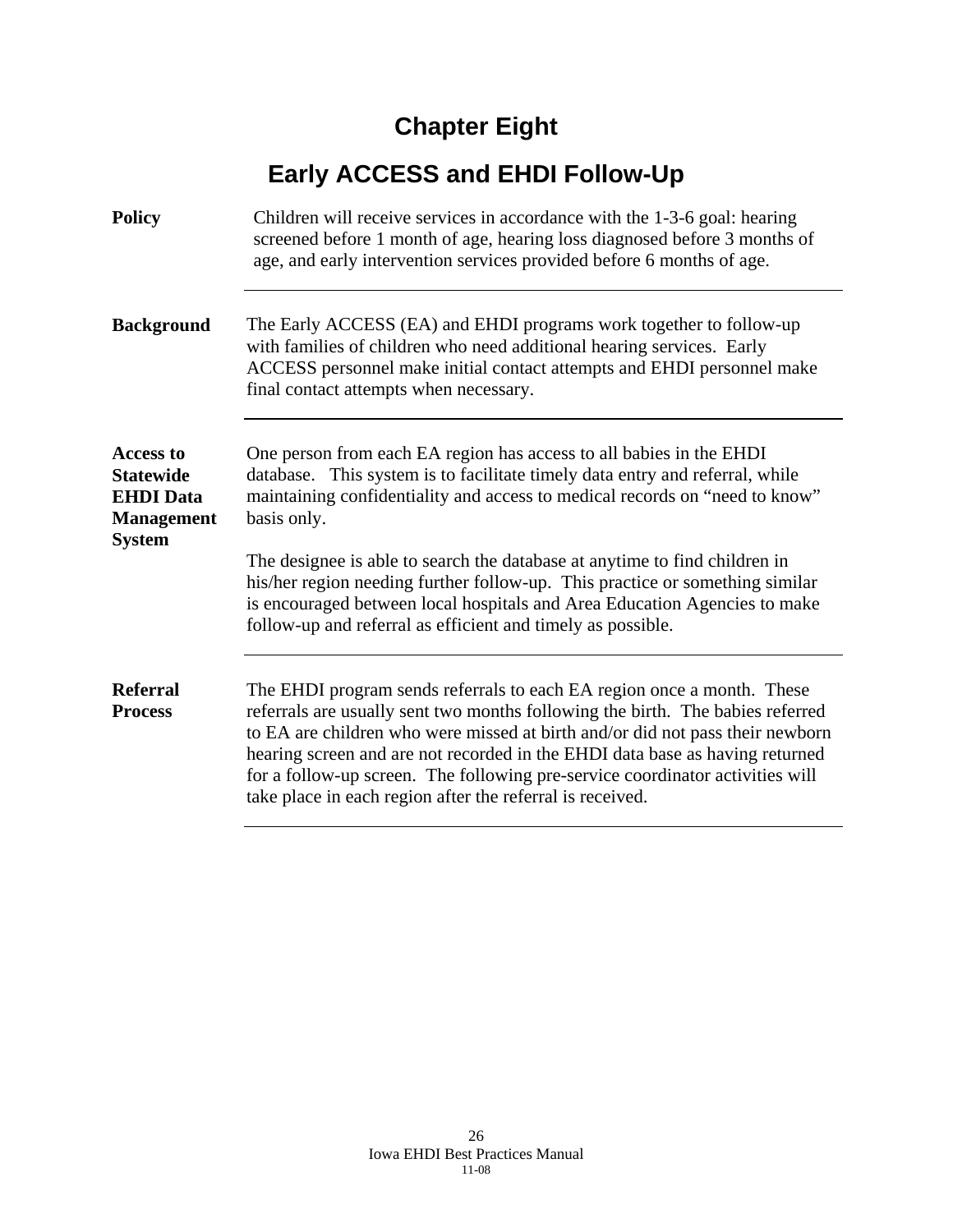# Chapter Eight

## Early ACCESS and EHDI Follow-Up

**Policy**

Children will receive services in accordance with the 1-3-6 goal: hearing screened before 1 month of age, hearing loss diagnosed before 3 months of age, and early intervention services provided before 6 months of age.

---

**Background**

The Early ACCESS (EA) and EHDI programs work together to follow-up with families of children who need additional hearing services. Early ACCESS personnel make initial contact attempts and EHDI personnel make final contact attempts when necessary.

---

**Access to Statewide EHDI Data Management System**

One person from each EA region has access to all babies in the EHDI database. This system is to facilitate timely data entry and referral, while maintaining confidentiality and access to medical records on "need to know" basis only.

The designee is able to search the database at anytime to find children in his/her region needing further follow-up. This practice or something similar is encouraged between local hospitals and Area Education Agencies to make follow-up and referral as efficient and timely as possible.

---

**Referral Process**

The EHDI program sends referrals to each EA region once a month. These referrals are usually sent two months following the birth. The babies referred to EA are children who were missed at birth and/or did not pass their newborn hearing screen and are not recorded in the EHDI data base as having returned for a follow-up screen. The following pre-service coordinator activities will take place in each region after the referral is received.

---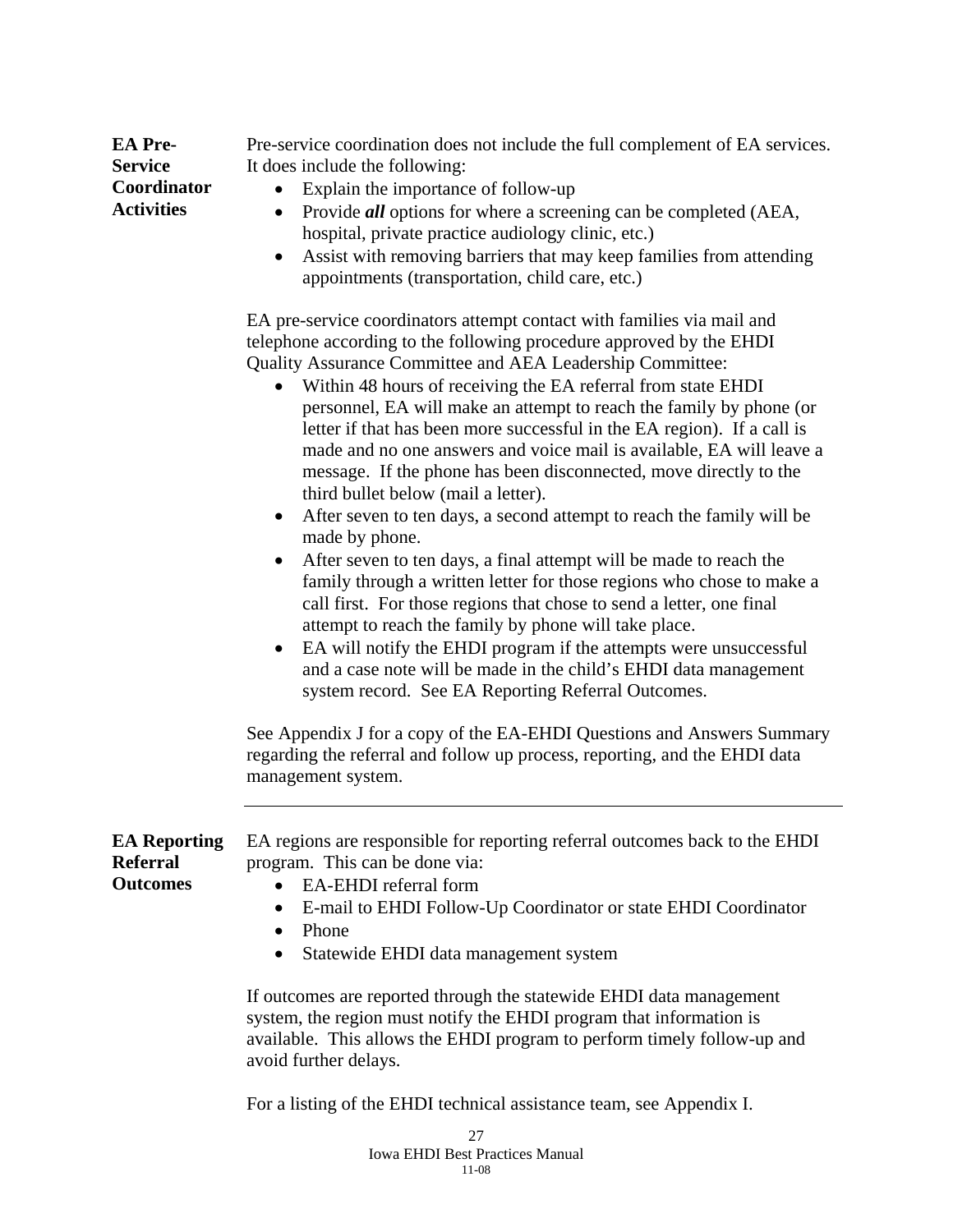## EA Pre-Service Coordinator Activities

Pre-service coordination does not include the full complement of EA services. It does include the following:

- Explain the importance of follow-up
- Provide ***all*** options for where a screening can be completed (AEA, hospital, private practice audiology clinic, etc.)
- Assist with removing barriers that may keep families from attending appointments (transportation, child care, etc.)

EA pre-service coordinators attempt contact with families via mail and telephone according to the following procedure approved by the EHDI Quality Assurance Committee and AEA Leadership Committee:

- Within 48 hours of receiving the EA referral from state EHDI personnel, EA will make an attempt to reach the family by phone (or letter if that has been more successful in the EA region). If a call is made and no one answers and voice mail is available, EA will leave a message. If the phone has been disconnected, move directly to the third bullet below (mail a letter).
- After seven to ten days, a second attempt to reach the family will be made by phone.
- After seven to ten days, a final attempt will be made to reach the family through a written letter for those regions who chose to make a call first. For those regions that chose to send a letter, one final attempt to reach the family by phone will take place.
- EA will notify the EHDI program if the attempts were unsuccessful and a case note will be made in the child's EHDI data management system record. See EA Reporting Referral Outcomes.

See Appendix J for a copy of the EA-EHDI Questions and Answers Summary regarding the referral and follow up process, reporting, and the EHDI data management system.

---

## EA Reporting Referral Outcomes

EA regions are responsible for reporting referral outcomes back to the EHDI program. This can be done via:

- EA-EHDI referral form
- E-mail to EHDI Follow-Up Coordinator or state EHDI Coordinator
- Phone
- Statewide EHDI data management system

If outcomes are reported through the statewide EHDI data management system, the region must notify the EHDI program that information is available. This allows the EHDI program to perform timely follow-up and avoid further delays.

For a listing of the EHDI technical assistance team, see Appendix I.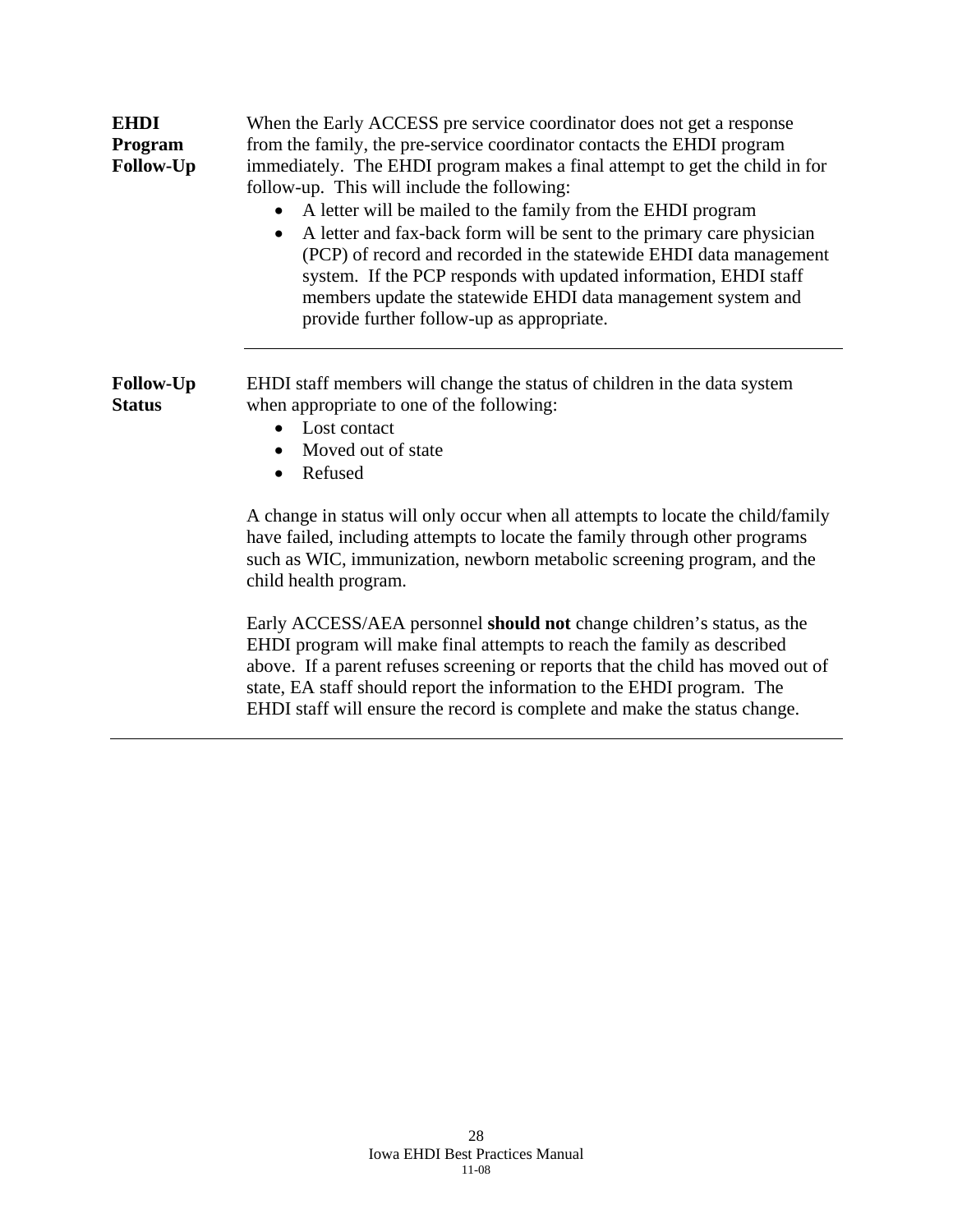**EHDI Program Follow-Up**

When the Early ACCESS pre service coordinator does not get a response from the family, the pre-service coordinator contacts the EHDI program immediately. The EHDI program makes a final attempt to get the child in for follow-up. This will include the following:

- A letter will be mailed to the family from the EHDI program
- A letter and fax-back form will be sent to the primary care physician (PCP) of record and recorded in the statewide EHDI data management system. If the PCP responds with updated information, EHDI staff members update the statewide EHDI data management system and provide further follow-up as appropriate.

---

**Follow-Up Status**

EHDI staff members will change the status of children in the data system when appropriate to one of the following:

- Lost contact
- Moved out of state
- Refused

A change in status will only occur when all attempts to locate the child/family have failed, including attempts to locate the family through other programs such as WIC, immunization, newborn metabolic screening program, and the child health program.

Early ACCESS/AEA personnel **should not** change children's status, as the EHDI program will make final attempts to reach the family as described above. If a parent refuses screening or reports that the child has moved out of state, EA staff should report the information to the EHDI program. The EHDI staff will ensure the record is complete and make the status change.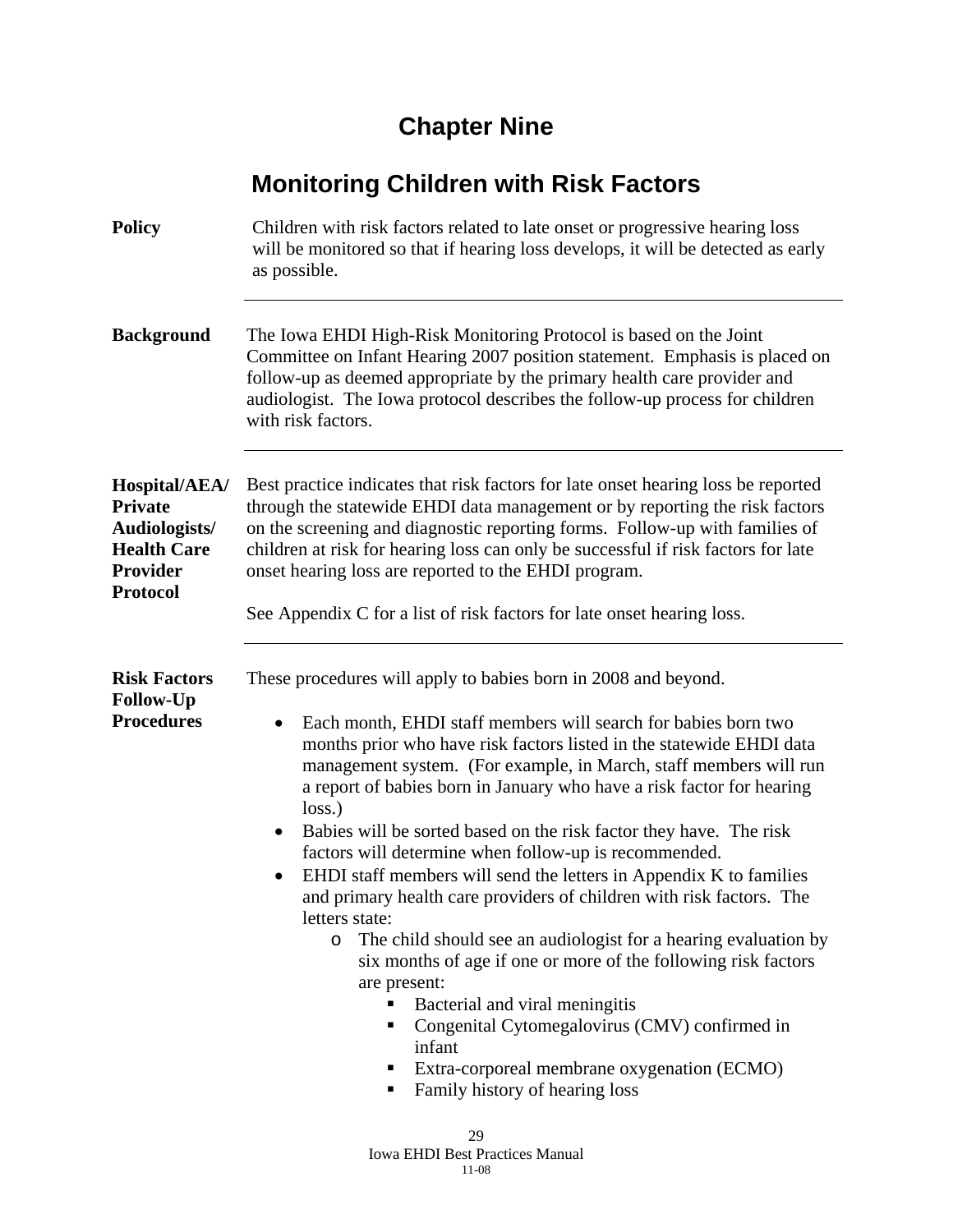# Chapter Nine

## Monitoring Children with Risk Factors

**Policy**

Children with risk factors related to late onset or progressive hearing loss will be monitored so that if hearing loss develops, it will be detected as early as possible.

---

**Background**

The Iowa EHDI High-Risk Monitoring Protocol is based on the Joint Committee on Infant Hearing 2007 position statement. Emphasis is placed on follow-up as deemed appropriate by the primary health care provider and audiologist. The Iowa protocol describes the follow-up process for children with risk factors.

---

**Hospital/AEA/ Private Audiologists/ Health Care Provider Protocol**

Best practice indicates that risk factors for late onset hearing loss be reported through the statewide EHDI data management or by reporting the risk factors on the screening and diagnostic reporting forms. Follow-up with families of children at risk for hearing loss can only be successful if risk factors for late onset hearing loss are reported to the EHDI program.

See Appendix C for a list of risk factors for late onset hearing loss.

---

**Risk Factors Follow-Up Procedures**

These procedures will apply to babies born in 2008 and beyond.

- Each month, EHDI staff members will search for babies born two months prior who have risk factors listed in the statewide EHDI data management system. (For example, in March, staff members will run a report of babies born in January who have a risk factor for hearing loss.)
- Babies will be sorted based on the risk factor they have. The risk factors will determine when follow-up is recommended.
- EHDI staff members will send the letters in Appendix K to families and primary health care providers of children with risk factors. The letters state:
  - The child should see an audiologist for a hearing evaluation by six months of age if one or more of the following risk factors are present:
    - Bacterial and viral meningitis
    - Congenital Cytomegalovirus (CMV) confirmed in infant
    - Extra-corporeal membrane oxygenation (ECMO)
    - Family history of hearing loss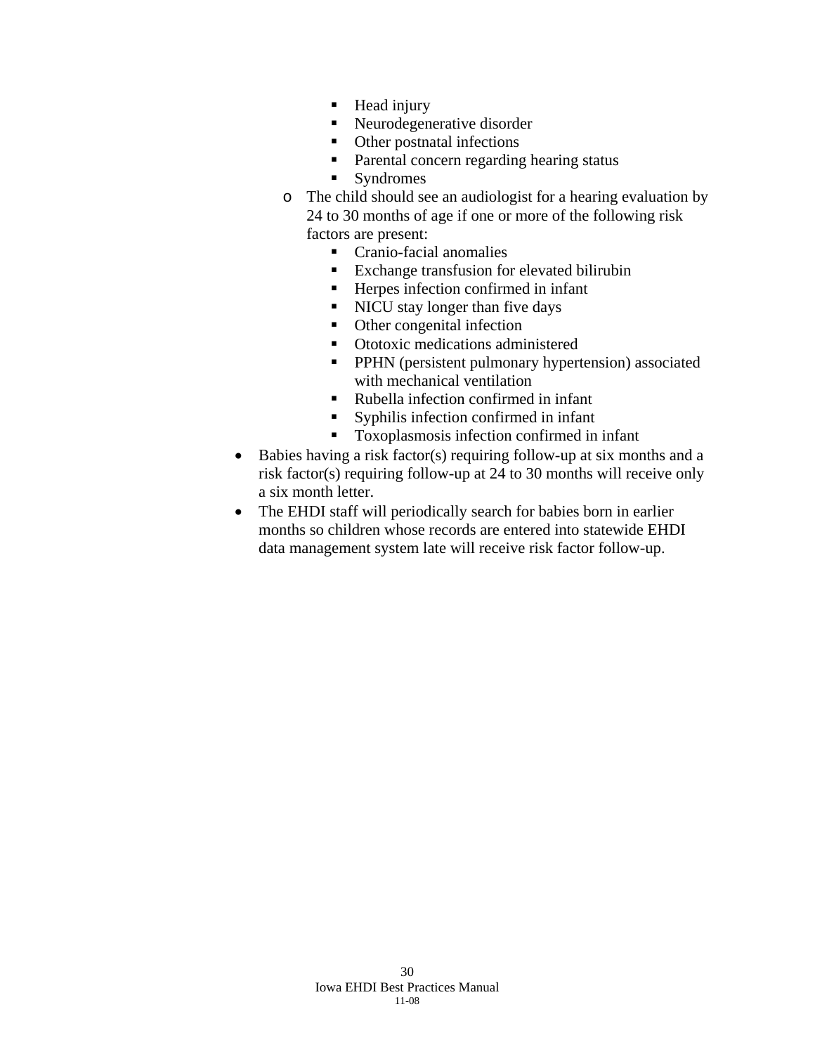- Head injury
        - Neurodegenerative disorder
        - Other postnatal infections
        - Parental concern regarding hearing status
        - Syndromes
    - The child should see an audiologist for a hearing evaluation by 24 to 30 months of age if one or more of the following risk factors are present:
        - Cranio-facial anomalies
        - Exchange transfusion for elevated bilirubin
        - Herpes infection confirmed in infant
        - NICU stay longer than five days
        - Other congenital infection
        - Ototoxic medications administered
        - PPHN (persistent pulmonary hypertension) associated with mechanical ventilation
        - Rubella infection confirmed in infant
        - Syphilis infection confirmed in infant
        - Toxoplasmosis infection confirmed in infant
- Babies having a risk factor(s) requiring follow-up at six months and a risk factor(s) requiring follow-up at 24 to 30 months will receive only a six month letter.
- The EHDI staff will periodically search for babies born in earlier months so children whose records are entered into statewide EHDI data management system late will receive risk factor follow-up.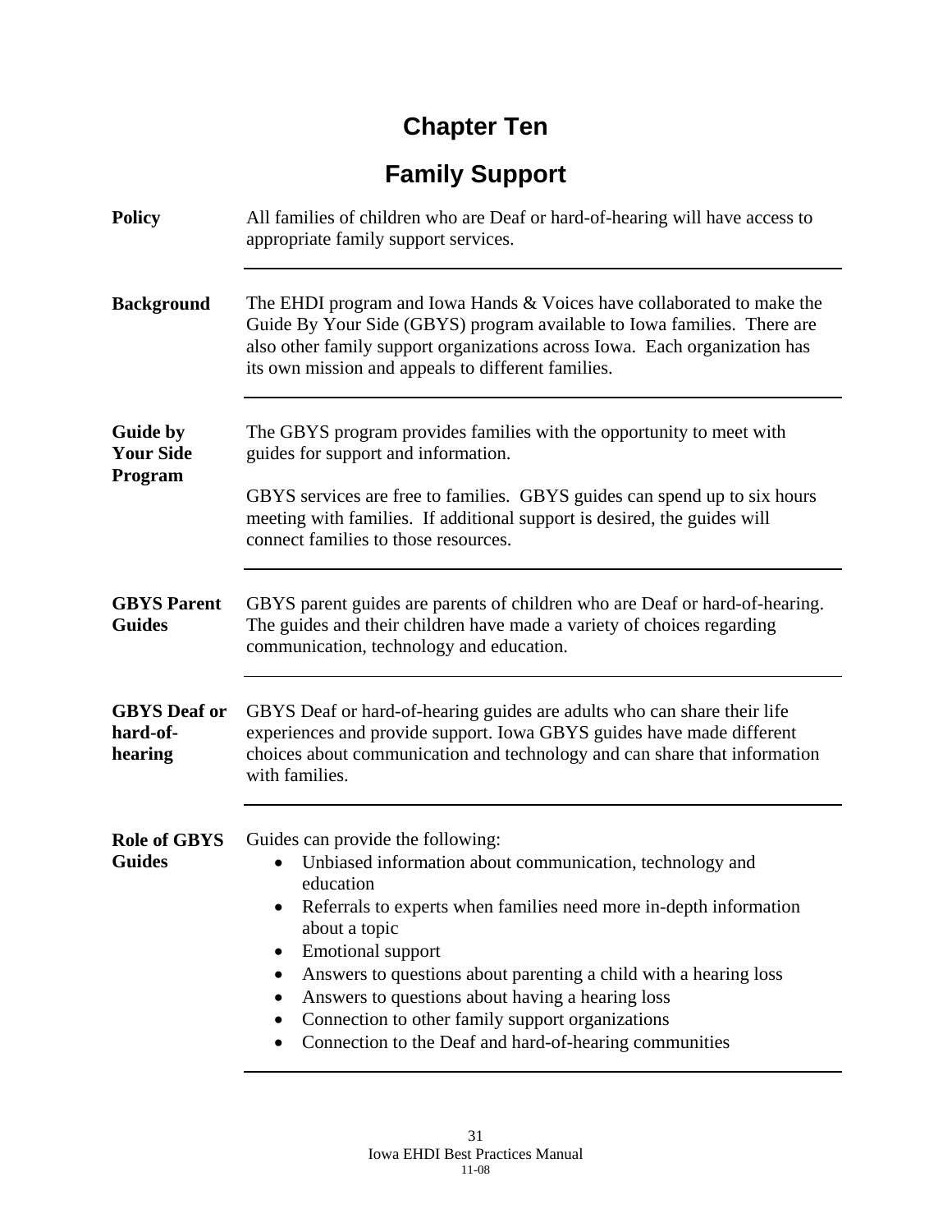# Chapter Ten

## Family Support

**Policy**

All families of children who are Deaf or hard-of-hearing will have access to appropriate family support services.

---

**Background**

The EHDI program and Iowa Hands & Voices have collaborated to make the Guide By Your Side (GBYS) program available to Iowa families. There are also other family support organizations across Iowa. Each organization has its own mission and appeals to different families.

---

**Guide by Your Side Program**

The GBYS program provides families with the opportunity to meet with guides for support and information.

GBYS services are free to families. GBYS guides can spend up to six hours meeting with families. If additional support is desired, the guides will connect families to those resources.

---

**GBYS Parent Guides**

GBYS parent guides are parents of children who are Deaf or hard-of-hearing. The guides and their children have made a variety of choices regarding communication, technology and education.

---

**GBYS Deaf or hard-of-hearing**

GBYS Deaf or hard-of-hearing guides are adults who can share their life experiences and provide support. Iowa GBYS guides have made different choices about communication and technology and can share that information with families.

---

**Role of GBYS Guides**

Guides can provide the following:

- Unbiased information about communication, technology and education
- Referrals to experts when families need more in-depth information about a topic
- Emotional support
- Answers to questions about parenting a child with a hearing loss
- Answers to questions about having a hearing loss
- Connection to other family support organizations
- Connection to the Deaf and hard-of-hearing communities

---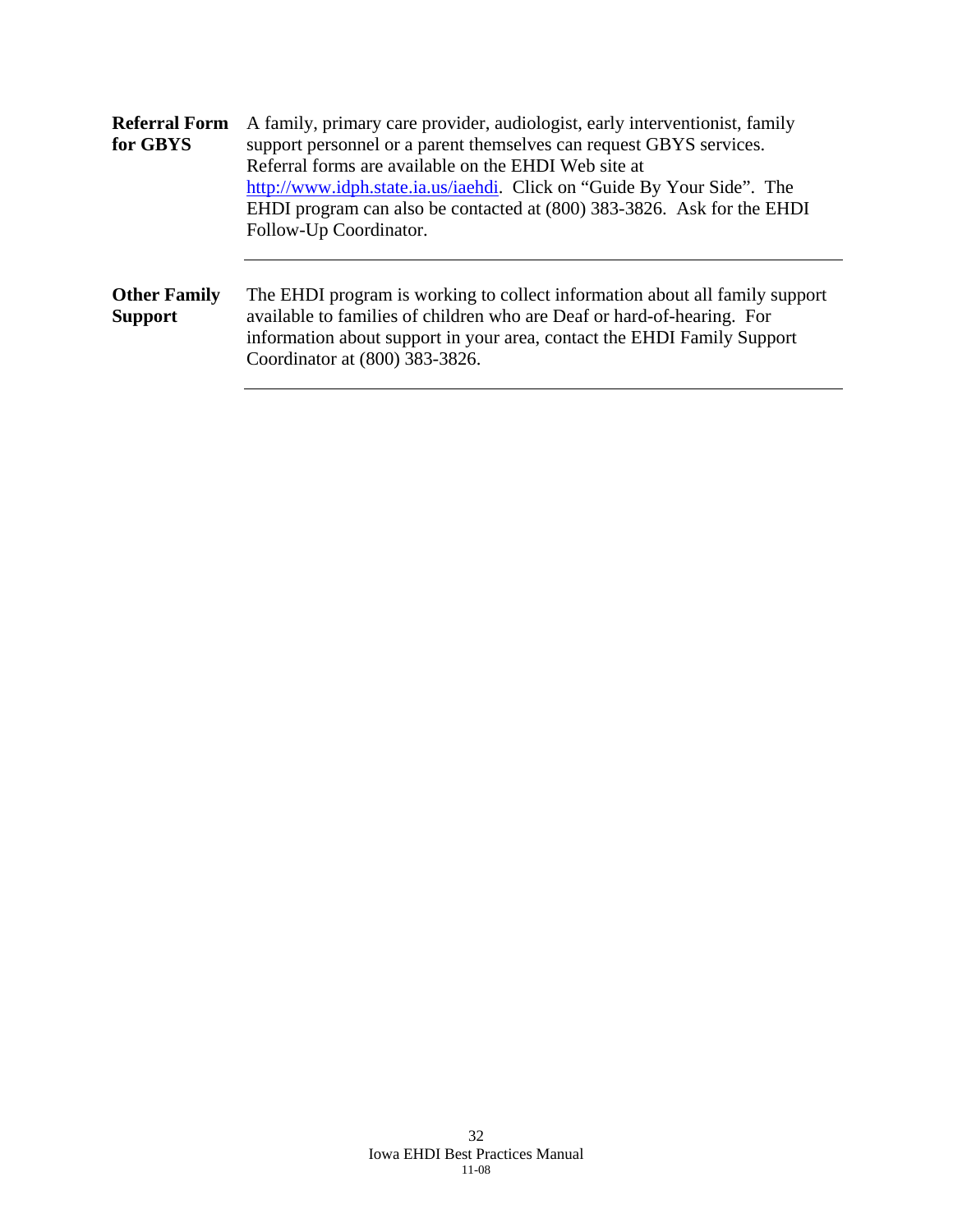**Referral Form for GBYS**

A family, primary care provider, audiologist, early interventionist, family support personnel or a parent themselves can request GBYS services. Referral forms are available on the EHDI Web site at http://www.idph.state.ia.us/iaehdi. Click on "Guide By Your Side". The EHDI program can also be contacted at (800) 383-3826. Ask for the EHDI Follow-Up Coordinator.

---

**Other Family Support**

The EHDI program is working to collect information about all family support available to families of children who are Deaf or hard-of-hearing. For information about support in your area, contact the EHDI Family Support Coordinator at (800) 383-3826.

---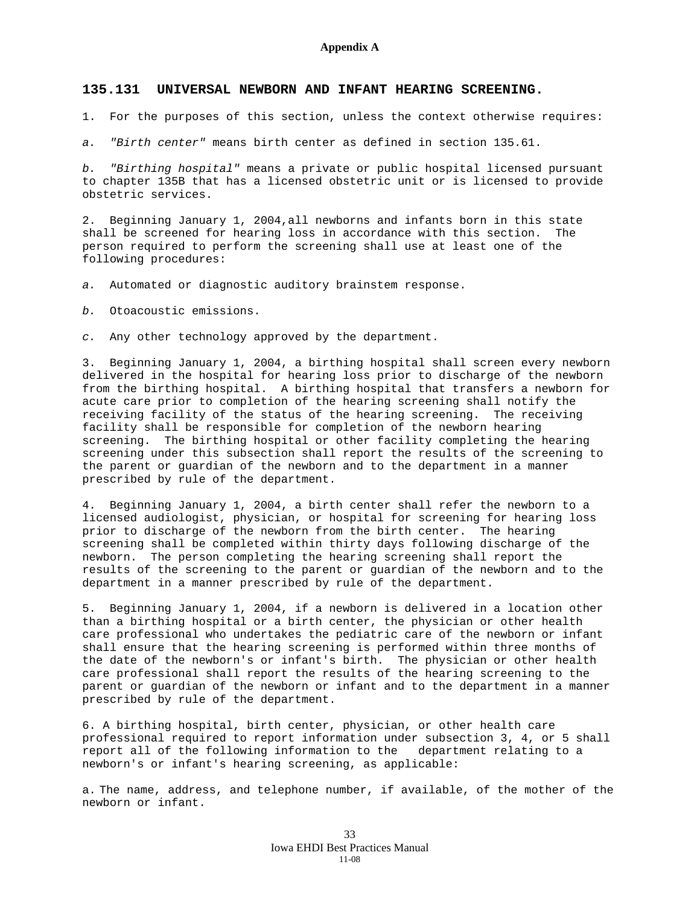**Appendix A**

## 135.131 UNIVERSAL NEWBORN AND INFANT HEARING SCREENING.

1. For the purposes of this section, unless the context otherwise requires:

*a.* *"Birth center"* means birth center as defined in section 135.61.

*b.* *"Birthing hospital"* means a private or public hospital licensed pursuant to chapter 135B that has a licensed obstetric unit or is licensed to provide obstetric services.

2. Beginning January 1, 2004,all newborns and infants born in this state shall be screened for hearing loss in accordance with this section. The person required to perform the screening shall use at least one of the following procedures:

*a.* Automated or diagnostic auditory brainstem response.

*b.* Otoacoustic emissions.

*c.* Any other technology approved by the department.

3. Beginning January 1, 2004, a birthing hospital shall screen every newborn delivered in the hospital for hearing loss prior to discharge of the newborn from the birthing hospital. A birthing hospital that transfers a newborn for acute care prior to completion of the hearing screening shall notify the receiving facility of the status of the hearing screening. The receiving facility shall be responsible for completion of the newborn hearing screening. The birthing hospital or other facility completing the hearing screening under this subsection shall report the results of the screening to the parent or guardian of the newborn and to the department in a manner prescribed by rule of the department.

4. Beginning January 1, 2004, a birth center shall refer the newborn to a licensed audiologist, physician, or hospital for screening for hearing loss prior to discharge of the newborn from the birth center. The hearing screening shall be completed within thirty days following discharge of the newborn. The person completing the hearing screening shall report the results of the screening to the parent or guardian of the newborn and to the department in a manner prescribed by rule of the department.

5. Beginning January 1, 2004, if a newborn is delivered in a location other than a birthing hospital or a birth center, the physician or other health care professional who undertakes the pediatric care of the newborn or infant shall ensure that the hearing screening is performed within three months of the date of the newborn's or infant's birth. The physician or other health care professional shall report the results of the hearing screening to the parent or guardian of the newborn or infant and to the department in a manner prescribed by rule of the department.

6. A birthing hospital, birth center, physician, or other health care professional required to report information under subsection 3, 4, or 5 shall report all of the following information to the department relating to a newborn's or infant's hearing screening, as applicable:

a. The name, address, and telephone number, if available, of the mother of the newborn or infant.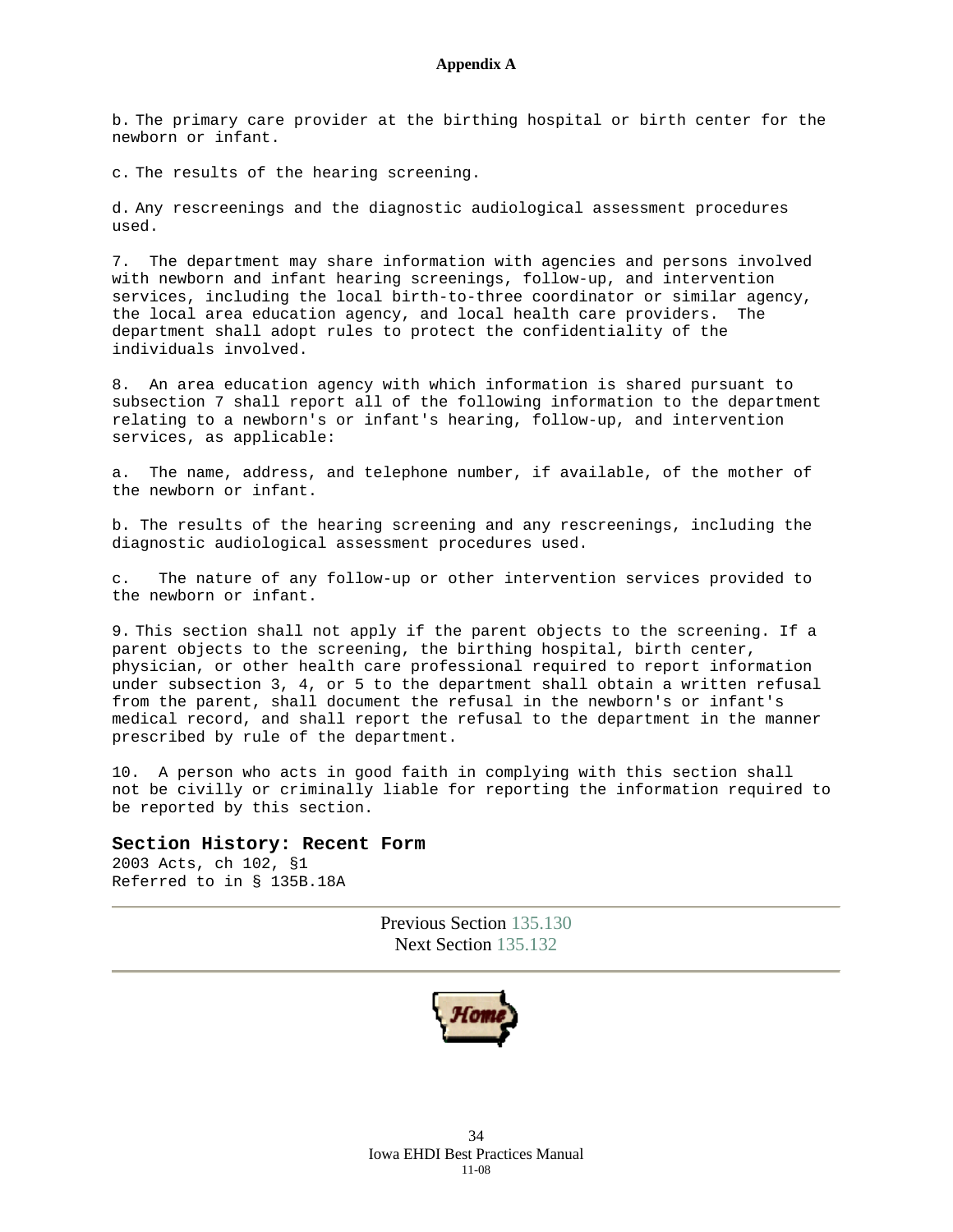b. The primary care provider at the birthing hospital or birth center for the newborn or infant.

c. The results of the hearing screening.

d. Any rescreenings and the diagnostic audiological assessment procedures used.

7. The department may share information with agencies and persons involved with newborn and infant hearing screenings, follow-up, and intervention services, including the local birth-to-three coordinator or similar agency, the local area education agency, and local health care providers. The department shall adopt rules to protect the confidentiality of the individuals involved.

8. An area education agency with which information is shared pursuant to subsection 7 shall report all of the following information to the department relating to a newborn's or infant's hearing, follow-up, and intervention services, as applicable:

a. The name, address, and telephone number, if available, of the mother of the newborn or infant.

b. The results of the hearing screening and any rescreenings, including the diagnostic audiological assessment procedures used.

c. The nature of any follow-up or other intervention services provided to the newborn or infant.

9. This section shall not apply if the parent objects to the screening. If a parent objects to the screening, the birthing hospital, birth center, physician, or other health care professional required to report information under subsection 3, 4, or 5 to the department shall obtain a written refusal from the parent, shall document the refusal in the newborn's or infant's medical record, and shall report the refusal to the department in the manner prescribed by rule of the department.

10. A person who acts in good faith in complying with this section shall not be civilly or criminally liable for reporting the information required to be reported by this section.

**Section History: Recent Form**

2003 Acts, ch 102, §1
Referred to in § 135B.18A

---

Previous Section 135.130
Next Section 135.132

---

Home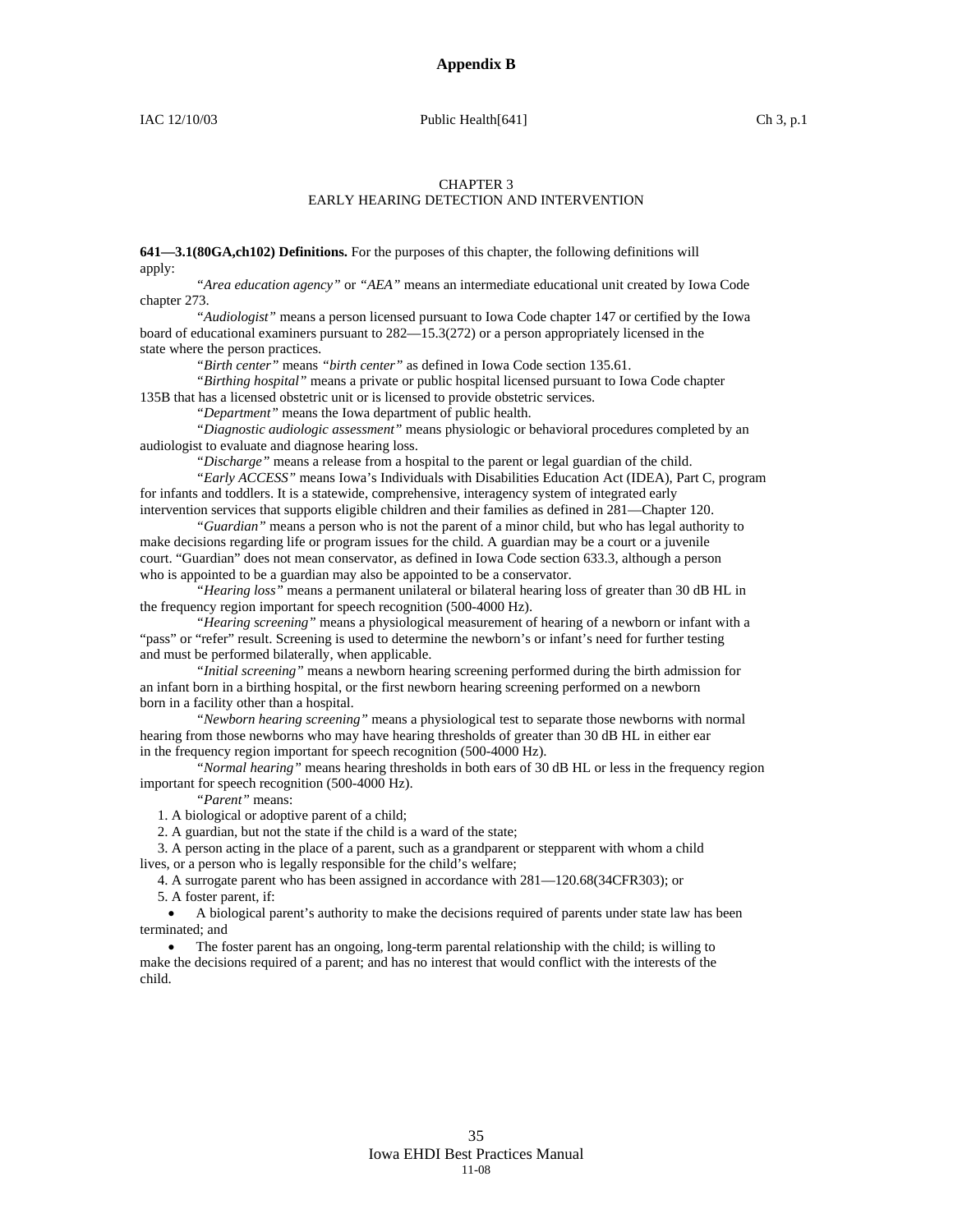# Appendix B

CHAPTER 3
EARLY HEARING DETECTION AND INTERVENTION

**641—3.1(80GA,ch102) Definitions.** For the purposes of this chapter, the following definitions will apply:

"*Area education agency*" or *"AEA"* means an intermediate educational unit created by Iowa Code chapter 273.

"*Audiologist"* means a person licensed pursuant to Iowa Code chapter 147 or certified by the Iowa board of educational examiners pursuant to 282—15.3(272) or a person appropriately licensed in the state where the person practices.

"*Birth center"* means *"birth center"* as defined in Iowa Code section 135.61.

"*Birthing hospital"* means a private or public hospital licensed pursuant to Iowa Code chapter 135B that has a licensed obstetric unit or is licensed to provide obstetric services.

"*Department"* means the Iowa department of public health.

"*Diagnostic audiologic assessment"* means physiologic or behavioral procedures completed by an audiologist to evaluate and diagnose hearing loss.

"*Discharge"* means a release from a hospital to the parent or legal guardian of the child.

"*Early ACCESS"* means Iowa's Individuals with Disabilities Education Act (IDEA), Part C, program for infants and toddlers. It is a statewide, comprehensive, interagency system of integrated early intervention services that supports eligible children and their families as defined in 281—Chapter 120.

*"Guardian"* means a person who is not the parent of a minor child, but who has legal authority to make decisions regarding life or program issues for the child. A guardian may be a court or a juvenile court. "Guardian" does not mean conservator, as defined in Iowa Code section 633.3, although a person who is appointed to be a guardian may also be appointed to be a conservator.

"*Hearing loss"* means a permanent unilateral or bilateral hearing loss of greater than 30 dB HL in the frequency region important for speech recognition (500-4000 Hz).

"*Hearing screening"* means a physiological measurement of hearing of a newborn or infant with a "pass" or "refer" result. Screening is used to determine the newborn's or infant's need for further testing and must be performed bilaterally, when applicable.

*"Initial screening"* means a newborn hearing screening performed during the birth admission for an infant born in a birthing hospital, or the first newborn hearing screening performed on a newborn born in a facility other than a hospital.

*"Newborn hearing screening"* means a physiological test to separate those newborns with normal hearing from those newborns who may have hearing thresholds of greater than 30 dB HL in either ear in the frequency region important for speech recognition (500-4000 Hz).

"*Normal hearing"* means hearing thresholds in both ears of 30 dB HL or less in the frequency region important for speech recognition (500-4000 Hz).

"*Parent"* means:

1. A biological or adoptive parent of a child;
2. A guardian, but not the state if the child is a ward of the state;
3. A person acting in the place of a parent, such as a grandparent or stepparent with whom a child lives, or a person who is legally responsible for the child's welfare;
4. A surrogate parent who has been assigned in accordance with 281—120.68(34CFR303); or
5. A foster parent, if:
   - A biological parent's authority to make the decisions required of parents under state law has been terminated; and
   - The foster parent has an ongoing, long-term parental relationship with the child; is willing to make the decisions required of a parent; and has no interest that would conflict with the interests of the child.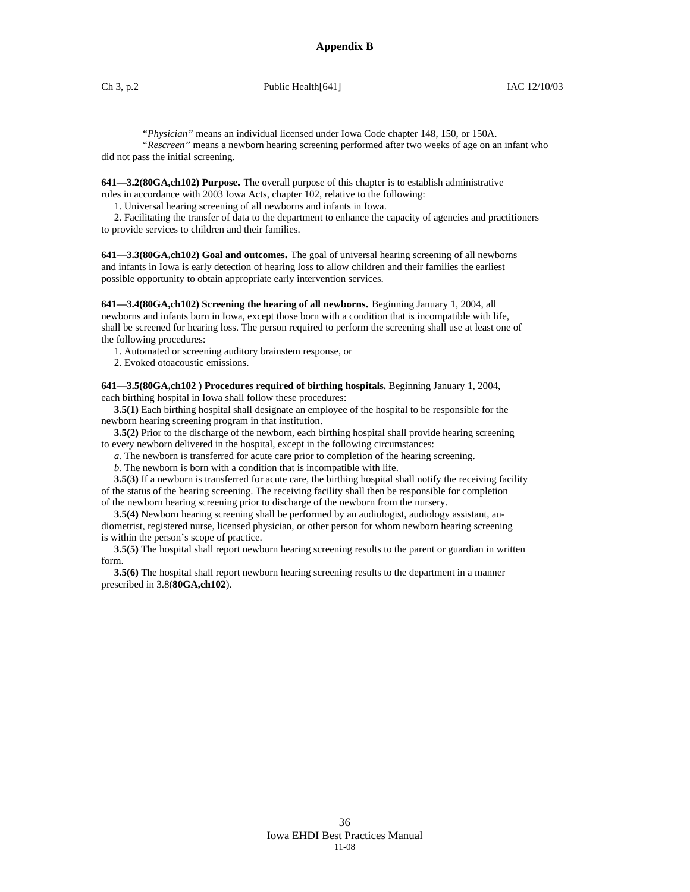## Appendix B

"*Physician*" means an individual licensed under Iowa Code chapter 148, 150, or 150A.

"*Rescreen*" means a newborn hearing screening performed after two weeks of age on an infant who did not pass the initial screening.

**641—3.2(80GA,ch102) Purpose.** The overall purpose of this chapter is to establish administrative rules in accordance with 2003 Iowa Acts, chapter 102, relative to the following:

1. Universal hearing screening of all newborns and infants in Iowa.
2. Facilitating the transfer of data to the department to enhance the capacity of agencies and practitioners to provide services to children and their families.

**641—3.3(80GA,ch102) Goal and outcomes.** The goal of universal hearing screening of all newborns and infants in Iowa is early detection of hearing loss to allow children and their families the earliest possible opportunity to obtain appropriate early intervention services.

**641—3.4(80GA,ch102) Screening the hearing of all newborns.** Beginning January 1, 2004, all newborns and infants born in Iowa, except those born with a condition that is incompatible with life, shall be screened for hearing loss. The person required to perform the screening shall use at least one of the following procedures:

1. Automated or screening auditory brainstem response, or
2. Evoked otoacoustic emissions.

**641—3.5(80GA,ch102 ) Procedures required of birthing hospitals.** Beginning January 1, 2004, each birthing hospital in Iowa shall follow these procedures:

**3.5(1)** Each birthing hospital shall designate an employee of the hospital to be responsible for the newborn hearing screening program in that institution.

**3.5(2)** Prior to the discharge of the newborn, each birthing hospital shall provide hearing screening to every newborn delivered in the hospital, except in the following circumstances:

*a.* The newborn is transferred for acute care prior to completion of the hearing screening.

*b.* The newborn is born with a condition that is incompatible with life.

**3.5(3)** If a newborn is transferred for acute care, the birthing hospital shall notify the receiving facility of the status of the hearing screening. The receiving facility shall then be responsible for completion of the newborn hearing screening prior to discharge of the newborn from the nursery.

**3.5(4)** Newborn hearing screening shall be performed by an audiologist, audiology assistant, audiometrist, registered nurse, licensed physician, or other person for whom newborn hearing screening is within the person's scope of practice.

**3.5(5)** The hospital shall report newborn hearing screening results to the parent or guardian in written form.

**3.5(6)** The hospital shall report newborn hearing screening results to the department in a manner prescribed in 3.8(**80GA,ch102**).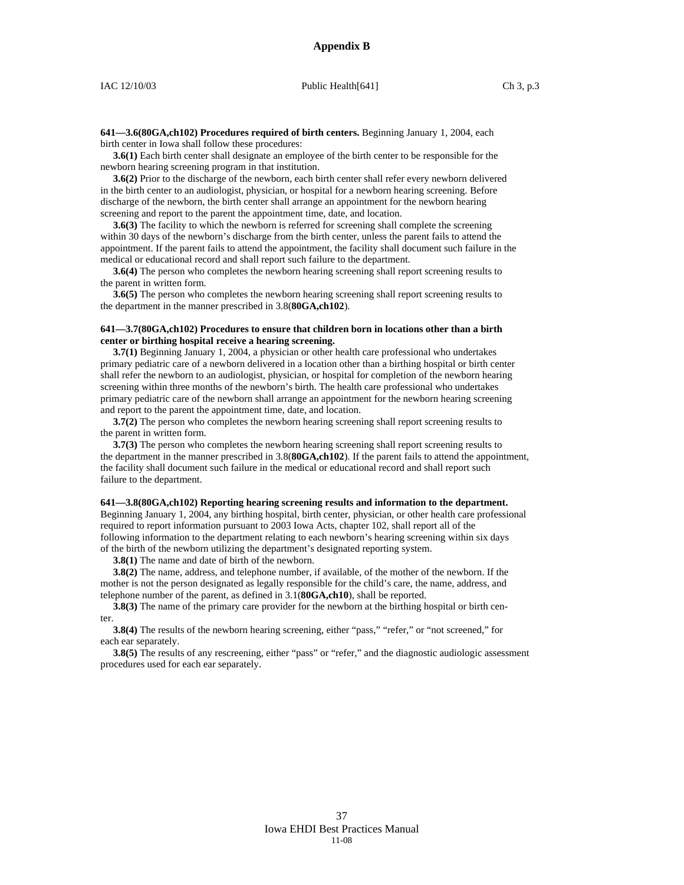## Appendix B

**641—3.6(80GA,ch102) Procedures required of birth centers.** Beginning January 1, 2004, each birth center in Iowa shall follow these procedures:

**3.6(1)** Each birth center shall designate an employee of the birth center to be responsible for the newborn hearing screening program in that institution.

**3.6(2)** Prior to the discharge of the newborn, each birth center shall refer every newborn delivered in the birth center to an audiologist, physician, or hospital for a newborn hearing screening. Before discharge of the newborn, the birth center shall arrange an appointment for the newborn hearing screening and report to the parent the appointment time, date, and location.

**3.6(3)** The facility to which the newborn is referred for screening shall complete the screening within 30 days of the newborn's discharge from the birth center, unless the parent fails to attend the appointment. If the parent fails to attend the appointment, the facility shall document such failure in the medical or educational record and shall report such failure to the department.

**3.6(4)** The person who completes the newborn hearing screening shall report screening results to the parent in written form.

**3.6(5)** The person who completes the newborn hearing screening shall report screening results to the department in the manner prescribed in 3.8(**80GA,ch102**).

**641—3.7(80GA,ch102) Procedures to ensure that children born in locations other than a birth center or birthing hospital receive a hearing screening.**

**3.7(1)** Beginning January 1, 2004, a physician or other health care professional who undertakes primary pediatric care of a newborn delivered in a location other than a birthing hospital or birth center shall refer the newborn to an audiologist, physician, or hospital for completion of the newborn hearing screening within three months of the newborn's birth. The health care professional who undertakes primary pediatric care of the newborn shall arrange an appointment for the newborn hearing screening and report to the parent the appointment time, date, and location.

**3.7(2)** The person who completes the newborn hearing screening shall report screening results to the parent in written form.

**3.7(3)** The person who completes the newborn hearing screening shall report screening results to the department in the manner prescribed in 3.8(**80GA,ch102**). If the parent fails to attend the appointment, the facility shall document such failure in the medical or educational record and shall report such failure to the department.

**641—3.8(80GA,ch102) Reporting hearing screening results and information to the department.** Beginning January 1, 2004, any birthing hospital, birth center, physician, or other health care professional required to report information pursuant to 2003 Iowa Acts, chapter 102, shall report all of the following information to the department relating to each newborn's hearing screening within six days of the birth of the newborn utilizing the department's designated reporting system.

**3.8(1)** The name and date of birth of the newborn.

**3.8(2)** The name, address, and telephone number, if available, of the mother of the newborn. If the mother is not the person designated as legally responsible for the child's care, the name, address, and telephone number of the parent, as defined in 3.1(**80GA,ch10**), shall be reported.

**3.8(3)** The name of the primary care provider for the newborn at the birthing hospital or birth center.

**3.8(4)** The results of the newborn hearing screening, either "pass," "refer," or "not screened," for each ear separately.

**3.8(5)** The results of any rescreening, either "pass" or "refer," and the diagnostic audiologic assessment procedures used for each ear separately.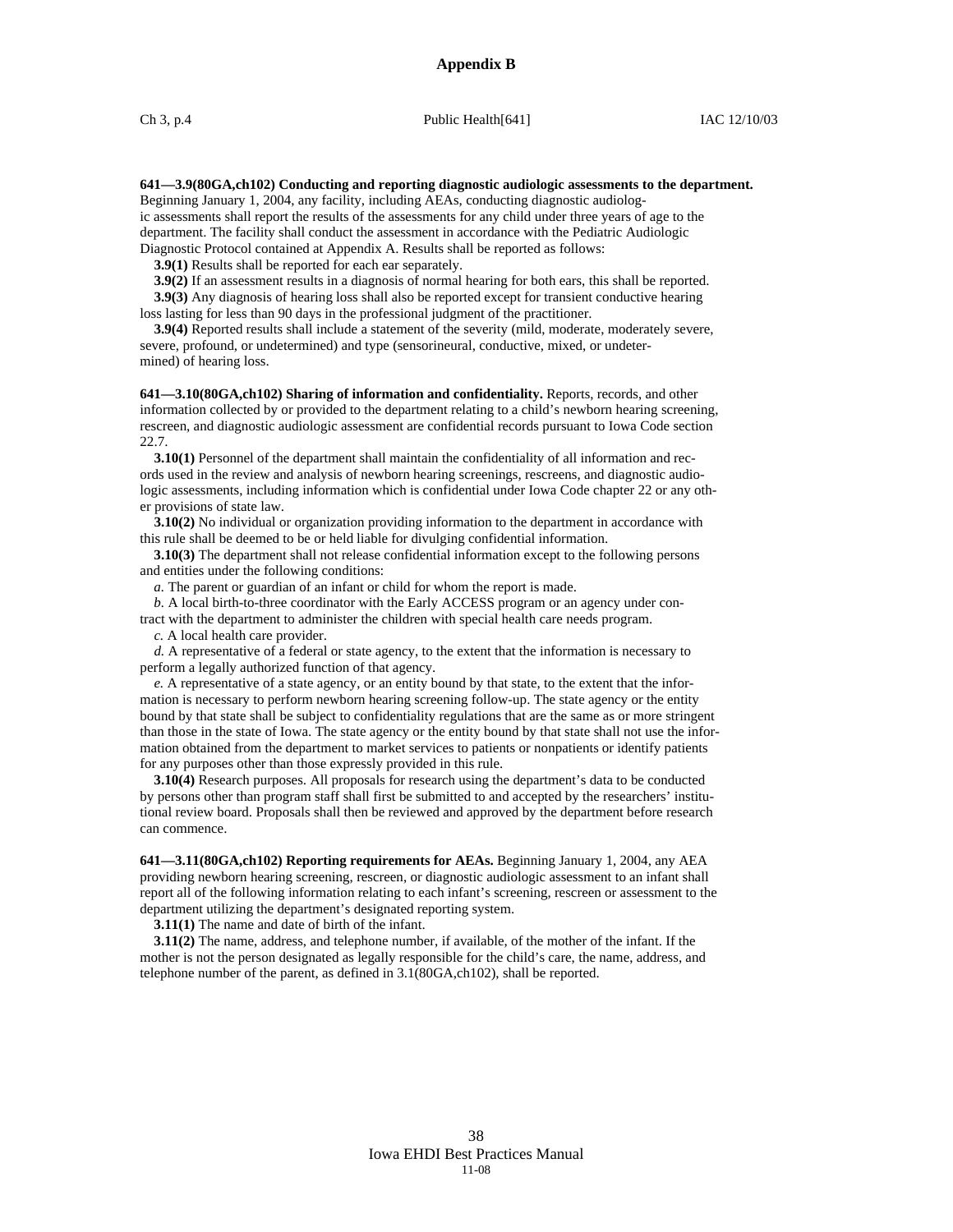## Appendix B

**641—3.9(80GA,ch102) Conducting and reporting diagnostic audiologic assessments to the department.** Beginning January 1, 2004, any facility, including AEAs, conducting diagnostic audiologic assessments shall report the results of the assessments for any child under three years of age to the department. The facility shall conduct the assessment in accordance with the Pediatric Audiologic Diagnostic Protocol contained at Appendix A. Results shall be reported as follows:

**3.9(1)** Results shall be reported for each ear separately.

**3.9(2)** If an assessment results in a diagnosis of normal hearing for both ears, this shall be reported.

**3.9(3)** Any diagnosis of hearing loss shall also be reported except for transient conductive hearing loss lasting for less than 90 days in the professional judgment of the practitioner.

**3.9(4)** Reported results shall include a statement of the severity (mild, moderate, moderately severe, severe, profound, or undetermined) and type (sensorineural, conductive, mixed, or undetermined) of hearing loss.

**641—3.10(80GA,ch102) Sharing of information and confidentiality.** Reports, records, and other information collected by or provided to the department relating to a child's newborn hearing screening, rescreen, and diagnostic audiologic assessment are confidential records pursuant to Iowa Code section 22.7.

**3.10(1)** Personnel of the department shall maintain the confidentiality of all information and records used in the review and analysis of newborn hearing screenings, rescreens, and diagnostic audiologic assessments, including information which is confidential under Iowa Code chapter 22 or any other provisions of state law.

**3.10(2)** No individual or organization providing information to the department in accordance with this rule shall be deemed to be or held liable for divulging confidential information.

**3.10(3)** The department shall not release confidential information except to the following persons and entities under the following conditions:

*a.* The parent or guardian of an infant or child for whom the report is made.

*b.* A local birth-to-three coordinator with the Early ACCESS program or an agency under contract with the department to administer the children with special health care needs program.

*c.* A local health care provider.

*d.* A representative of a federal or state agency, to the extent that the information is necessary to perform a legally authorized function of that agency.

*e.* A representative of a state agency, or an entity bound by that state, to the extent that the information is necessary to perform newborn hearing screening follow-up. The state agency or the entity bound by that state shall be subject to confidentiality regulations that are the same as or more stringent than those in the state of Iowa. The state agency or the entity bound by that state shall not use the information obtained from the department to market services to patients or nonpatients or identify patients for any purposes other than those expressly provided in this rule.

**3.10(4)** Research purposes. All proposals for research using the department's data to be conducted by persons other than program staff shall first be submitted to and accepted by the researchers' institutional review board. Proposals shall then be reviewed and approved by the department before research can commence.

**641—3.11(80GA,ch102) Reporting requirements for AEAs.** Beginning January 1, 2004, any AEA providing newborn hearing screening, rescreen, or diagnostic audiologic assessment to an infant shall report all of the following information relating to each infant's screening, rescreen or assessment to the department utilizing the department's designated reporting system.

**3.11(1)** The name and date of birth of the infant.

**3.11(2)** The name, address, and telephone number, if available, of the mother of the infant. If the mother is not the person designated as legally responsible for the child's care, the name, address, and telephone number of the parent, as defined in 3.1(80GA,ch102), shall be reported.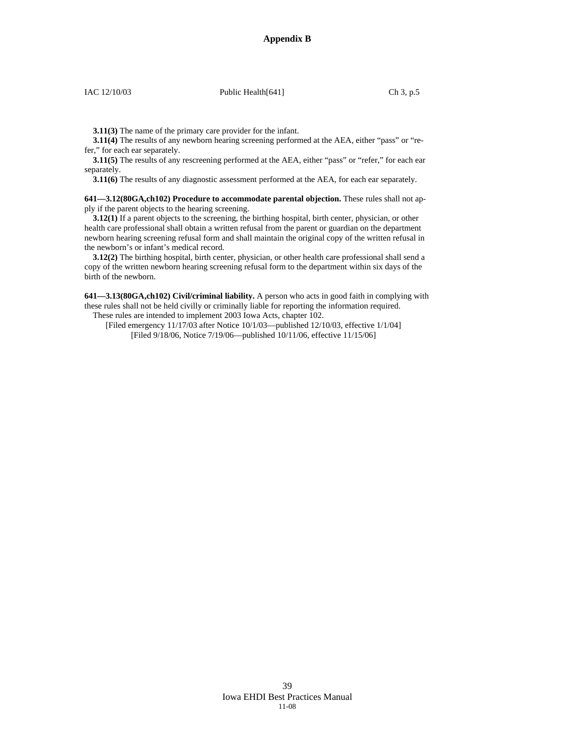**3.11(3)** The name of the primary care provider for the infant.

**3.11(4)** The results of any newborn hearing screening performed at the AEA, either "pass" or "refer," for each ear separately.

**3.11(5)** The results of any rescreening performed at the AEA, either "pass" or "refer," for each ear separately.

**3.11(6)** The results of any diagnostic assessment performed at the AEA, for each ear separately.

**641—3.12(80GA,ch102) Procedure to accommodate parental objection.** These rules shall not apply if the parent objects to the hearing screening.

**3.12(1)** If a parent objects to the screening, the birthing hospital, birth center, physician, or other health care professional shall obtain a written refusal from the parent or guardian on the department newborn hearing screening refusal form and shall maintain the original copy of the written refusal in the newborn's or infant's medical record.

**3.12(2)** The birthing hospital, birth center, physician, or other health care professional shall send a copy of the written newborn hearing screening refusal form to the department within six days of the birth of the newborn.

**641—3.13(80GA,ch102) Civil/criminal liability.** A person who acts in good faith in complying with these rules shall not be held civilly or criminally liable for reporting the information required.

These rules are intended to implement 2003 Iowa Acts, chapter 102.

[Filed emergency 11/17/03 after Notice 10/1/03—published 12/10/03, effective 1/1/04]

[Filed 9/18/06, Notice 7/19/06—published 10/11/06, effective 11/15/06]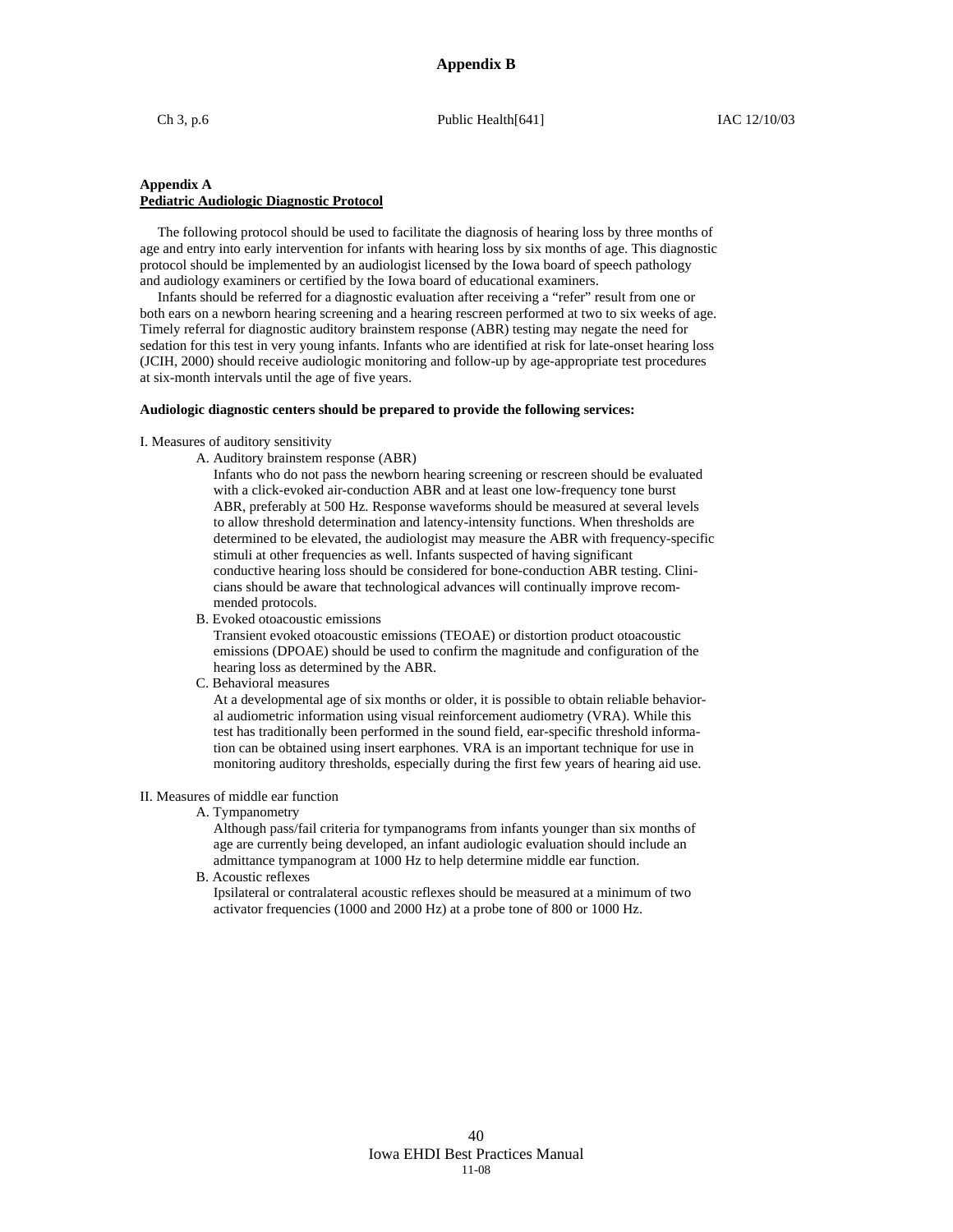# Appendix B

## Appendix A
**Pediatric Audiologic Diagnostic Protocol**

The following protocol should be used to facilitate the diagnosis of hearing loss by three months of age and entry into early intervention for infants with hearing loss by six months of age. This diagnostic protocol should be implemented by an audiologist licensed by the Iowa board of speech pathology and audiology examiners or certified by the Iowa board of educational examiners.

Infants should be referred for a diagnostic evaluation after receiving a "refer" result from one or both ears on a newborn hearing screening and a hearing rescreen performed at two to six weeks of age. Timely referral for diagnostic auditory brainstem response (ABR) testing may negate the need for sedation for this test in very young infants. Infants who are identified at risk for late-onset hearing loss (JCIH, 2000) should receive audiologic monitoring and follow-up by age-appropriate test procedures at six-month intervals until the age of five years.

**Audiologic diagnostic centers should be prepared to provide the following services:**

I. Measures of auditory sensitivity

- A. Auditory brainstem response (ABR)

  Infants who do not pass the newborn hearing screening or rescreen should be evaluated with a click-evoked air-conduction ABR and at least one low-frequency tone burst ABR, preferably at 500 Hz. Response waveforms should be measured at several levels to allow threshold determination and latency-intensity functions. When thresholds are determined to be elevated, the audiologist may measure the ABR with frequency-specific stimuli at other frequencies as well. Infants suspected of having significant conductive hearing loss should be considered for bone-conduction ABR testing. Clinicians should be aware that technological advances will continually improve recommended protocols.

- B. Evoked otoacoustic emissions

  Transient evoked otoacoustic emissions (TEOAE) or distortion product otoacoustic emissions (DPOAE) should be used to confirm the magnitude and configuration of the hearing loss as determined by the ABR.

- C. Behavioral measures

  At a developmental age of six months or older, it is possible to obtain reliable behavioral audiometric information using visual reinforcement audiometry (VRA). While this test has traditionally been performed in the sound field, ear-specific threshold information can be obtained using insert earphones. VRA is an important technique for use in monitoring auditory thresholds, especially during the first few years of hearing aid use.

II. Measures of middle ear function

- A. Tympanometry

  Although pass/fail criteria for tympanograms from infants younger than six months of age are currently being developed, an infant audiologic evaluation should include an admittance tympanogram at 1000 Hz to help determine middle ear function.

- B. Acoustic reflexes

  Ipsilateral or contralateral acoustic reflexes should be measured at a minimum of two activator frequencies (1000 and 2000 Hz) at a probe tone of 800 or 1000 Hz.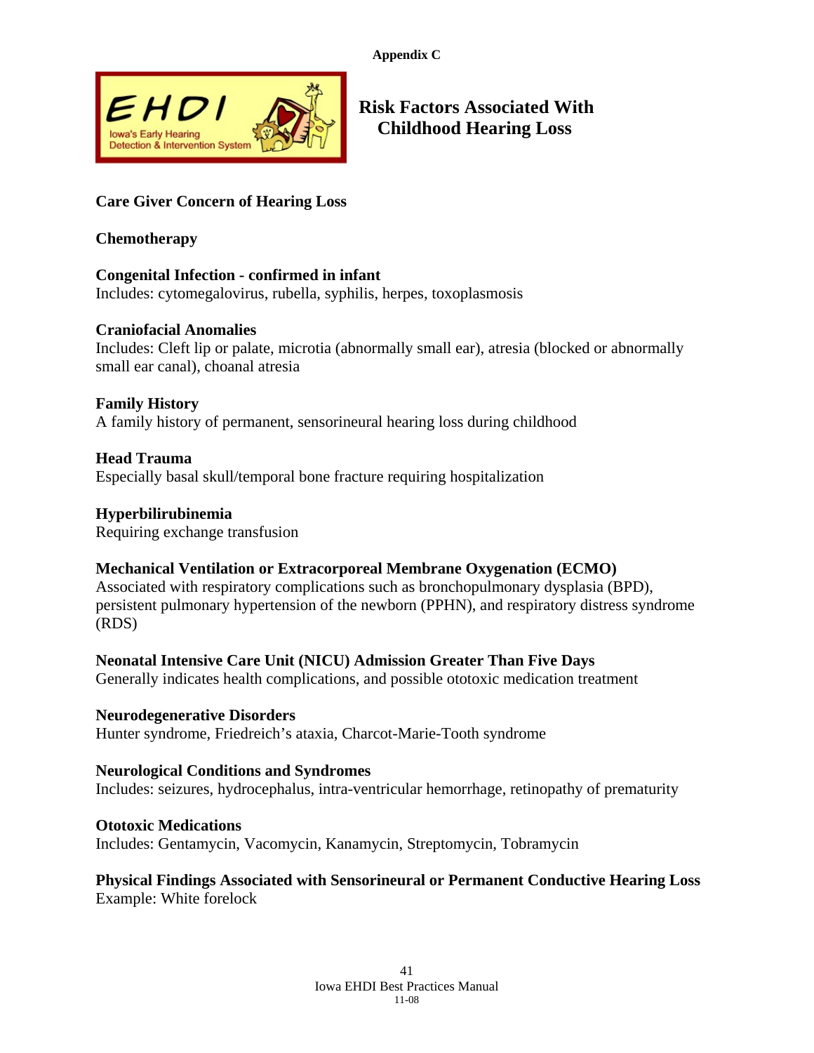Appendix C

## Risk Factors Associated With Childhood Hearing Loss

**Care Giver Concern of Hearing Loss**

**Chemotherapy**

**Congenital Infection - confirmed in infant**
Includes: cytomegalovirus, rubella, syphilis, herpes, toxoplasmosis

**Craniofacial Anomalies**
Includes: Cleft lip or palate, microtia (abnormally small ear), atresia (blocked or abnormally small ear canal), choanal atresia

**Family History**
A family history of permanent, sensorineural hearing loss during childhood

**Head Trauma**
Especially basal skull/temporal bone fracture requiring hospitalization

**Hyperbilirubinemia**
Requiring exchange transfusion

**Mechanical Ventilation or Extracorporeal Membrane Oxygenation (ECMO)**
Associated with respiratory complications such as bronchopulmonary dysplasia (BPD), persistent pulmonary hypertension of the newborn (PPHN), and respiratory distress syndrome (RDS)

**Neonatal Intensive Care Unit (NICU) Admission Greater Than Five Days**
Generally indicates health complications, and possible ototoxic medication treatment

**Neurodegenerative Disorders**
Hunter syndrome, Friedreich's ataxia, Charcot-Marie-Tooth syndrome

**Neurological Conditions and Syndromes**
Includes: seizures, hydrocephalus, intra-ventricular hemorrhage, retinopathy of prematurity

**Ototoxic Medications**
Includes: Gentamycin, Vacomycin, Kanamycin, Streptomycin, Tobramycin

**Physical Findings Associated with Sensorineural or Permanent Conductive Hearing Loss**
Example: White forelock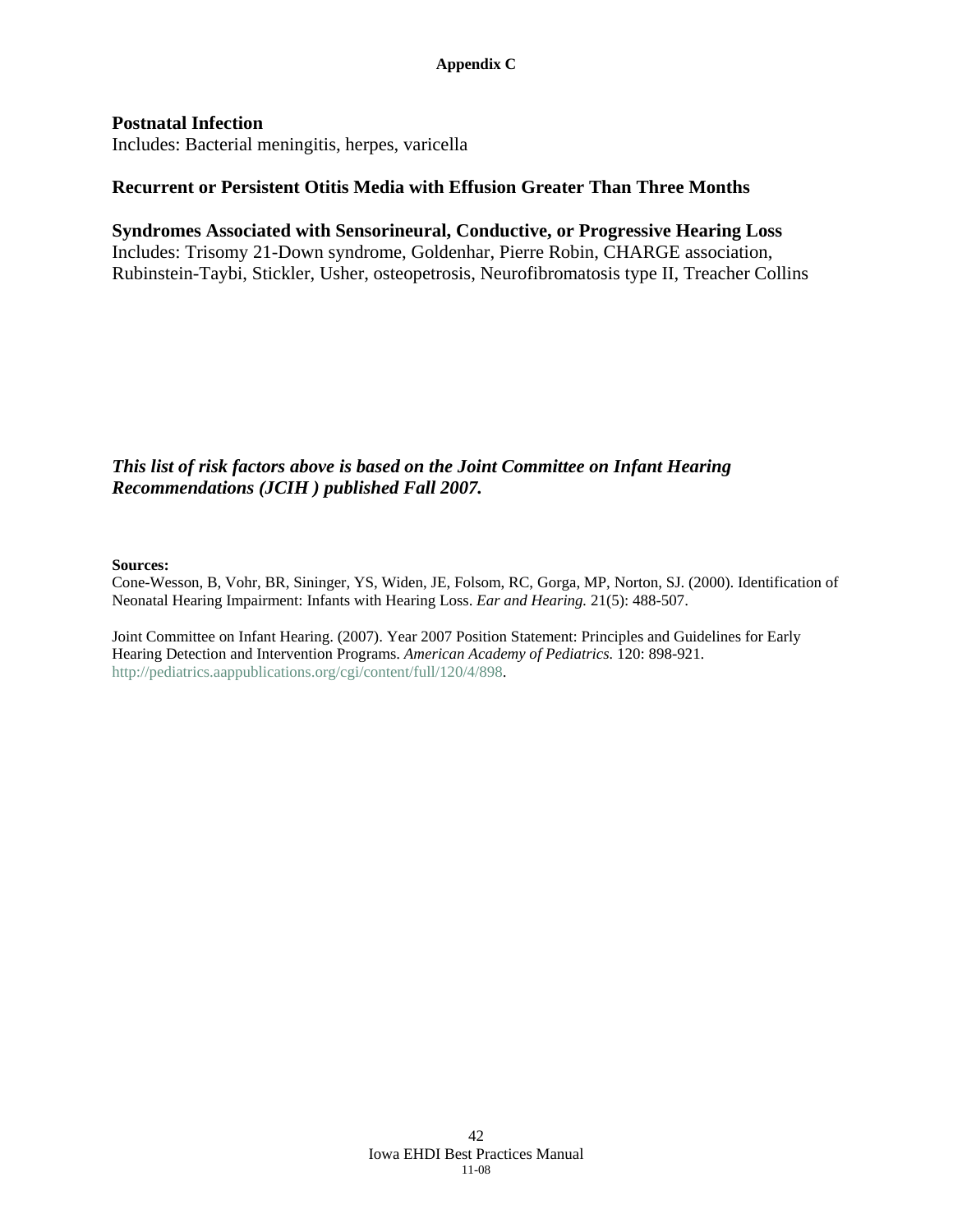**Postnatal Infection**
Includes: Bacterial meningitis, herpes, varicella

**Recurrent or Persistent Otitis Media with Effusion Greater Than Three Months**

**Syndromes Associated with Sensorineural, Conductive, or Progressive Hearing Loss**
Includes: Trisomy 21-Down syndrome, Goldenhar, Pierre Robin, CHARGE association, Rubinstein-Taybi, Stickler, Usher, osteopetrosis, Neurofibromatosis type II, Treacher Collins

***This list of risk factors above is based on the Joint Committee on Infant Hearing Recommendations (JCIH ) published Fall 2007.***

**Sources:**
Cone-Wesson, B, Vohr, BR, Sininger, YS, Widen, JE, Folsom, RC, Gorga, MP, Norton, SJ. (2000). Identification of Neonatal Hearing Impairment: Infants with Hearing Loss. *Ear and Hearing.* 21(5): 488-507.

Joint Committee on Infant Hearing. (2007). Year 2007 Position Statement: Principles and Guidelines for Early Hearing Detection and Intervention Programs. *American Academy of Pediatrics.* 120: 898-921. http://pediatrics.aappublications.org/cgi/content/full/120/4/898.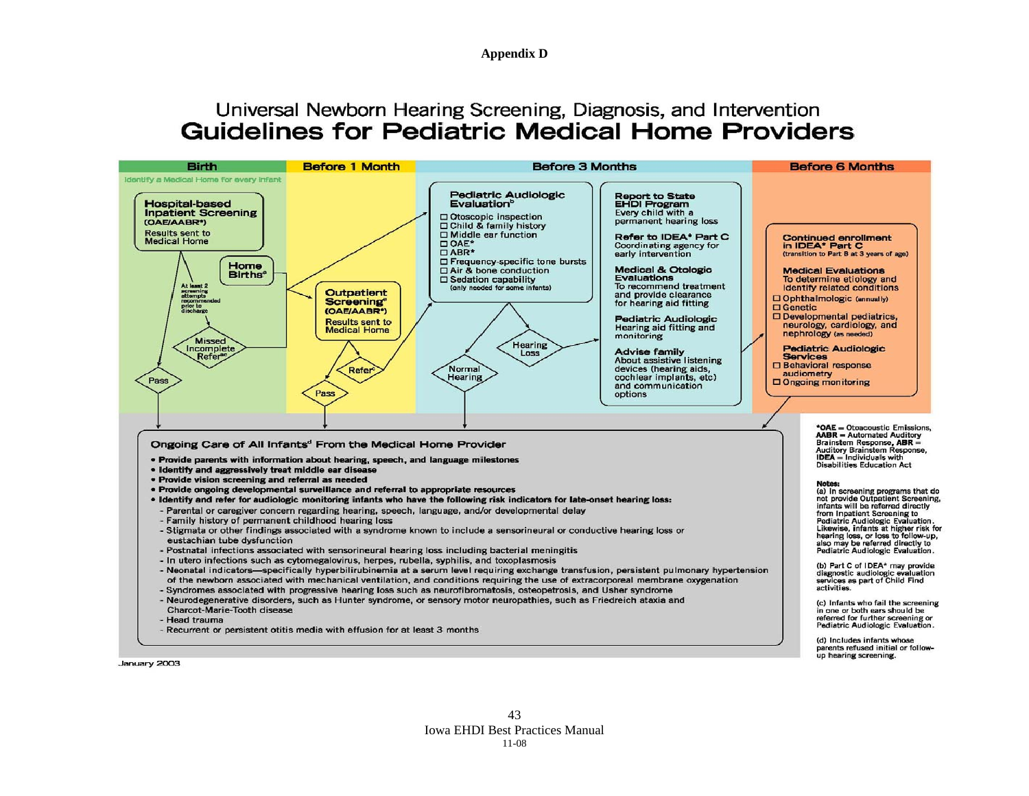# Appendix D

## Universal Newborn Hearing Screening, Diagnosis, and Intervention
# Guidelines for Pediatric Medical Home Providers

**Birth**

Identify a Medical Home for every infant

**Hospital-based Inpatient Screening**
(OAE/AABR*)
Results sent to Medical Home

**Home Births**[a]

At least 2 screening attempts recommended prior to discharge

Missed Incomplete Refer[ac]

Pass

**Before 1 Month**

**Outpatient Screening**[a]
(OAE/AABR*)
Results sent to Medical Home

Refer[c]

Pass

**Before 3 Months**

**Pediatric Audiologic Evaluation**[b]
- ☐ Otoscopic inspection
- ☐ Child & family history
- ☐ Middle ear function
- ☐ OAE*
- ☐ ABR*
- ☐ Frequency-specific tone bursts
- ☐ Air & bone conduction
- ☐ Sedation capability (only needed for some infants)

Normal Hearing

Hearing Loss

**Report to State EHDI Program**
Every child with a permanent hearing loss

**Refer to IDEA* Part C**
Coordinating agency for early intervention

**Medical & Otologic Evaluations**
To recommend treatment and provide clearance for hearing aid fitting

**Pediatric Audiologic**
Hearing aid fitting and monitoring

**Advise family**
About assistive listening devices (hearing aids, cochlear implants, etc) and communication options

**Before 6 Months**

**Continued enrollment in IDEA* Part C**
(transition to Part B at 3 years of age)

**Medical Evaluations**
To determine etiology and identify related conditions
- ☐ Ophthalmologic (annually)
- ☐ Genetic
- ☐ Developmental pediatrics, neurology, cardiology, and nephrology (as needed)

**Pediatric Audiologic Services**
- ☐ Behavioral response audiometry
- ☐ Ongoing monitoring

### Ongoing Care of All Infants[d] From the Medical Home Provider

- **Provide parents with information about hearing, speech, and language milestones**
- **Identify and aggressively treat middle ear disease**
- **Provide vision screening and referral as needed**
- **Provide ongoing developmental surveillance and referral to appropriate resources**
- **Identify and refer for audiologic monitoring infants who have the following risk indicators for late-onset hearing loss:**
  - Parental or caregiver concern regarding hearing, speech, language, and/or developmental delay
  - Family history of permanent childhood hearing loss
  - Stigmata or other findings associated with a syndrome known to include a sensorineural or conductive hearing loss or eustachian tube dysfunction
  - Postnatal infections associated with sensorineural hearing loss including bacterial meningitis
  - In utero infections such as cytomegalovirus, herpes, rubella, syphilis, and toxoplasmosis
  - Neonatal indicators—specifically hyperbilirubinemia at a serum level requiring exchange transfusion, persistent pulmonary hypertension of the newborn associated with mechanical ventilation, and conditions requiring the use of extracorporeal membrane oxygenation
  - Syndromes associated with progressive hearing loss such as neurofibromatosis, osteopetrosis, and Usher syndrome
  - Neurodegenerative disorders, such as Hunter syndrome, or sensory motor neuropathies, such as Friedreich ataxia and Charcot-Marie-Tooth disease
  - Head trauma
  - Recurrent or persistent otitis media with effusion for at least 3 months

***OAE** = Otoacoustic Emissions, **AABR** = Automated Auditory Brainstem Response, **ABR** = Auditory Brainstem Response, **IDEA** = Individuals with Disabilities Education Act

**Notes:**

(a) In screening programs that do not provide Outpatient Screening, infants will be referred directly from Inpatient Screening to Pediatric Audiologic Evaluation. Likewise, infants at higher risk for hearing loss, or loss to follow-up, also may be referred directly to Pediatric Audiologic Evaluation.

(b) Part C of IDEA* may provide diagnostic audiologic evaluation services as part of Child Find activities.

(c) Infants who fail the screening in one or both ears should be referred for further screening or Pediatric Audiologic Evaluation.

(d) Includes infants whose parents refused initial or follow-up hearing screening.

January 2003

Iowa EHDI Best Practices Manual
11-08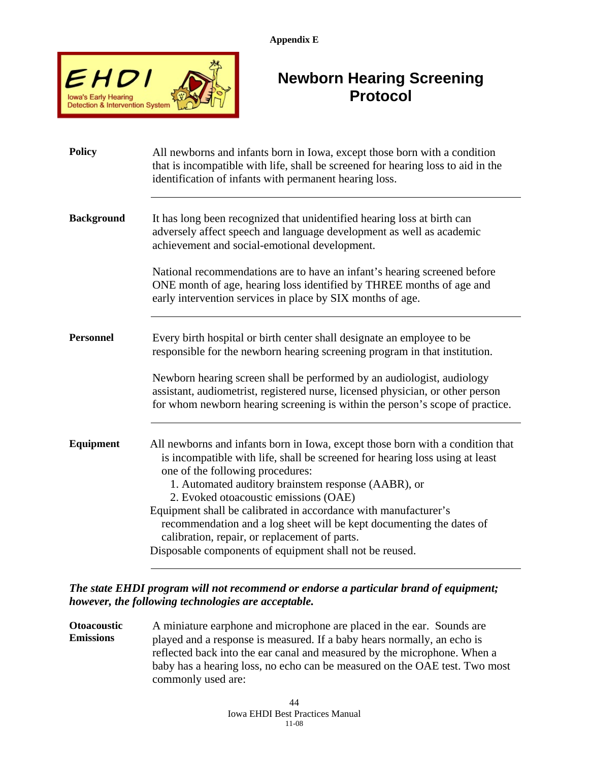Appendix E

EHDI
Iowa's Early Hearing Detection & Intervention System

# Newborn Hearing Screening Protocol

**Policy**

All newborns and infants born in Iowa, except those born with a condition that is incompatible with life, shall be screened for hearing loss to aid in the identification of infants with permanent hearing loss.

---

**Background**

It has long been recognized that unidentified hearing loss at birth can adversely affect speech and language development as well as academic achievement and social-emotional development.

National recommendations are to have an infant's hearing screened before ONE month of age, hearing loss identified by THREE months of age and early intervention services in place by SIX months of age.

---

**Personnel**

Every birth hospital or birth center shall designate an employee to be responsible for the newborn hearing screening program in that institution.

Newborn hearing screen shall be performed by an audiologist, audiology assistant, audiometrist, registered nurse, licensed physician, or other person for whom newborn hearing screening is within the person's scope of practice.

---

**Equipment**

All newborns and infants born in Iowa, except those born with a condition that is incompatible with life, shall be screened for hearing loss using at least one of the following procedures:

1. Automated auditory brainstem response (AABR), or
2. Evoked otoacoustic emissions (OAE)

Equipment shall be calibrated in accordance with manufacturer's recommendation and a log sheet will be kept documenting the dates of calibration, repair, or replacement of parts.

Disposable components of equipment shall not be reused.

---

***The state EHDI program will not recommend or endorse a particular brand of equipment; however, the following technologies are acceptable.***

**Otoacoustic Emissions**

A miniature earphone and microphone are placed in the ear. Sounds are played and a response is measured. If a baby hears normally, an echo is reflected back into the ear canal and measured by the microphone. When a baby has a hearing loss, no echo can be measured on the OAE test. Two most commonly used are: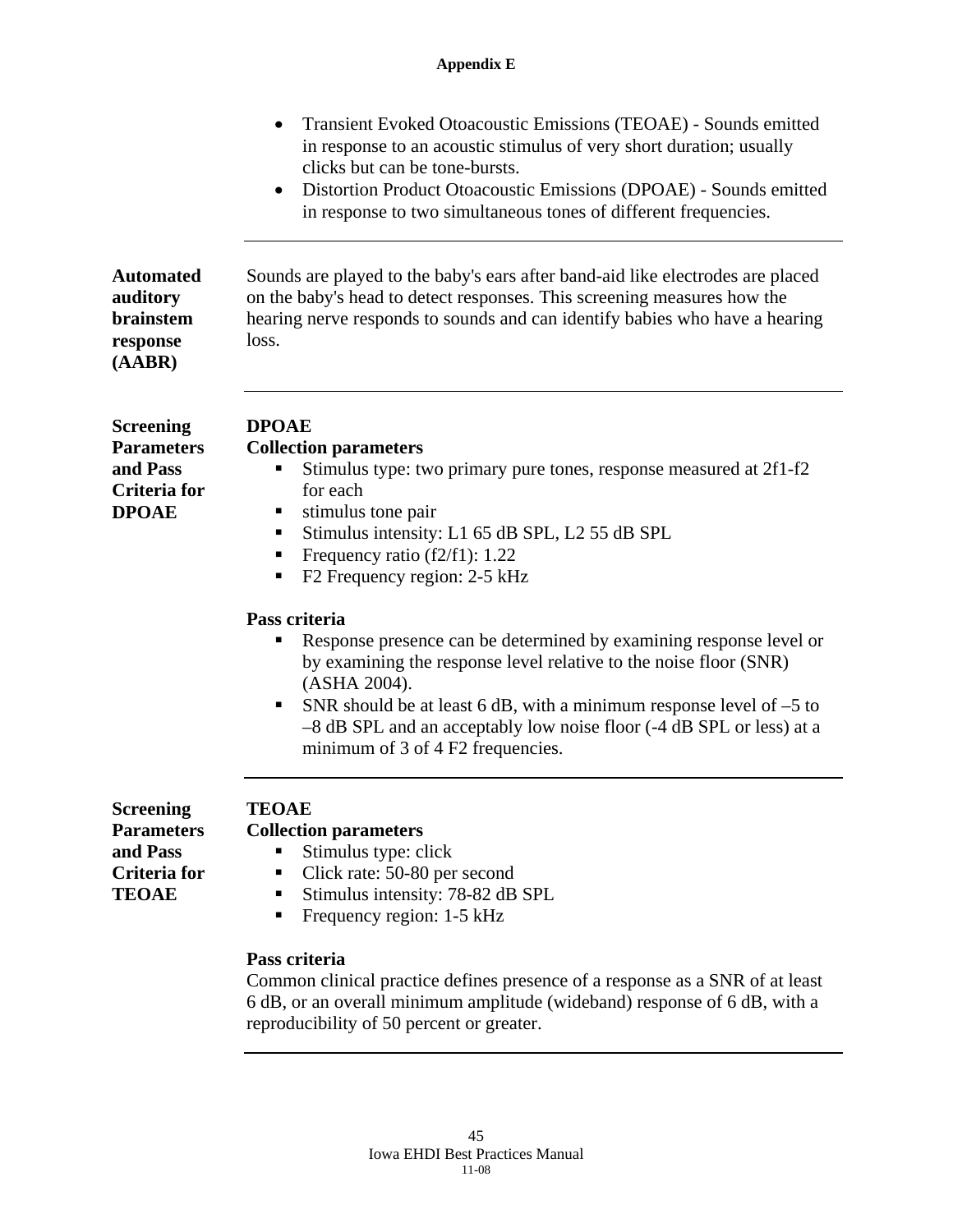- Transient Evoked Otoacoustic Emissions (TEOAE) - Sounds emitted in response to an acoustic stimulus of very short duration; usually clicks but can be tone-bursts.
- Distortion Product Otoacoustic Emissions (DPOAE) - Sounds emitted in response to two simultaneous tones of different frequencies.

---

**Automated auditory brainstem response (AABR)**

Sounds are played to the baby's ears after band-aid like electrodes are placed on the baby's head to detect responses. This screening measures how the hearing nerve responds to sounds and can identify babies who have a hearing loss.

---

**Screening Parameters and Pass Criteria for DPOAE**

**DPOAE**

**Collection parameters**

- Stimulus type: two primary pure tones, response measured at 2f1-f2 for each
- stimulus tone pair
- Stimulus intensity: L1 65 dB SPL, L2 55 dB SPL
- Frequency ratio (f2/f1): 1.22
- F2 Frequency region: 2-5 kHz

**Pass criteria**

- Response presence can be determined by examining response level or by examining the response level relative to the noise floor (SNR) (ASHA 2004).
- SNR should be at least 6 dB, with a minimum response level of –5 to –8 dB SPL and an acceptably low noise floor (-4 dB SPL or less) at a minimum of 3 of 4 F2 frequencies.

---

**Screening Parameters and Pass Criteria for TEOAE**

**TEOAE**

**Collection parameters**

- Stimulus type: click
- Click rate: 50-80 per second
- Stimulus intensity: 78-82 dB SPL
- Frequency region: 1-5 kHz

**Pass criteria**

Common clinical practice defines presence of a response as a SNR of at least 6 dB, or an overall minimum amplitude (wideband) response of 6 dB, with a reproducibility of 50 percent or greater.

---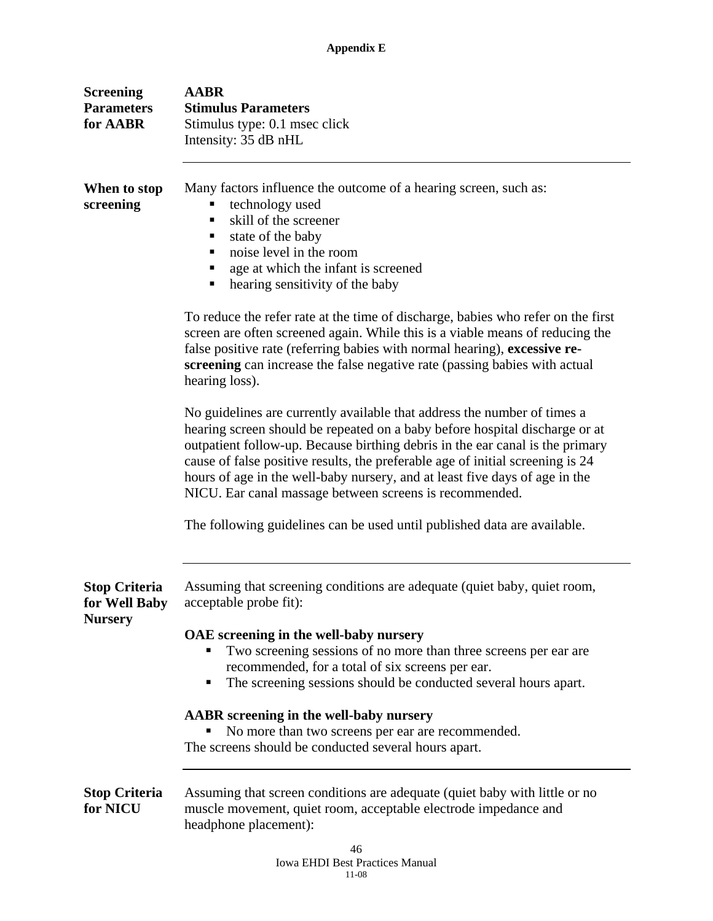**Appendix E**

**Screening Parameters for AABR**

**AABR**
**Stimulus Parameters**
Stimulus type: 0.1 msec click
Intensity: 35 dB nHL

---

**When to stop screening**

Many factors influence the outcome of a hearing screen, such as:

- technology used
- skill of the screener
- state of the baby
- noise level in the room
- age at which the infant is screened
- hearing sensitivity of the baby

To reduce the refer rate at the time of discharge, babies who refer on the first screen are often screened again. While this is a viable means of reducing the false positive rate (referring babies with normal hearing), **excessive re-screening** can increase the false negative rate (passing babies with actual hearing loss).

No guidelines are currently available that address the number of times a hearing screen should be repeated on a baby before hospital discharge or at outpatient follow-up. Because birthing debris in the ear canal is the primary cause of false positive results, the preferable age of initial screening is 24 hours of age in the well-baby nursery, and at least five days of age in the NICU. Ear canal massage between screens is recommended.

The following guidelines can be used until published data are available.

---

**Stop Criteria for Well Baby Nursery**

Assuming that screening conditions are adequate (quiet baby, quiet room, acceptable probe fit):

**OAE screening in the well-baby nursery**

- Two screening sessions of no more than three screens per ear are recommended, for a total of six screens per ear.
- The screening sessions should be conducted several hours apart.

**AABR screening in the well-baby nursery**

- No more than two screens per ear are recommended.

The screens should be conducted several hours apart.

---

**Stop Criteria for NICU**

Assuming that screen conditions are adequate (quiet baby with little or no muscle movement, quiet room, acceptable electrode impedance and headphone placement):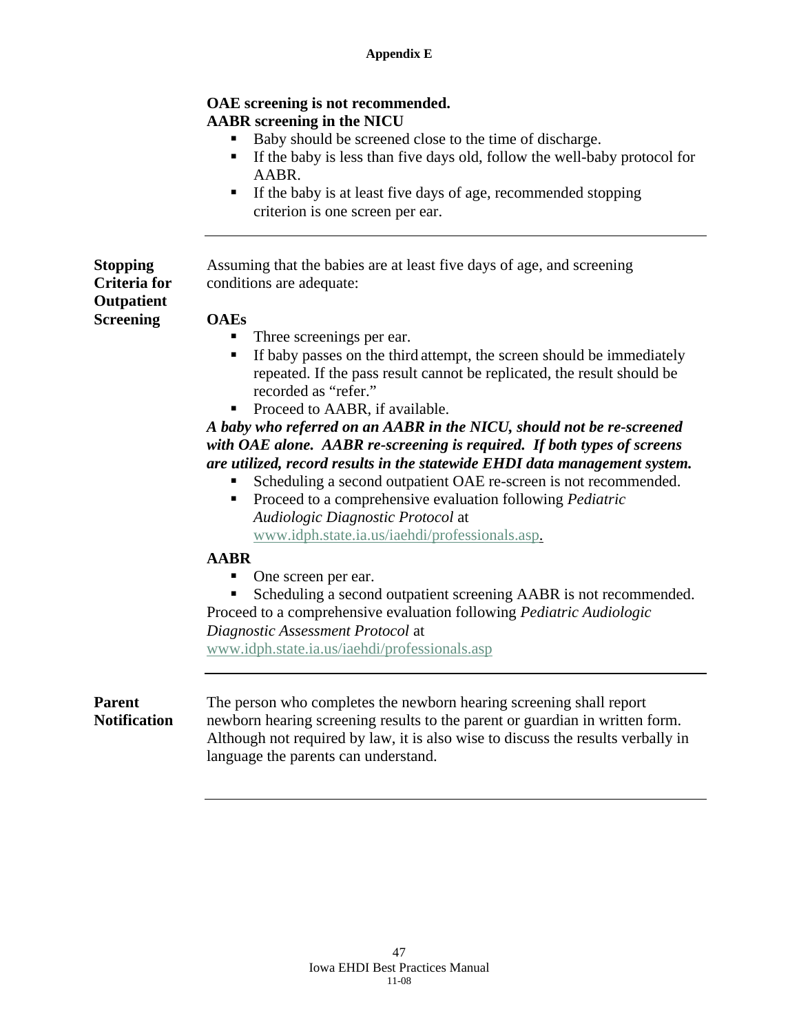**OAE screening is not recommended.**

**AABR screening in the NICU**

- Baby should be screened close to the time of discharge.
- If the baby is less than five days old, follow the well-baby protocol for AABR.
- If the baby is at least five days of age, recommended stopping criterion is one screen per ear.

---

## Stopping Criteria for Outpatient Screening

Assuming that the babies are at least five days of age, and screening conditions are adequate:

**OAEs**

- Three screenings per ear.
- If baby passes on the third attempt, the screen should be immediately repeated. If the pass result cannot be replicated, the result should be recorded as "refer."
- Proceed to AABR, if available.

***A baby who referred on an AABR in the NICU, should not be re-screened with OAE alone. AABR re-screening is required. If both types of screens are utilized, record results in the statewide EHDI data management system.***

- Scheduling a second outpatient OAE re-screen is not recommended.
- Proceed to a comprehensive evaluation following *Pediatric Audiologic Diagnostic Protocol* at www.idph.state.ia.us/iaehdi/professionals.asp.

**AABR**

- One screen per ear.
- Scheduling a second outpatient screening AABR is not recommended.

Proceed to a comprehensive evaluation following *Pediatric Audiologic Diagnostic Assessment Protocol* at www.idph.state.ia.us/iaehdi/professionals.asp

---

## Parent Notification

The person who completes the newborn hearing screening shall report newborn hearing screening results to the parent or guardian in written form. Although not required by law, it is also wise to discuss the results verbally in language the parents can understand.

---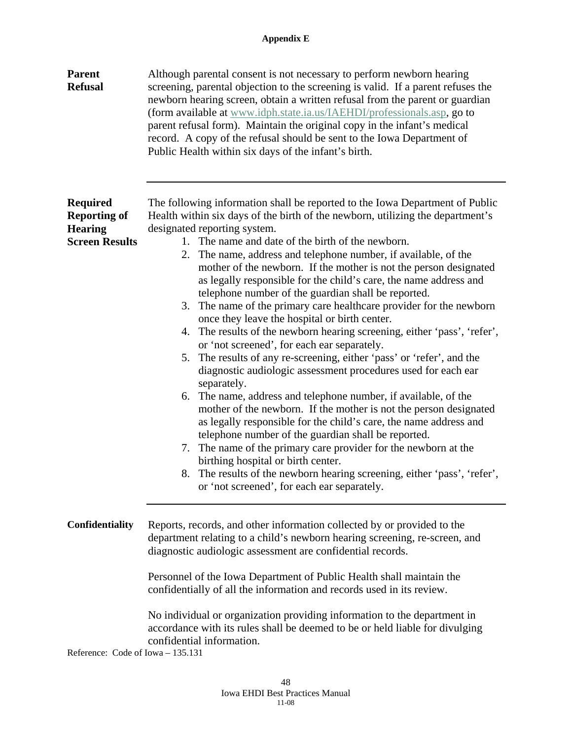# Appendix E

**Parent Refusal**

Although parental consent is not necessary to perform newborn hearing screening, parental objection to the screening is valid. If a parent refuses the newborn hearing screen, obtain a written refusal from the parent or guardian (form available at www.idph.state.ia.us/IAEHDI/professionals.asp, go to parent refusal form). Maintain the original copy in the infant's medical record. A copy of the refusal should be sent to the Iowa Department of Public Health within six days of the infant's birth.

---

**Required Reporting of Hearing Screen Results**

The following information shall be reported to the Iowa Department of Public Health within six days of the birth of the newborn, utilizing the department's designated reporting system.

1. The name and date of the birth of the newborn.
2. The name, address and telephone number, if available, of the mother of the newborn. If the mother is not the person designated as legally responsible for the child's care, the name address and telephone number of the guardian shall be reported.
3. The name of the primary care healthcare provider for the newborn once they leave the hospital or birth center.
4. The results of the newborn hearing screening, either 'pass', 'refer', or 'not screened', for each ear separately.
5. The results of any re-screening, either 'pass' or 'refer', and the diagnostic audiologic assessment procedures used for each ear separately.
6. The name, address and telephone number, if available, of the mother of the newborn. If the mother is not the person designated as legally responsible for the child's care, the name address and telephone number of the guardian shall be reported.
7. The name of the primary care provider for the newborn at the birthing hospital or birth center.
8. The results of the newborn hearing screening, either 'pass', 'refer', or 'not screened', for each ear separately.

---

**Confidentiality**

Reports, records, and other information collected by or provided to the department relating to a child's newborn hearing screening, re-screen, and diagnostic audiologic assessment are confidential records.

Personnel of the Iowa Department of Public Health shall maintain the confidentially of all the information and records used in its review.

No individual or organization providing information to the department in accordance with its rules shall be deemed to be or held liable for divulging confidential information.

Reference: Code of Iowa – 135.131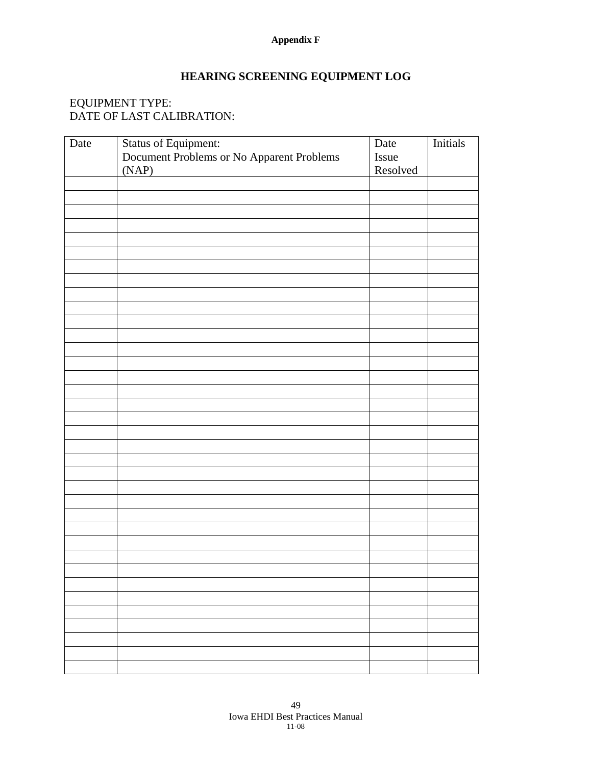Appendix F

# HEARING SCREENING EQUIPMENT LOG

EQUIPMENT TYPE:
DATE OF LAST CALIBRATION:

| Date | Status of Equipment: Document Problems or No Apparent Problems (NAP) | Date Issue Resolved | Initials |
|---|---|---|---|
| | | | |
| | | | |
| | | | |
| | | | |
| | | | |
| | | | |
| | | | |
| | | | |
| | | | |
| | | | |
| | | | |
| | | | |
| | | | |
| | | | |
| | | | |
| | | | |
| | | | |
| | | | |
| | | | |
| | | | |
| | | | |
| | | | |
| | | | |
| | | | |
| | | | |
| | | | |
| | | | |
| | | | |
| | | | |
| | | | |
| | | | |
| | | | |
| | | | |
| | | | |
| | | | |
| | | | |
| | | | |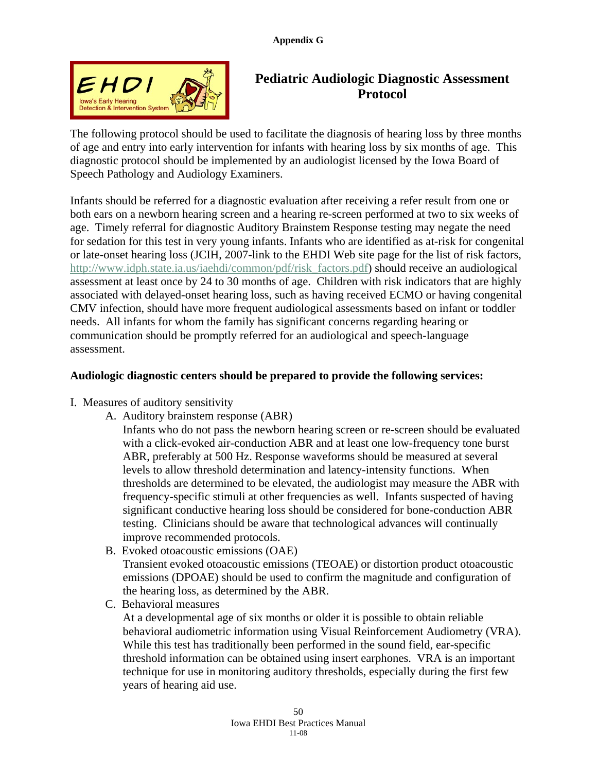**Appendix G**

# Pediatric Audiologic Diagnostic Assessment Protocol

The following protocol should be used to facilitate the diagnosis of hearing loss by three months of age and entry into early intervention for infants with hearing loss by six months of age. This diagnostic protocol should be implemented by an audiologist licensed by the Iowa Board of Speech Pathology and Audiology Examiners.

Infants should be referred for a diagnostic evaluation after receiving a refer result from one or both ears on a newborn hearing screen and a hearing re-screen performed at two to six weeks of age. Timely referral for diagnostic Auditory Brainstem Response testing may negate the need for sedation for this test in very young infants. Infants who are identified as at-risk for congenital or late-onset hearing loss (JCIH, 2007-link to the EHDI Web site page for the list of risk factors, http://www.idph.state.ia.us/iaehdi/common/pdf/risk_factors.pdf) should receive an audiological assessment at least once by 24 to 30 months of age. Children with risk indicators that are highly associated with delayed-onset hearing loss, such as having received ECMO or having congenital CMV infection, should have more frequent audiological assessments based on infant or toddler needs. All infants for whom the family has significant concerns regarding hearing or communication should be promptly referred for an audiological and speech-language assessment.

**Audiologic diagnostic centers should be prepared to provide the following services:**

I. Measures of auditory sensitivity

- A. Auditory brainstem response (ABR)

  Infants who do not pass the newborn hearing screen or re-screen should be evaluated with a click-evoked air-conduction ABR and at least one low-frequency tone burst ABR, preferably at 500 Hz. Response waveforms should be measured at several levels to allow threshold determination and latency-intensity functions. When thresholds are determined to be elevated, the audiologist may measure the ABR with frequency-specific stimuli at other frequencies as well. Infants suspected of having significant conductive hearing loss should be considered for bone-conduction ABR testing. Clinicians should be aware that technological advances will continually improve recommended protocols.

- B. Evoked otoacoustic emissions (OAE)

  Transient evoked otoacoustic emissions (TEOAE) or distortion product otoacoustic emissions (DPOAE) should be used to confirm the magnitude and configuration of the hearing loss, as determined by the ABR.

- C. Behavioral measures

  At a developmental age of six months or older it is possible to obtain reliable behavioral audiometric information using Visual Reinforcement Audiometry (VRA). While this test has traditionally been performed in the sound field, ear-specific threshold information can be obtained using insert earphones. VRA is an important technique for use in monitoring auditory thresholds, especially during the first few years of hearing aid use.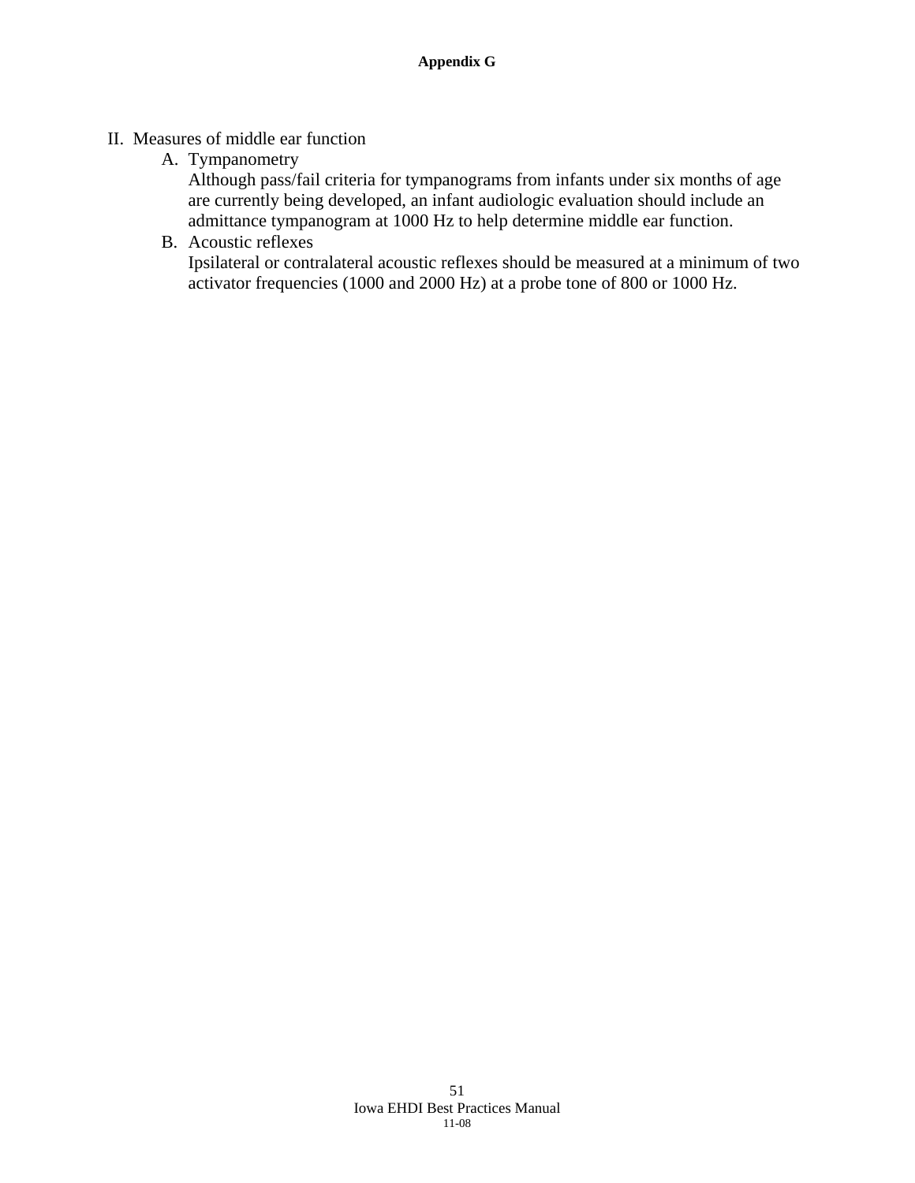II. Measures of middle ear function

A. Tympanometry

Although pass/fail criteria for tympanograms from infants under six months of age are currently being developed, an infant audiologic evaluation should include an admittance tympanogram at 1000 Hz to help determine middle ear function.

B. Acoustic reflexes

Ipsilateral or contralateral acoustic reflexes should be measured at a minimum of two activator frequencies (1000 and 2000 Hz) at a probe tone of 800 or 1000 Hz.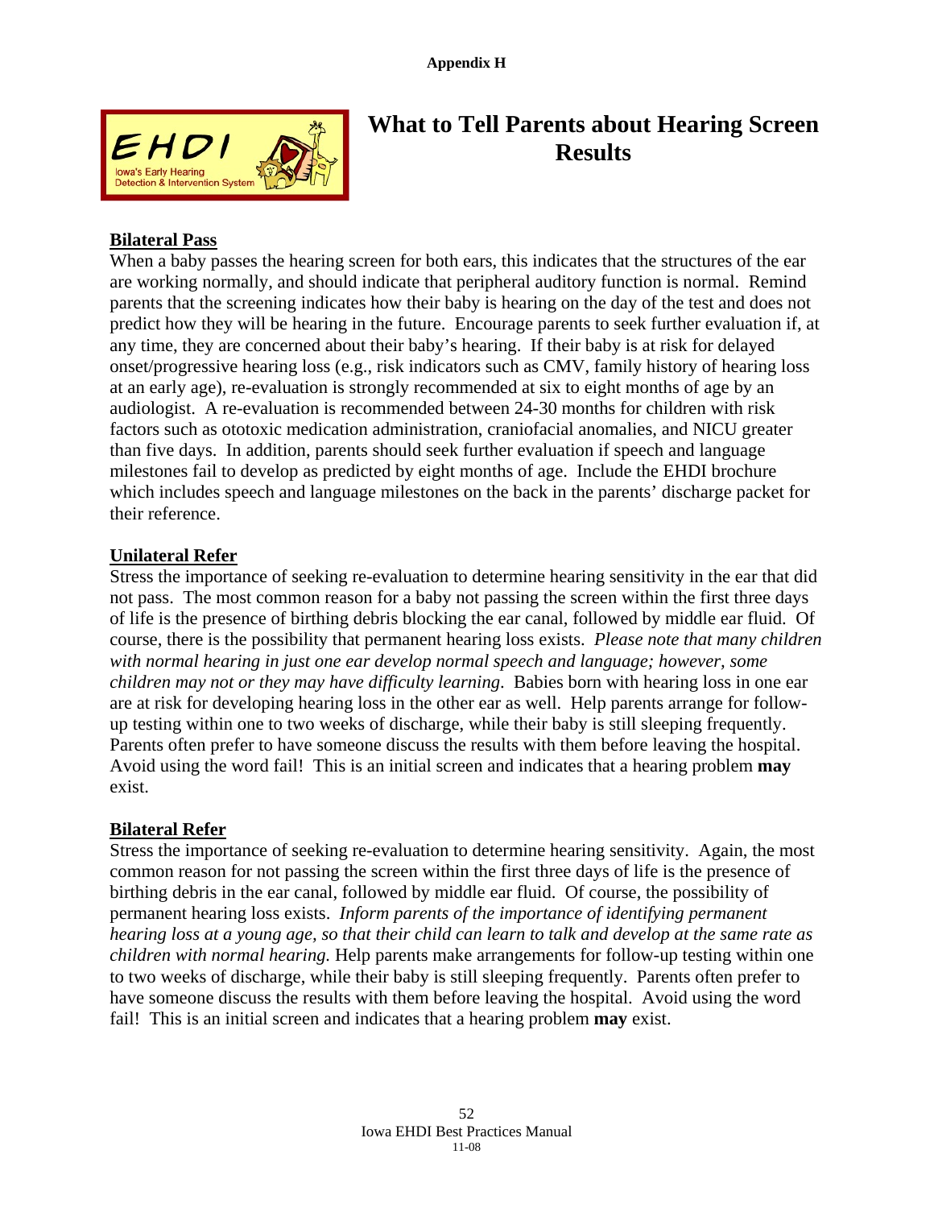Appendix H

# What to Tell Parents about Hearing Screen Results

## Bilateral Pass

When a baby passes the hearing screen for both ears, this indicates that the structures of the ear are working normally, and should indicate that peripheral auditory function is normal. Remind parents that the screening indicates how their baby is hearing on the day of the test and does not predict how they will be hearing in the future. Encourage parents to seek further evaluation if, at any time, they are concerned about their baby's hearing. If their baby is at risk for delayed onset/progressive hearing loss (e.g., risk indicators such as CMV, family history of hearing loss at an early age), re-evaluation is strongly recommended at six to eight months of age by an audiologist. A re-evaluation is recommended between 24-30 months for children with risk factors such as ototoxic medication administration, craniofacial anomalies, and NICU greater than five days. In addition, parents should seek further evaluation if speech and language milestones fail to develop as predicted by eight months of age. Include the EHDI brochure which includes speech and language milestones on the back in the parents' discharge packet for their reference.

## Unilateral Refer

Stress the importance of seeking re-evaluation to determine hearing sensitivity in the ear that did not pass. The most common reason for a baby not passing the screen within the first three days of life is the presence of birthing debris blocking the ear canal, followed by middle ear fluid. Of course, there is the possibility that permanent hearing loss exists. *Please note that many children with normal hearing in just one ear develop normal speech and language; however, some children may not or they may have difficulty learning*. Babies born with hearing loss in one ear are at risk for developing hearing loss in the other ear as well. Help parents arrange for follow-up testing within one to two weeks of discharge, while their baby is still sleeping frequently. Parents often prefer to have someone discuss the results with them before leaving the hospital. Avoid using the word fail! This is an initial screen and indicates that a hearing problem **may** exist.

## Bilateral Refer

Stress the importance of seeking re-evaluation to determine hearing sensitivity. Again, the most common reason for not passing the screen within the first three days of life is the presence of birthing debris in the ear canal, followed by middle ear fluid. Of course, the possibility of permanent hearing loss exists. *Inform parents of the importance of identifying permanent hearing loss at a young age, so that their child can learn to talk and develop at the same rate as children with normal hearing.* Help parents make arrangements for follow-up testing within one to two weeks of discharge, while their baby is still sleeping frequently. Parents often prefer to have someone discuss the results with them before leaving the hospital. Avoid using the word fail! This is an initial screen and indicates that a hearing problem **may** exist.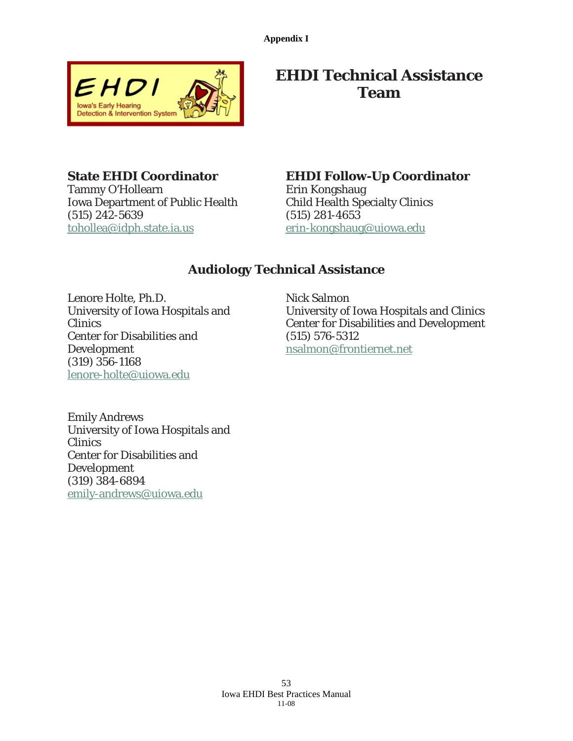**Appendix I**

# EHDI Technical Assistance Team

## State EHDI Coordinator

Tammy O'Hollearn
Iowa Department of Public Health
(515) 242-5639
tohollea@idph.state.ia.us

## EHDI Follow-Up Coordinator

Erin Kongshaug
Child Health Specialty Clinics
(515) 281-4653
erin-kongshaug@uiowa.edu

## Audiology Technical Assistance

Lenore Holte, Ph.D.
University of Iowa Hospitals and Clinics
Center for Disabilities and Development
(319) 356-1168
lenore-holte@uiowa.edu

Nick Salmon
University of Iowa Hospitals and Clinics
Center for Disabilities and Development
(515) 576-5312
nsalmon@frontiernet.net

Emily Andrews
University of Iowa Hospitals and Clinics
Center for Disabilities and Development
(319) 384-6894
emily-andrews@uiowa.edu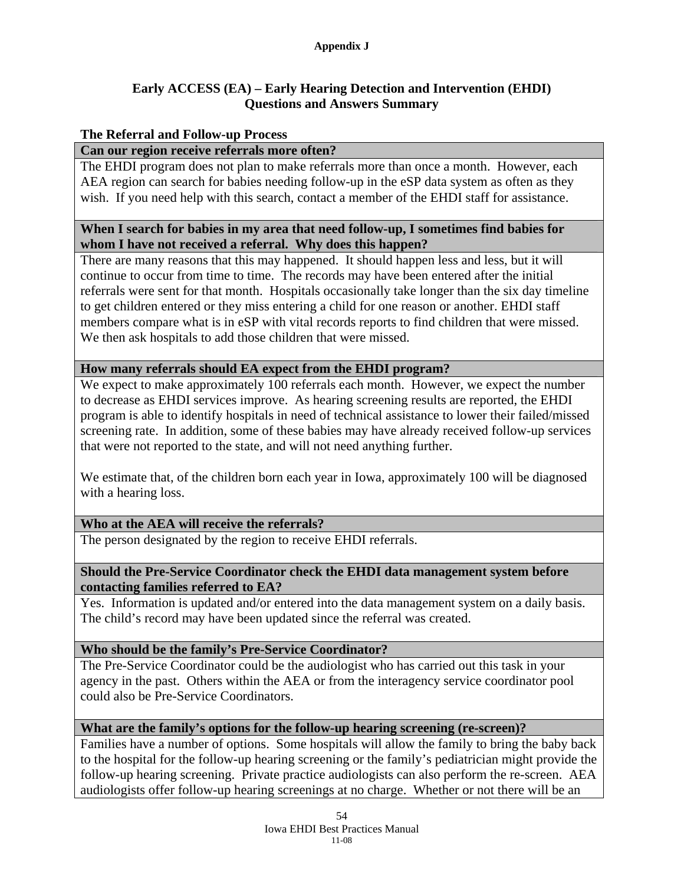**Appendix J**

## Early ACCESS (EA) – Early Hearing Detection and Intervention (EHDI) Questions and Answers Summary

### The Referral and Follow-up Process

**Can our region receive referrals more often?**

The EHDI program does not plan to make referrals more than once a month. However, each AEA region can search for babies needing follow-up in the eSP data system as often as they wish. If you need help with this search, contact a member of the EHDI staff for assistance.

**When I search for babies in my area that need follow-up, I sometimes find babies for whom I have not received a referral. Why does this happen?**

There are many reasons that this may happened. It should happen less and less, but it will continue to occur from time to time. The records may have been entered after the initial referrals were sent for that month. Hospitals occasionally take longer than the six day timeline to get children entered or they miss entering a child for one reason or another. EHDI staff members compare what is in eSP with vital records reports to find children that were missed. We then ask hospitals to add those children that were missed.

**How many referrals should EA expect from the EHDI program?**

We expect to make approximately 100 referrals each month. However, we expect the number to decrease as EHDI services improve. As hearing screening results are reported, the EHDI program is able to identify hospitals in need of technical assistance to lower their failed/missed screening rate. In addition, some of these babies may have already received follow-up services that were not reported to the state, and will not need anything further.

We estimate that, of the children born each year in Iowa, approximately 100 will be diagnosed with a hearing loss.

**Who at the AEA will receive the referrals?**

The person designated by the region to receive EHDI referrals.

**Should the Pre-Service Coordinator check the EHDI data management system before contacting families referred to EA?**

Yes. Information is updated and/or entered into the data management system on a daily basis. The child's record may have been updated since the referral was created.

**Who should be the family's Pre-Service Coordinator?**

The Pre-Service Coordinator could be the audiologist who has carried out this task in your agency in the past. Others within the AEA or from the interagency service coordinator pool could also be Pre-Service Coordinators.

**What are the family's options for the follow-up hearing screening (re-screen)?**

Families have a number of options. Some hospitals will allow the family to bring the baby back to the hospital for the follow-up hearing screening or the family's pediatrician might provide the follow-up hearing screening. Private practice audiologists can also perform the re-screen. AEA audiologists offer follow-up hearing screenings at no charge. Whether or not there will be an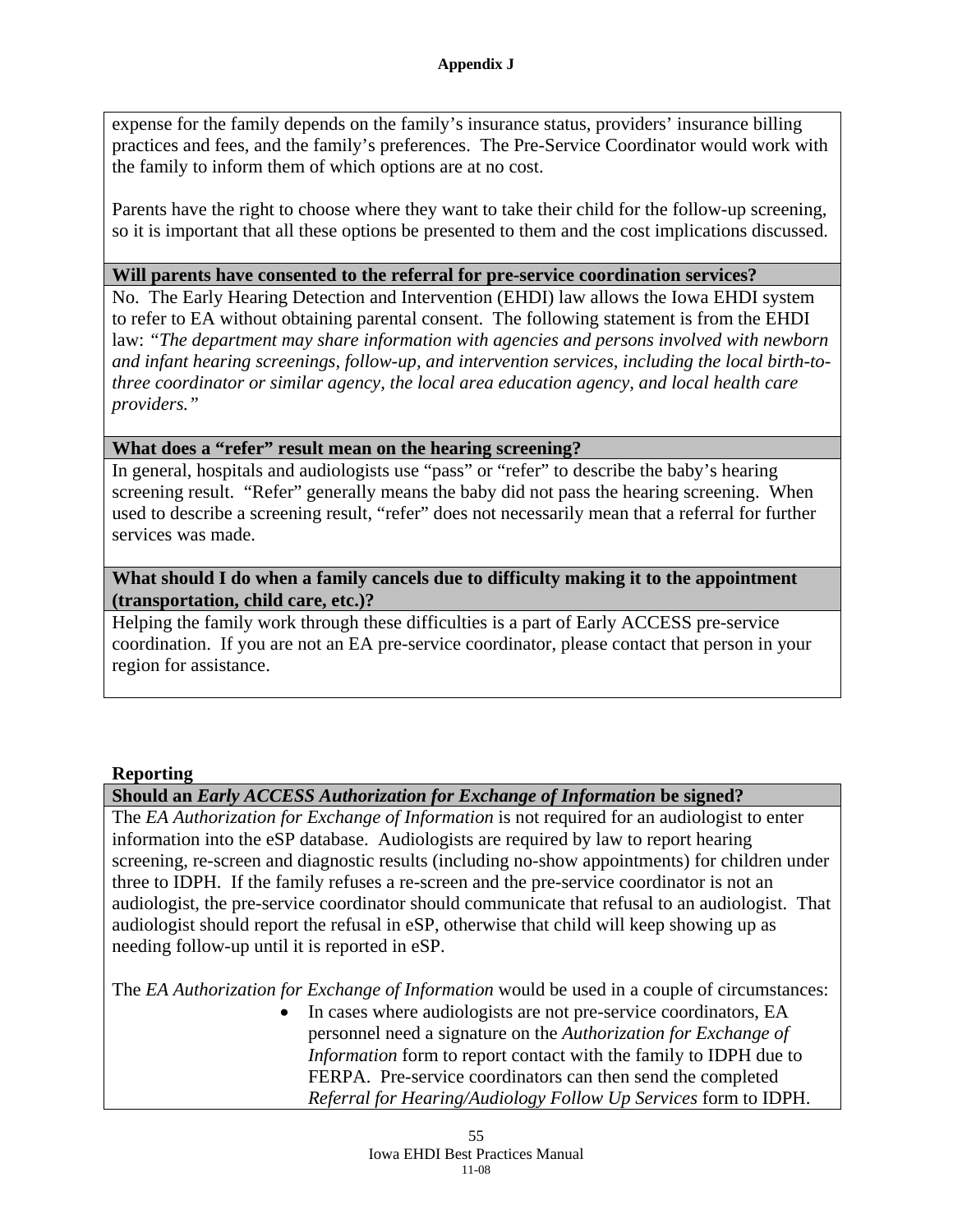expense for the family depends on the family's insurance status, providers' insurance billing practices and fees, and the family's preferences. The Pre-Service Coordinator would work with the family to inform them of which options are at no cost.

Parents have the right to choose where they want to take their child for the follow-up screening, so it is important that all these options be presented to them and the cost implications discussed.

**Will parents have consented to the referral for pre-service coordination services?**

No. The Early Hearing Detection and Intervention (EHDI) law allows the Iowa EHDI system to refer to EA without obtaining parental consent. The following statement is from the EHDI law: *"The department may share information with agencies and persons involved with newborn and infant hearing screenings, follow-up, and intervention services, including the local birth-to-three coordinator or similar agency, the local area education agency, and local health care providers."*

**What does a "refer" result mean on the hearing screening?**

In general, hospitals and audiologists use "pass" or "refer" to describe the baby's hearing screening result. "Refer" generally means the baby did not pass the hearing screening. When used to describe a screening result, "refer" does not necessarily mean that a referral for further services was made.

**What should I do when a family cancels due to difficulty making it to the appointment (transportation, child care, etc.)?**

Helping the family work through these difficulties is a part of Early ACCESS pre-service coordination. If you are not an EA pre-service coordinator, please contact that person in your region for assistance.

## Reporting

**Should an *Early ACCESS Authorization for Exchange of Information* be signed?**

The *EA Authorization for Exchange of Information* is not required for an audiologist to enter information into the eSP database. Audiologists are required by law to report hearing screening, re-screen and diagnostic results (including no-show appointments) for children under three to IDPH. If the family refuses a re-screen and the pre-service coordinator is not an audiologist, the pre-service coordinator should communicate that refusal to an audiologist. That audiologist should report the refusal in eSP, otherwise that child will keep showing up as needing follow-up until it is reported in eSP.

The *EA Authorization for Exchange of Information* would be used in a couple of circumstances:

- In cases where audiologists are not pre-service coordinators, EA personnel need a signature on the *Authorization for Exchange of Information* form to report contact with the family to IDPH due to FERPA. Pre-service coordinators can then send the completed *Referral for Hearing/Audiology Follow Up Services* form to IDPH.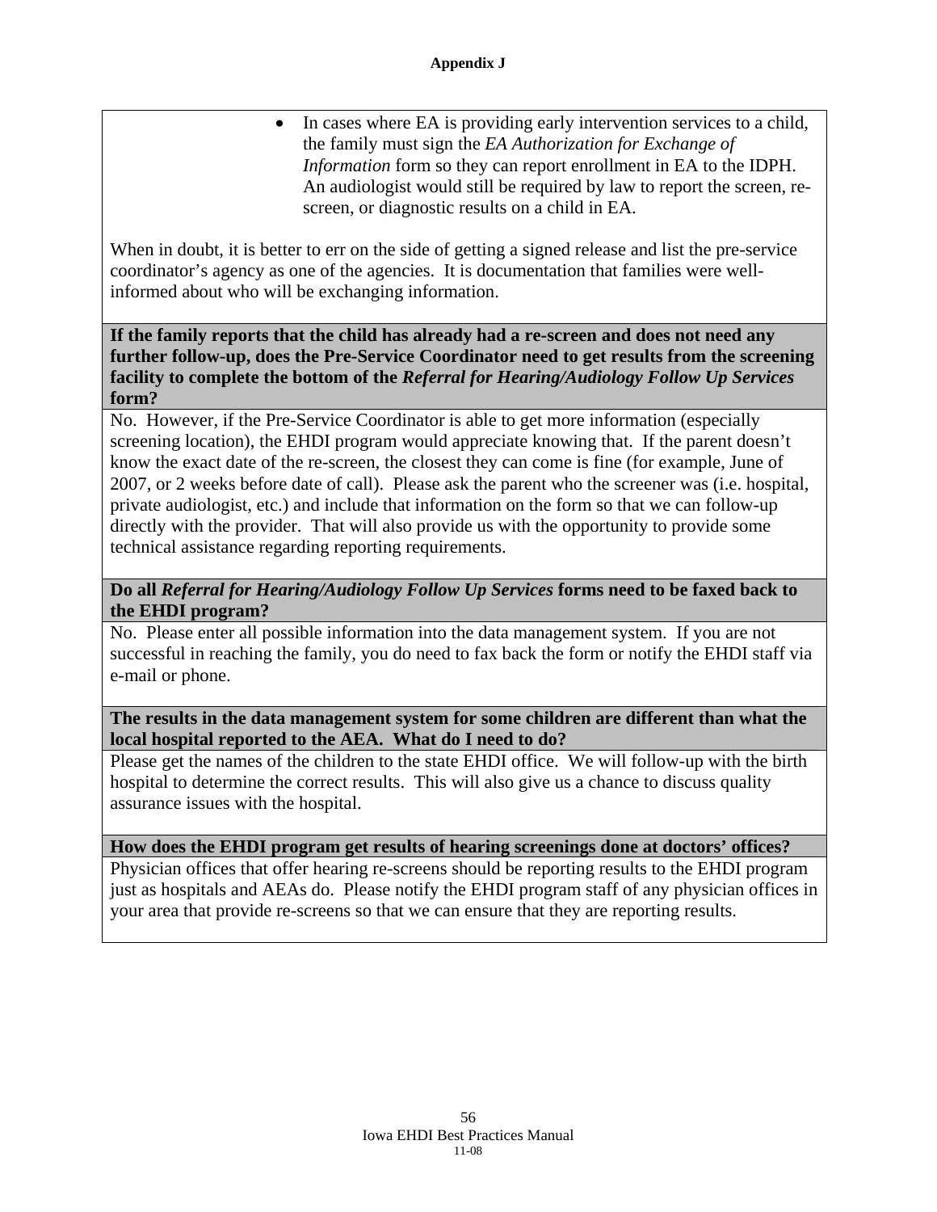- In cases where EA is providing early intervention services to a child, the family must sign the *EA Authorization for Exchange of Information* form so they can report enrollment in EA to the IDPH. An audiologist would still be required by law to report the screen, re-screen, or diagnostic results on a child in EA.

When in doubt, it is better to err on the side of getting a signed release and list the pre-service coordinator's agency as one of the agencies. It is documentation that families were well-informed about who will be exchanging information.

**If the family reports that the child has already had a re-screen and does not need any further follow-up, does the Pre-Service Coordinator need to get results from the screening facility to complete the bottom of the *Referral for Hearing/Audiology Follow Up Services* form?**

No. However, if the Pre-Service Coordinator is able to get more information (especially screening location), the EHDI program would appreciate knowing that. If the parent doesn't know the exact date of the re-screen, the closest they can come is fine (for example, June of 2007, or 2 weeks before date of call). Please ask the parent who the screener was (i.e. hospital, private audiologist, etc.) and include that information on the form so that we can follow-up directly with the provider. That will also provide us with the opportunity to provide some technical assistance regarding reporting requirements.

**Do all *Referral for Hearing/Audiology Follow Up Services* forms need to be faxed back to the EHDI program?**

No. Please enter all possible information into the data management system. If you are not successful in reaching the family, you do need to fax back the form or notify the EHDI staff via e-mail or phone.

**The results in the data management system for some children are different than what the local hospital reported to the AEA. What do I need to do?**

Please get the names of the children to the state EHDI office. We will follow-up with the birth hospital to determine the correct results. This will also give us a chance to discuss quality assurance issues with the hospital.

**How does the EHDI program get results of hearing screenings done at doctors' offices?**

Physician offices that offer hearing re-screens should be reporting results to the EHDI program just as hospitals and AEAs do. Please notify the EHDI program staff of any physician offices in your area that provide re-screens so that we can ensure that they are reporting results.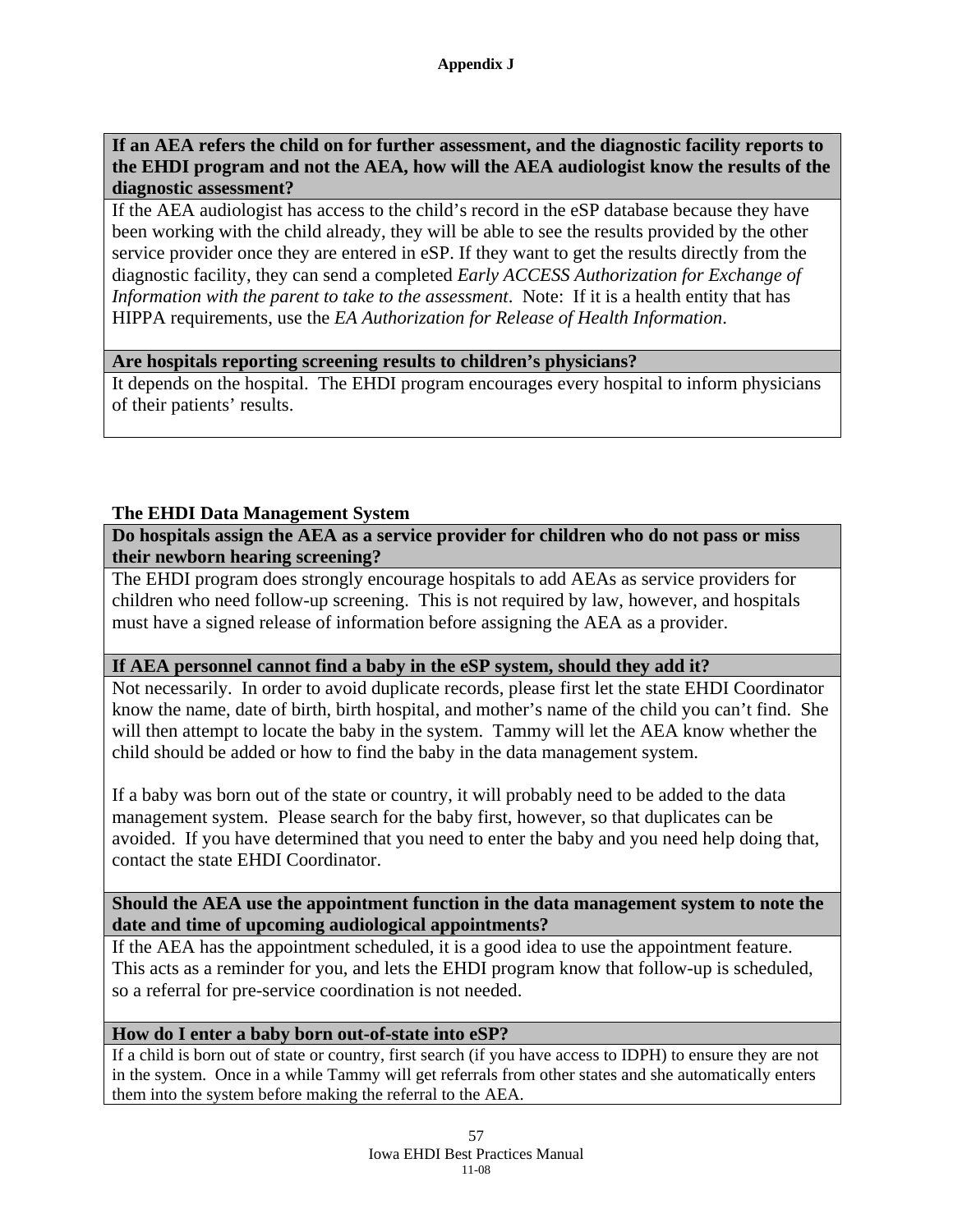**Appendix J**

| If an AEA refers the child on for further assessment, and the diagnostic facility reports to the EHDI program and not the AEA, how will the AEA audiologist know the results of the diagnostic assessment? |
|---|
| If the AEA audiologist has access to the child's record in the eSP database because they have been working with the child already, they will be able to see the results provided by the other service provider once they are entered in eSP. If they want to get the results directly from the diagnostic facility, they can send a completed *Early ACCESS Authorization for Exchange of Information with the parent to take to the assessment*. Note: If it is a health entity that has HIPPA requirements, use the *EA Authorization for Release of Health Information*. |
| **Are hospitals reporting screening results to children's physicians?** |
| It depends on the hospital. The EHDI program encourages every hospital to inform physicians of their patients' results. |

**The EHDI Data Management System**

| Do hospitals assign the AEA as a service provider for children who do not pass or miss their newborn hearing screening? |
|---|
| The EHDI program does strongly encourage hospitals to add AEAs as service providers for children who need follow-up screening. This is not required by law, however, and hospitals must have a signed release of information before assigning the AEA as a provider. |
| **If AEA personnel cannot find a baby in the eSP system, should they add it?** |
| Not necessarily. In order to avoid duplicate records, please first let the state EHDI Coordinator know the name, date of birth, birth hospital, and mother's name of the child you can't find. She will then attempt to locate the baby in the system. Tammy will let the AEA know whether the child should be added or how to find the baby in the data management system.<br><br>If a baby was born out of the state or country, it will probably need to be added to the data management system. Please search for the baby first, however, so that duplicates can be avoided. If you have determined that you need to enter the baby and you need help doing that, contact the state EHDI Coordinator. |
| **Should the AEA use the appointment function in the data management system to note the date and time of upcoming audiological appointments?** |
| If the AEA has the appointment scheduled, it is a good idea to use the appointment feature. This acts as a reminder for you, and lets the EHDI program know that follow-up is scheduled, so a referral for pre-service coordination is not needed. |
| **How do I enter a baby born out-of-state into eSP?** |
| If a child is born out of state or country, first search (if you have access to IDPH) to ensure they are not in the system. Once in a while Tammy will get referrals from other states and she automatically enters them into the system before making the referral to the AEA. |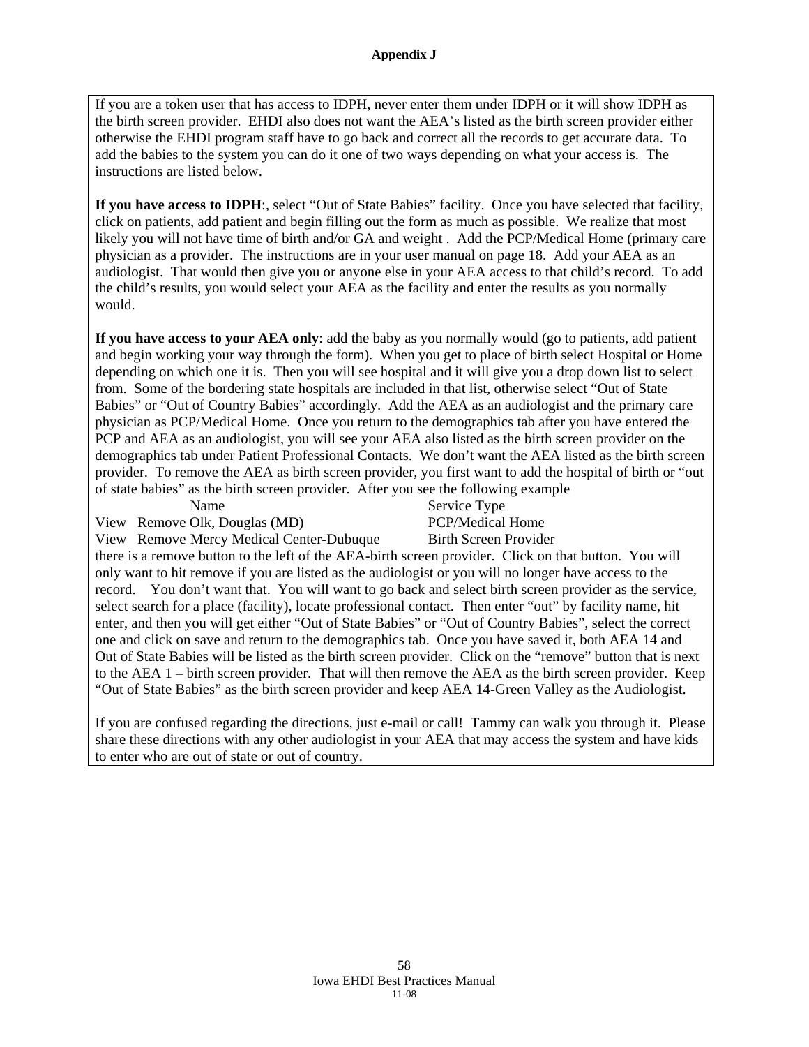**Appendix J**

If you are a token user that has access to IDPH, never enter them under IDPH or it will show IDPH as the birth screen provider. EHDI also does not want the AEA's listed as the birth screen provider either otherwise the EHDI program staff have to go back and correct all the records to get accurate data. To add the babies to the system you can do it one of two ways depending on what your access is. The instructions are listed below.

**If you have access to IDPH**:, select "Out of State Babies" facility. Once you have selected that facility, click on patients, add patient and begin filling out the form as much as possible. We realize that most likely you will not have time of birth and/or GA and weight . Add the PCP/Medical Home (primary care physician as a provider. The instructions are in your user manual on page 18. Add your AEA as an audiologist. That would then give you or anyone else in your AEA access to that child's record. To add the child's results, you would select your AEA as the facility and enter the results as you normally would.

**If you have access to your AEA only**: add the baby as you normally would (go to patients, add patient and begin working your way through the form). When you get to place of birth select Hospital or Home depending on which one it is. Then you will see hospital and it will give you a drop down list to select from. Some of the bordering state hospitals are included in that list, otherwise select "Out of State Babies" or "Out of Country Babies" accordingly. Add the AEA as an audiologist and the primary care physician as PCP/Medical Home. Once you return to the demographics tab after you have entered the PCP and AEA as an audiologist, you will see your AEA also listed as the birth screen provider on the demographics tab under Patient Professional Contacts. We don't want the AEA listed as the birth screen provider. To remove the AEA as birth screen provider, you first want to add the hospital of birth or "out of state babies" as the birth screen provider. After you see the following example

| | Name | Service Type |
|---|---|---|
| View | Remove Olk, Douglas (MD) | PCP/Medical Home |
| View | Remove Mercy Medical Center-Dubuque | Birth Screen Provider |

there is a remove button to the left of the AEA-birth screen provider. Click on that button. You will only want to hit remove if you are listed as the audiologist or you will no longer have access to the record. You don't want that. You will want to go back and select birth screen provider as the service, select search for a place (facility), locate professional contact. Then enter "out" by facility name, hit enter, and then you will get either "Out of State Babies" or "Out of Country Babies", select the correct one and click on save and return to the demographics tab. Once you have saved it, both AEA 14 and Out of State Babies will be listed as the birth screen provider. Click on the "remove" button that is next to the AEA 1 – birth screen provider. That will then remove the AEA as the birth screen provider. Keep "Out of State Babies" as the birth screen provider and keep AEA 14-Green Valley as the Audiologist.

If you are confused regarding the directions, just e-mail or call! Tammy can walk you through it. Please share these directions with any other audiologist in your AEA that may access the system and have kids to enter who are out of state or out of country.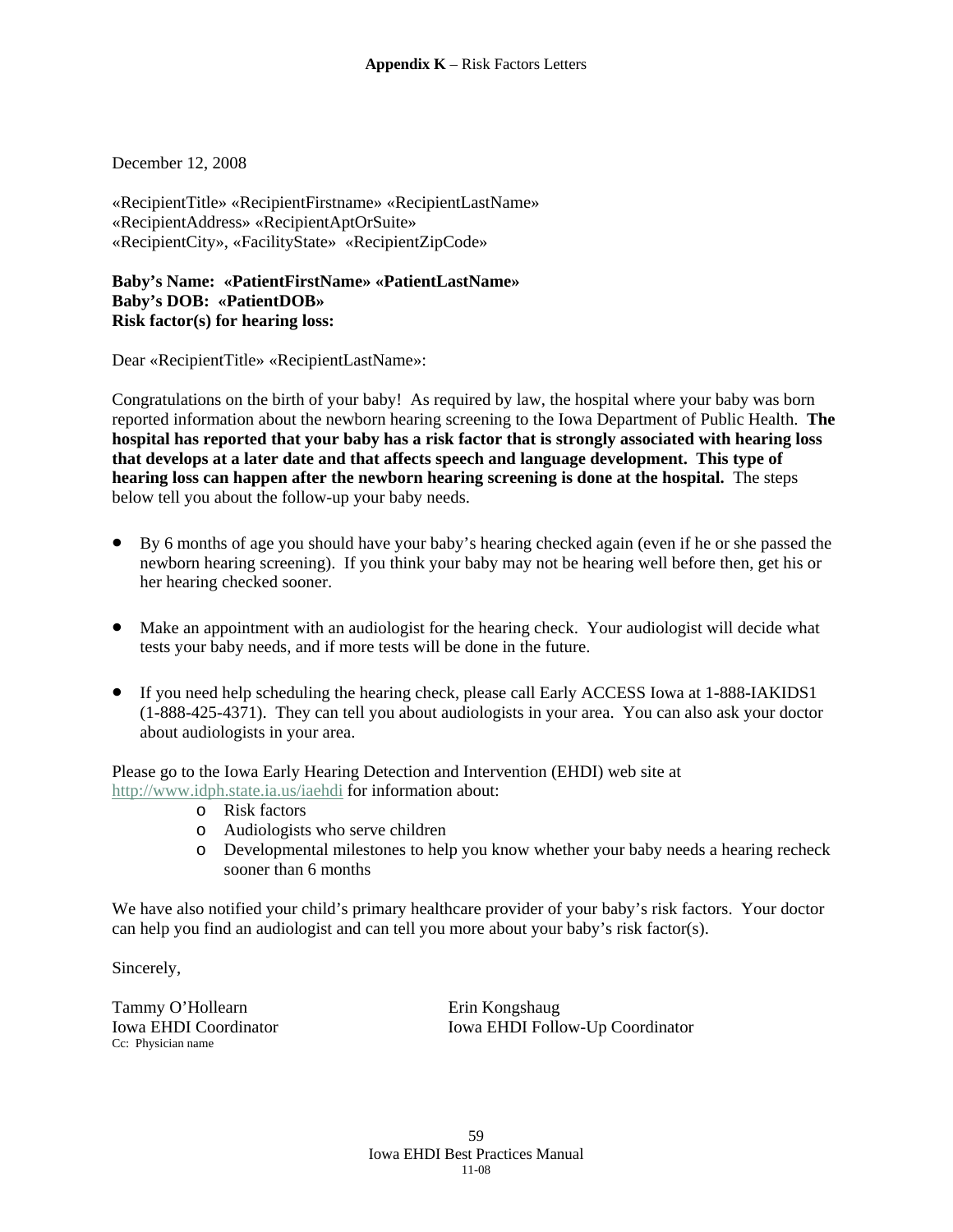**Appendix K** – Risk Factors Letters

December 12, 2008

«RecipientTitle» «RecipientFirstname» «RecipientLastName»
«RecipientAddress» «RecipientAptOrSuite»
«RecipientCity», «FacilityState» «RecipientZipCode»

**Baby's Name: «PatientFirstName» «PatientLastName»**
**Baby's DOB: «PatientDOB»**
**Risk factor(s) for hearing loss:**

Dear «RecipientTitle» «RecipientLastName»:

Congratulations on the birth of your baby! As required by law, the hospital where your baby was born reported information about the newborn hearing screening to the Iowa Department of Public Health. **The hospital has reported that your baby has a risk factor that is strongly associated with hearing loss that develops at a later date and that affects speech and language development. This type of hearing loss can happen after the newborn hearing screening is done at the hospital.** The steps below tell you about the follow-up your baby needs.

- By 6 months of age you should have your baby's hearing checked again (even if he or she passed the newborn hearing screening). If you think your baby may not be hearing well before then, get his or her hearing checked sooner.
- Make an appointment with an audiologist for the hearing check. Your audiologist will decide what tests your baby needs, and if more tests will be done in the future.
- If you need help scheduling the hearing check, please call Early ACCESS Iowa at 1-888-IAKIDS1 (1-888-425-4371). They can tell you about audiologists in your area. You can also ask your doctor about audiologists in your area.

Please go to the Iowa Early Hearing Detection and Intervention (EHDI) web site at http://www.idph.state.ia.us/iaehdi for information about:

- Risk factors
- Audiologists who serve children
- Developmental milestones to help you know whether your baby needs a hearing recheck sooner than 6 months

We have also notified your child's primary healthcare provider of your baby's risk factors. Your doctor can help you find an audiologist and can tell you more about your baby's risk factor(s).

Sincerely,

Tammy O'Hollearn
Iowa EHDI Coordinator

Erin Kongshaug
Iowa EHDI Follow-Up Coordinator

Cc: Physician name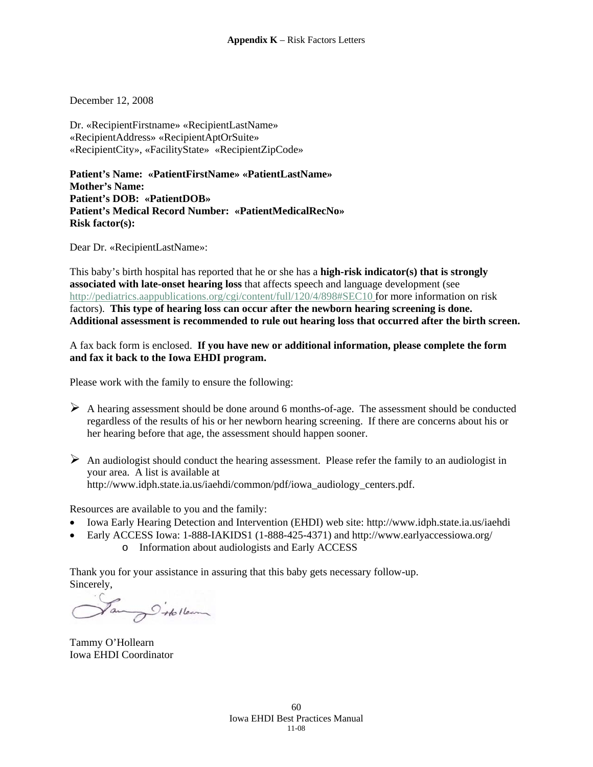**Appendix K** – Risk Factors Letters

December 12, 2008

Dr. «RecipientFirstname» «RecipientLastName»
«RecipientAddress» «RecipientAptOrSuite»
«RecipientCity», «FacilityState» «RecipientZipCode»

**Patient's Name: «PatientFirstName» «PatientLastName»**
**Mother's Name:**
**Patient's DOB: «PatientDOB»**
**Patient's Medical Record Number: «PatientMedicalRecNo»**
**Risk factor(s):**

Dear Dr. «RecipientLastName»:

This baby's birth hospital has reported that he or she has a **high-risk indicator(s) that is strongly associated with late-onset hearing loss** that affects speech and language development (see http://pediatrics.aappublications.org/cgi/content/full/120/4/898#SEC10 for more information on risk factors). **This type of hearing loss can occur after the newborn hearing screening is done. Additional assessment is recommended to rule out hearing loss that occurred after the birth screen.**

A fax back form is enclosed. **If you have new or additional information, please complete the form and fax it back to the Iowa EHDI program.**

Please work with the family to ensure the following:

- A hearing assessment should be done around 6 months-of-age. The assessment should be conducted regardless of the results of his or her newborn hearing screening. If there are concerns about his or her hearing before that age, the assessment should happen sooner.

- An audiologist should conduct the hearing assessment. Please refer the family to an audiologist in your area. A list is available at http://www.idph.state.ia.us/iaehdi/common/pdf/iowa_audiology_centers.pdf.

Resources are available to you and the family:

- Iowa Early Hearing Detection and Intervention (EHDI) web site: http://www.idph.state.ia.us/iaehdi
- Early ACCESS Iowa: 1-888-IAKIDS1 (1-888-425-4371) and http://www.earlyaccessiowa.org/
  - Information about audiologists and Early ACCESS

Thank you for your assistance in assuring that this baby gets necessary follow-up.
Sincerely,

Tammy O'Hollearn
Iowa EHDI Coordinator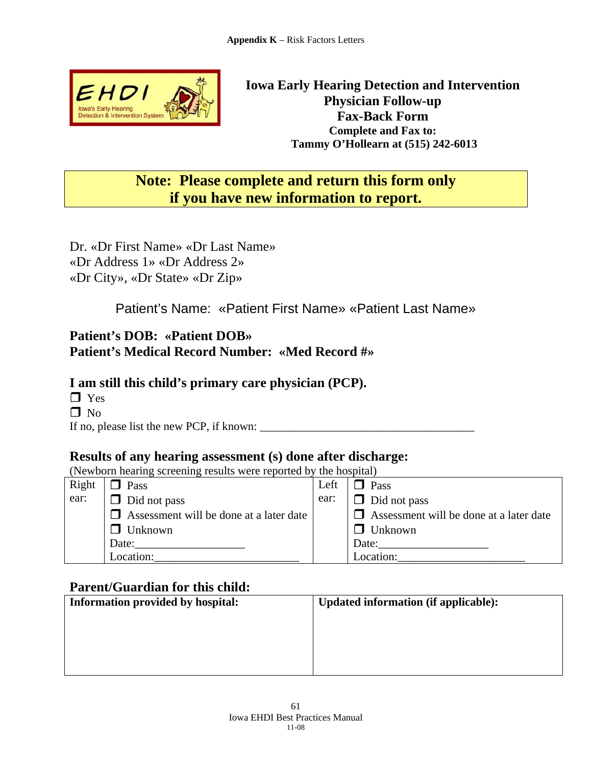Appendix K – Risk Factors Letters

# Iowa Early Hearing Detection and Intervention Physician Follow-up Fax-Back Form

**Complete and Fax to:**
**Tammy O'Hollearn at (515) 242-6013**

**Note: Please complete and return this form only if you have new information to report.**

Dr. «Dr First Name» «Dr Last Name»
«Dr Address 1» «Dr Address 2»
«Dr City», «Dr State» «Dr Zip»

Patient's Name: «Patient First Name» «Patient Last Name»

**Patient's DOB: «Patient DOB»**
**Patient's Medical Record Number: «Med Record #»**

## I am still this child's primary care physician (PCP).

- ❒ Yes
- ❒ No

If no, please list the new PCP, if known: ____________________________________

## Results of any hearing assessment (s) done after discharge:

(Newborn hearing screening results were reported by the hospital)

| Right ear: | ❒ Pass<br>❒ Did not pass<br>❒ Assessment will be done at a later date<br>❒ Unknown<br>Date:__________________<br>Location:________________________ | Left ear: | ❒ Pass<br>❒ Did not pass<br>❒ Assessment will be done at a later date<br>❒ Unknown<br>Date:__________________<br>Location:_____________________ |
|---|---|---|---|

## Parent/Guardian for this child:

| Information provided by hospital: | Updated information (if applicable): |
|---|---|
| | |

Iowa EHDI Best Practices Manual
11-08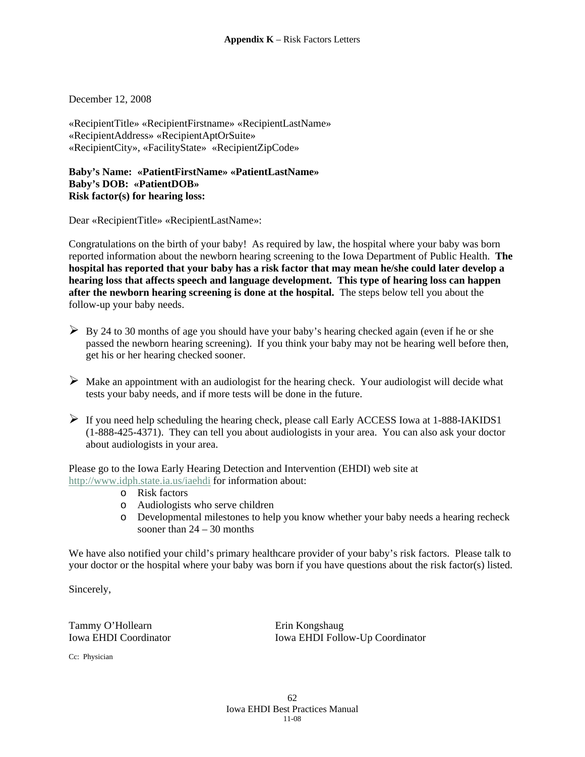**Appendix K** – Risk Factors Letters

December 12, 2008

«RecipientTitle» «RecipientFirstname» «RecipientLastName»
«RecipientAddress» «RecipientAptOrSuite»
«RecipientCity», «FacilityState» «RecipientZipCode»

**Baby's Name: «PatientFirstName» «PatientLastName»**
**Baby's DOB: «PatientDOB»**
**Risk factor(s) for hearing loss:**

Dear «RecipientTitle» «RecipientLastName»:

Congratulations on the birth of your baby! As required by law, the hospital where your baby was born reported information about the newborn hearing screening to the Iowa Department of Public Health. **The hospital has reported that your baby has a risk factor that may mean he/she could later develop a hearing loss that affects speech and language development. This type of hearing loss can happen after the newborn hearing screening is done at the hospital.** The steps below tell you about the follow-up your baby needs.

- By 24 to 30 months of age you should have your baby's hearing checked again (even if he or she passed the newborn hearing screening). If you think your baby may not be hearing well before then, get his or her hearing checked sooner.
- Make an appointment with an audiologist for the hearing check. Your audiologist will decide what tests your baby needs, and if more tests will be done in the future.
- If you need help scheduling the hearing check, please call Early ACCESS Iowa at 1-888-IAKIDS1 (1-888-425-4371). They can tell you about audiologists in your area. You can also ask your doctor about audiologists in your area.

Please go to the Iowa Early Hearing Detection and Intervention (EHDI) web site at http://www.idph.state.ia.us/iaehdi for information about:

- Risk factors
- Audiologists who serve children
- Developmental milestones to help you know whether your baby needs a hearing recheck sooner than 24 – 30 months

We have also notified your child's primary healthcare provider of your baby's risk factors. Please talk to your doctor or the hospital where your baby was born if you have questions about the risk factor(s) listed.

Sincerely,

Tammy O'Hollearn
Iowa EHDI Coordinator

Erin Kongshaug
Iowa EHDI Follow-Up Coordinator

Cc: Physician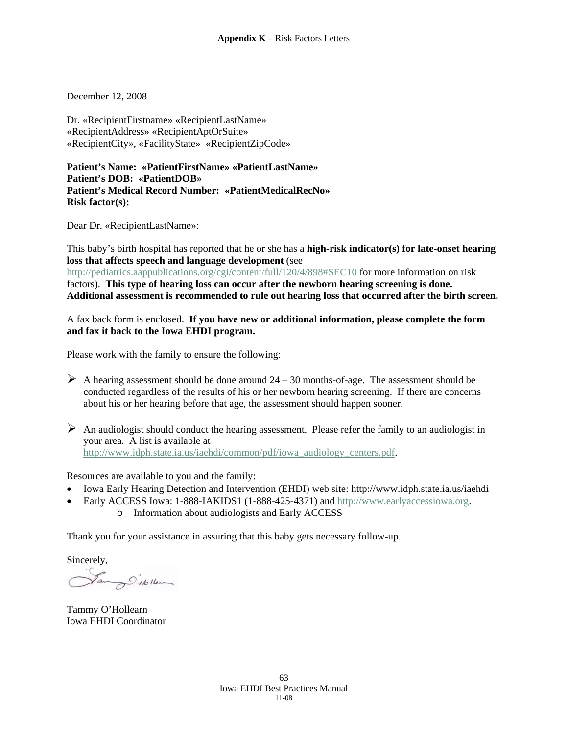**Appendix K** – Risk Factors Letters

December 12, 2008

Dr. «RecipientFirstname» «RecipientLastName»
«RecipientAddress» «RecipientAptOrSuite»
«RecipientCity», «FacilityState» «RecipientZipCode»

**Patient's Name: «PatientFirstName» «PatientLastName»**
**Patient's DOB: «PatientDOB»**
**Patient's Medical Record Number: «PatientMedicalRecNo»**
**Risk factor(s):**

Dear Dr. «RecipientLastName»:

This baby's birth hospital has reported that he or she has a **high-risk indicator(s) for late-onset hearing loss that affects speech and language development** (see http://pediatrics.aappublications.org/cgi/content/full/120/4/898#SEC10 for more information on risk factors). **This type of hearing loss can occur after the newborn hearing screening is done. Additional assessment is recommended to rule out hearing loss that occurred after the birth screen.**

A fax back form is enclosed. **If you have new or additional information, please complete the form and fax it back to the Iowa EHDI program.**

Please work with the family to ensure the following:

- A hearing assessment should be done around 24 – 30 months-of-age. The assessment should be conducted regardless of the results of his or her newborn hearing screening. If there are concerns about his or her hearing before that age, the assessment should happen sooner.

- An audiologist should conduct the hearing assessment. Please refer the family to an audiologist in your area. A list is available at http://www.idph.state.ia.us/iaehdi/common/pdf/iowa_audiology_centers.pdf.

Resources are available to you and the family:

- Iowa Early Hearing Detection and Intervention (EHDI) web site: http://www.idph.state.ia.us/iaehdi
- Early ACCESS Iowa: 1-888-IAKIDS1 (1-888-425-4371) and http://www.earlyaccessiowa.org.
    - Information about audiologists and Early ACCESS

Thank you for your assistance in assuring that this baby gets necessary follow-up.

Sincerely,

Tammy O'Hollearn
Iowa EHDI Coordinator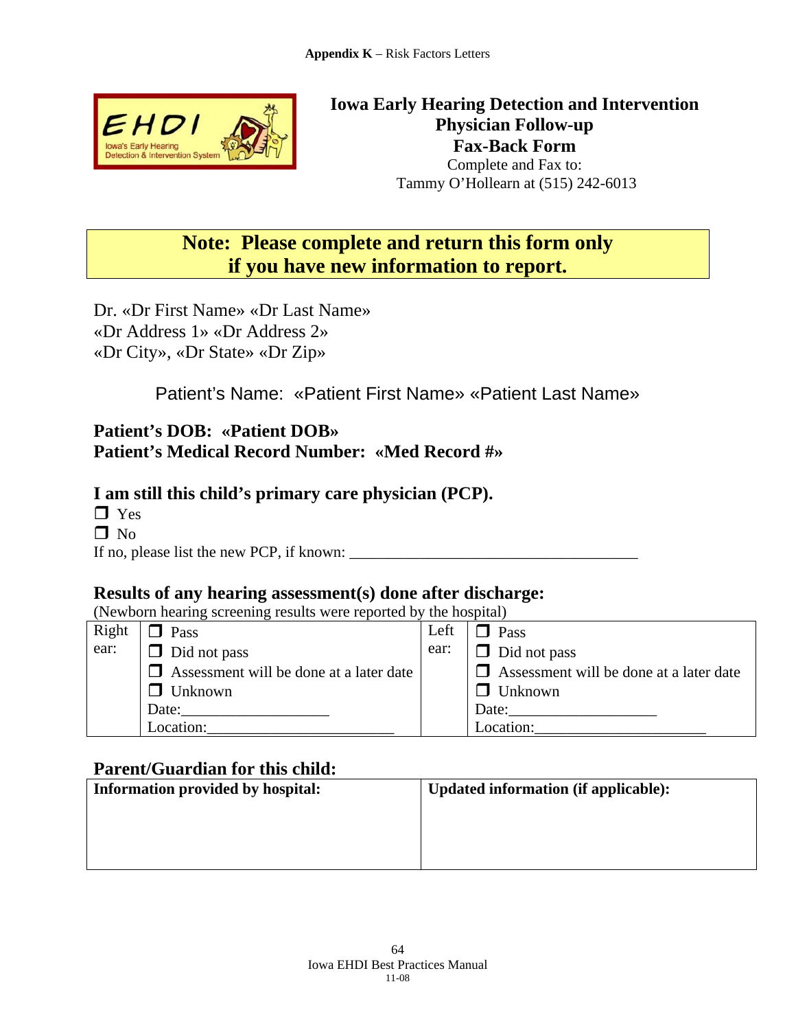**Appendix K** – Risk Factors Letters

# Iowa Early Hearing Detection and Intervention Physician Follow-up Fax-Back Form

Complete and Fax to:
Tammy O'Hollearn at (515) 242-6013

**Note: Please complete and return this form only if you have new information to report.**

Dr. «Dr First Name» «Dr Last Name»
«Dr Address 1» «Dr Address 2»
«Dr City», «Dr State» «Dr Zip»

Patient's Name: «Patient First Name» «Patient Last Name»

**Patient's DOB: «Patient DOB»**
**Patient's Medical Record Number: «Med Record #»**

## I am still this child's primary care physician (PCP).

❒ Yes
❒ No
If no, please list the new PCP, if known: ____________________________________

## Results of any hearing assessment(s) done after discharge:

(Newborn hearing screening results were reported by the hospital)

| | | | |
|---|---|---|---|
| Right ear: | ❒ Pass<br>❒ Did not pass<br>❒ Assessment will be done at a later date<br>❒ Unknown<br>Date:__________________<br>Location:________________________ | Left ear: | ❒ Pass<br>❒ Did not pass<br>❒ Assessment will be done at a later date<br>❒ Unknown<br>Date:__________________<br>Location:______________________ |

## Parent/Guardian for this child:

| **Information provided by hospital:** | **Updated information (if applicable):** |
|---|---|
| | |